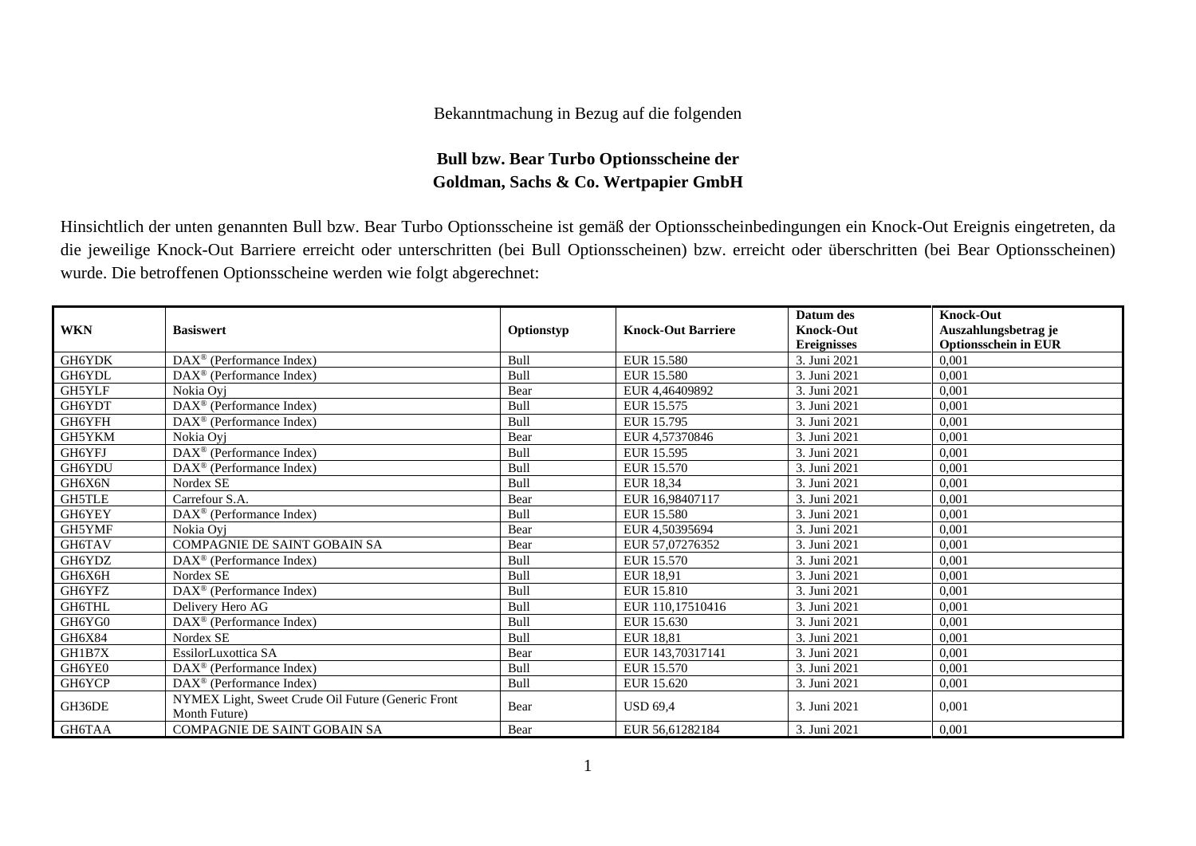Bekanntmachung in Bezug auf die folgenden

**Bull bzw. Bear Turbo Optionsscheine der**
**Goldman, Sachs & Co. Wertpapier GmbH**

Hinsichtlich der unten genannten Bull bzw. Bear Turbo Optionsscheine ist gemäß der Optionsscheinbedingungen ein Knock-Out Ereignis eingetreten, da die jeweilige Knock-Out Barriere erreicht oder unterschritten (bei Bull Optionsscheinen) bzw. erreicht oder überschritten (bei Bear Optionsscheinen) wurde. Die betroffenen Optionsscheine werden wie folgt abgerechnet:

| WKN | Basiswert | Optionstyp | Knock-Out Barriere | Datum des Knock-Out Ereignisses | Knock-Out Auszahlungsbetrag je Optionsschein in EUR |
|---|---|---|---|---|---|
| GH6YDK | DAX® (Performance Index) | Bull | EUR 15.580 | 3. Juni 2021 | 0,001 |
| GH6YDL | DAX® (Performance Index) | Bull | EUR 15.580 | 3. Juni 2021 | 0,001 |
| GH5YLF | Nokia Oyj | Bear | EUR 4,46409892 | 3. Juni 2021 | 0,001 |
| GH6YDT | DAX® (Performance Index) | Bull | EUR 15.575 | 3. Juni 2021 | 0,001 |
| GH6YFH | DAX® (Performance Index) | Bull | EUR 15.795 | 3. Juni 2021 | 0,001 |
| GH5YKM | Nokia Oyj | Bear | EUR 4,57370846 | 3. Juni 2021 | 0,001 |
| GH6YFJ | DAX® (Performance Index) | Bull | EUR 15.595 | 3. Juni 2021 | 0,001 |
| GH6YDU | DAX® (Performance Index) | Bull | EUR 15.570 | 3. Juni 2021 | 0,001 |
| GH6X6N | Nordex SE | Bull | EUR 18,34 | 3. Juni 2021 | 0,001 |
| GH5TLE | Carrefour S.A. | Bear | EUR 16,98407117 | 3. Juni 2021 | 0,001 |
| GH6YEY | DAX® (Performance Index) | Bull | EUR 15.580 | 3. Juni 2021 | 0,001 |
| GH5YMF | Nokia Oyj | Bear | EUR 4,50395694 | 3. Juni 2021 | 0,001 |
| GH6TAV | COMPAGNIE DE SAINT GOBAIN SA | Bear | EUR 57,07276352 | 3. Juni 2021 | 0,001 |
| GH6YDZ | DAX® (Performance Index) | Bull | EUR 15.570 | 3. Juni 2021 | 0,001 |
| GH6X6H | Nordex SE | Bull | EUR 18,91 | 3. Juni 2021 | 0,001 |
| GH6YFZ | DAX® (Performance Index) | Bull | EUR 15.810 | 3. Juni 2021 | 0,001 |
| GH6THL | Delivery Hero AG | Bull | EUR 110,17510416 | 3. Juni 2021 | 0,001 |
| GH6YG0 | DAX® (Performance Index) | Bull | EUR 15.630 | 3. Juni 2021 | 0,001 |
| GH6X84 | Nordex SE | Bull | EUR 18,81 | 3. Juni 2021 | 0,001 |
| GH1B7X | EssilorLuxottica SA | Bear | EUR 143,70317141 | 3. Juni 2021 | 0,001 |
| GH6YE0 | DAX® (Performance Index) | Bull | EUR 15.570 | 3. Juni 2021 | 0,001 |
| GH6YCP | DAX® (Performance Index) | Bull | EUR 15.620 | 3. Juni 2021 | 0,001 |
| GH36DE | NYMEX Light, Sweet Crude Oil Future (Generic Front Month Future) | Bear | USD 69,4 | 3. Juni 2021 | 0,001 |
| GH6TAA | COMPAGNIE DE SAINT GOBAIN SA | Bear | EUR 56,61282184 | 3. Juni 2021 | 0,001 |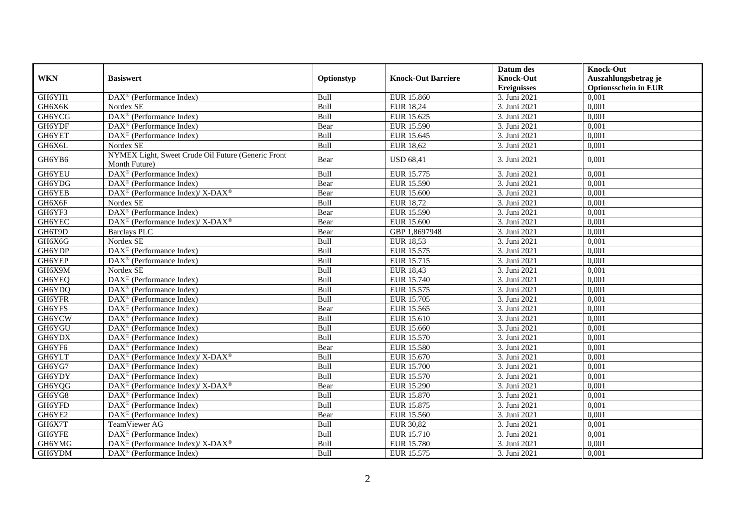| WKN | Basiswert | Optionstyp | Knock-Out Barriere | Datum des Knock-Out Ereignisses | Knock-Out Auszahlungsbetrag je Optionsschein in EUR |
|---|---|---|---|---|---|
| GH6YH1 | DAX® (Performance Index) | Bull | EUR 15.860 | 3. Juni 2021 | 0,001 |
| GH6X6K | Nordex SE | Bull | EUR 18,24 | 3. Juni 2021 | 0,001 |
| GH6YCG | DAX® (Performance Index) | Bull | EUR 15.625 | 3. Juni 2021 | 0,001 |
| GH6YDF | DAX® (Performance Index) | Bear | EUR 15.590 | 3. Juni 2021 | 0,001 |
| GH6YET | DAX® (Performance Index) | Bull | EUR 15.645 | 3. Juni 2021 | 0,001 |
| GH6X6L | Nordex SE | Bull | EUR 18,62 | 3. Juni 2021 | 0,001 |
| GH6YB6 | NYMEX Light, Sweet Crude Oil Future (Generic Front Month Future) | Bear | USD 68,41 | 3. Juni 2021 | 0,001 |
| GH6YEU | DAX® (Performance Index) | Bull | EUR 15.775 | 3. Juni 2021 | 0,001 |
| GH6YDG | DAX® (Performance Index) | Bear | EUR 15.590 | 3. Juni 2021 | 0,001 |
| GH6YEB | DAX® (Performance Index)/ X-DAX® | Bear | EUR 15.600 | 3. Juni 2021 | 0,001 |
| GH6X6F | Nordex SE | Bull | EUR 18,72 | 3. Juni 2021 | 0,001 |
| GH6YF3 | DAX® (Performance Index) | Bear | EUR 15.590 | 3. Juni 2021 | 0,001 |
| GH6YEC | DAX® (Performance Index)/ X-DAX® | Bear | EUR 15.600 | 3. Juni 2021 | 0,001 |
| GH6T9D | Barclays PLC | Bear | GBP 1,8697948 | 3. Juni 2021 | 0,001 |
| GH6X6G | Nordex SE | Bull | EUR 18,53 | 3. Juni 2021 | 0,001 |
| GH6YDP | DAX® (Performance Index) | Bull | EUR 15.575 | 3. Juni 2021 | 0,001 |
| GH6YEP | DAX® (Performance Index) | Bull | EUR 15.715 | 3. Juni 2021 | 0,001 |
| GH6X9M | Nordex SE | Bull | EUR 18,43 | 3. Juni 2021 | 0,001 |
| GH6YEQ | DAX® (Performance Index) | Bull | EUR 15.740 | 3. Juni 2021 | 0,001 |
| GH6YDQ | DAX® (Performance Index) | Bull | EUR 15.575 | 3. Juni 2021 | 0,001 |
| GH6YFR | DAX® (Performance Index) | Bull | EUR 15.705 | 3. Juni 2021 | 0,001 |
| GH6YFS | DAX® (Performance Index) | Bear | EUR 15.565 | 3. Juni 2021 | 0,001 |
| GH6YCW | DAX® (Performance Index) | Bull | EUR 15.610 | 3. Juni 2021 | 0,001 |
| GH6YGU | DAX® (Performance Index) | Bull | EUR 15.660 | 3. Juni 2021 | 0,001 |
| GH6YDX | DAX® (Performance Index) | Bull | EUR 15.570 | 3. Juni 2021 | 0,001 |
| GH6YF6 | DAX® (Performance Index) | Bear | EUR 15.580 | 3. Juni 2021 | 0,001 |
| GH6YLT | DAX® (Performance Index)/ X-DAX® | Bull | EUR 15.670 | 3. Juni 2021 | 0,001 |
| GH6YG7 | DAX® (Performance Index) | Bull | EUR 15.700 | 3. Juni 2021 | 0,001 |
| GH6YDY | DAX® (Performance Index) | Bull | EUR 15.570 | 3. Juni 2021 | 0,001 |
| GH6YQG | DAX® (Performance Index)/ X-DAX® | Bear | EUR 15.290 | 3. Juni 2021 | 0,001 |
| GH6YG8 | DAX® (Performance Index) | Bull | EUR 15.870 | 3. Juni 2021 | 0,001 |
| GH6YFD | DAX® (Performance Index) | Bull | EUR 15.875 | 3. Juni 2021 | 0,001 |
| GH6YE2 | DAX® (Performance Index) | Bear | EUR 15.560 | 3. Juni 2021 | 0,001 |
| GH6X7T | TeamViewer AG | Bull | EUR 30,82 | 3. Juni 2021 | 0,001 |
| GH6YFE | DAX® (Performance Index) | Bull | EUR 15.710 | 3. Juni 2021 | 0,001 |
| GH6YMG | DAX® (Performance Index)/ X-DAX® | Bull | EUR 15.780 | 3. Juni 2021 | 0,001 |
| GH6YDM | DAX® (Performance Index) | Bull | EUR 15.575 | 3. Juni 2021 | 0,001 |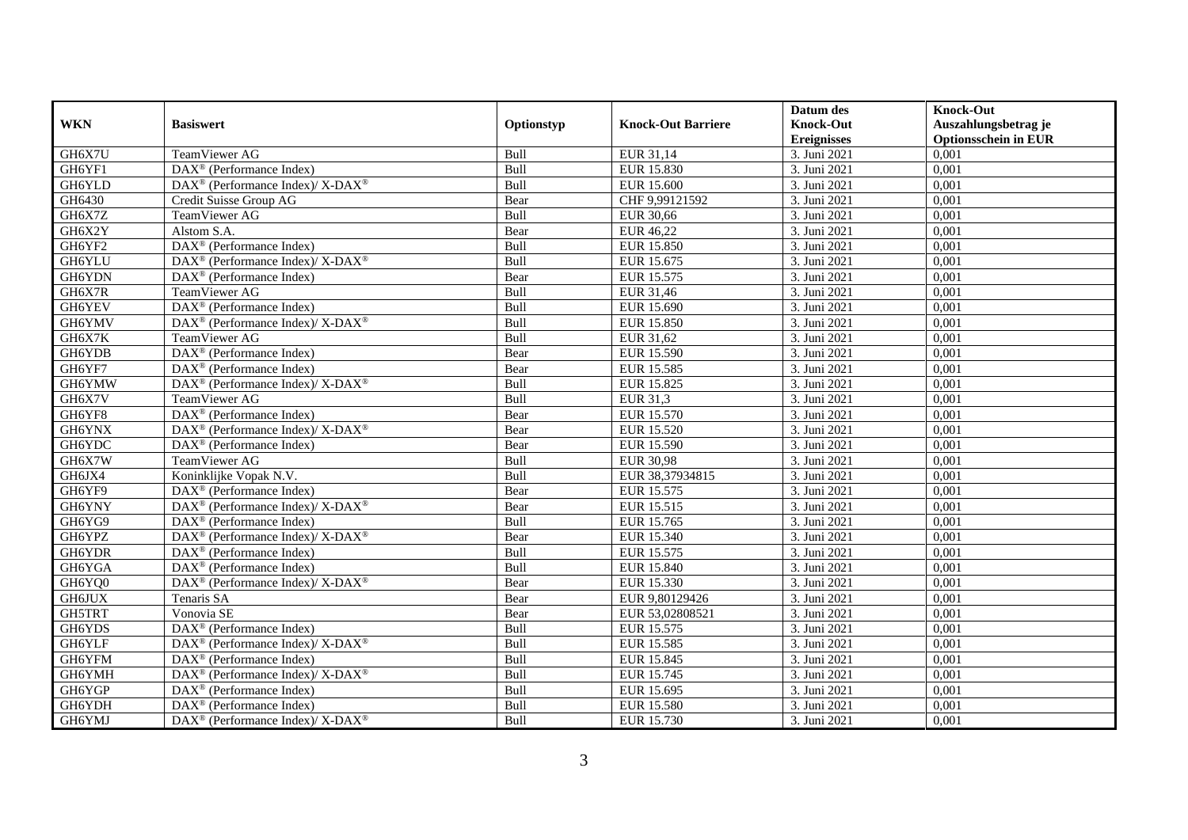| WKN | Basiswert | Optionstyp | Knock-Out Barriere | Datum des Knock-Out Ereignisses | Knock-Out Auszahlungsbetrag je Optionsschein in EUR |
|---|---|---|---|---|---|
| GH6X7U | TeamViewer AG | Bull | EUR 31,14 | 3. Juni 2021 | 0,001 |
| GH6YF1 | DAX® (Performance Index) | Bull | EUR 15.830 | 3. Juni 2021 | 0,001 |
| GH6YLD | DAX® (Performance Index)/ X-DAX® | Bull | EUR 15.600 | 3. Juni 2021 | 0,001 |
| GH6430 | Credit Suisse Group AG | Bear | CHF 9,99121592 | 3. Juni 2021 | 0,001 |
| GH6X7Z | TeamViewer AG | Bull | EUR 30,66 | 3. Juni 2021 | 0,001 |
| GH6X2Y | Alstom S.A. | Bear | EUR 46,22 | 3. Juni 2021 | 0,001 |
| GH6YF2 | DAX® (Performance Index) | Bull | EUR 15.850 | 3. Juni 2021 | 0,001 |
| GH6YLU | DAX® (Performance Index)/ X-DAX® | Bull | EUR 15.675 | 3. Juni 2021 | 0,001 |
| GH6YDN | DAX® (Performance Index) | Bear | EUR 15.575 | 3. Juni 2021 | 0,001 |
| GH6X7R | TeamViewer AG | Bull | EUR 31,46 | 3. Juni 2021 | 0,001 |
| GH6YEV | DAX® (Performance Index) | Bull | EUR 15.690 | 3. Juni 2021 | 0,001 |
| GH6YMV | DAX® (Performance Index)/ X-DAX® | Bull | EUR 15.850 | 3. Juni 2021 | 0,001 |
| GH6X7K | TeamViewer AG | Bull | EUR 31,62 | 3. Juni 2021 | 0,001 |
| GH6YDB | DAX® (Performance Index) | Bear | EUR 15.590 | 3. Juni 2021 | 0,001 |
| GH6YF7 | DAX® (Performance Index) | Bear | EUR 15.585 | 3. Juni 2021 | 0,001 |
| GH6YMW | DAX® (Performance Index)/ X-DAX® | Bull | EUR 15.825 | 3. Juni 2021 | 0,001 |
| GH6X7V | TeamViewer AG | Bull | EUR 31,3 | 3. Juni 2021 | 0,001 |
| GH6YF8 | DAX® (Performance Index) | Bear | EUR 15.570 | 3. Juni 2021 | 0,001 |
| GH6YNX | DAX® (Performance Index)/ X-DAX® | Bear | EUR 15.520 | 3. Juni 2021 | 0,001 |
| GH6YDC | DAX® (Performance Index) | Bear | EUR 15.590 | 3. Juni 2021 | 0,001 |
| GH6X7W | TeamViewer AG | Bull | EUR 30,98 | 3. Juni 2021 | 0,001 |
| GH6JX4 | Koninklijke Vopak N.V. | Bull | EUR 38,37934815 | 3. Juni 2021 | 0,001 |
| GH6YF9 | DAX® (Performance Index) | Bear | EUR 15.575 | 3. Juni 2021 | 0,001 |
| GH6YNY | DAX® (Performance Index)/ X-DAX® | Bear | EUR 15.515 | 3. Juni 2021 | 0,001 |
| GH6YG9 | DAX® (Performance Index) | Bull | EUR 15.765 | 3. Juni 2021 | 0,001 |
| GH6YPZ | DAX® (Performance Index)/ X-DAX® | Bear | EUR 15.340 | 3. Juni 2021 | 0,001 |
| GH6YDR | DAX® (Performance Index) | Bull | EUR 15.575 | 3. Juni 2021 | 0,001 |
| GH6YGA | DAX® (Performance Index) | Bull | EUR 15.840 | 3. Juni 2021 | 0,001 |
| GH6YQ0 | DAX® (Performance Index)/ X-DAX® | Bear | EUR 15.330 | 3. Juni 2021 | 0,001 |
| GH6JUX | Tenaris SA | Bear | EUR 9,80129426 | 3. Juni 2021 | 0,001 |
| GH5TRT | Vonovia SE | Bear | EUR 53,02808521 | 3. Juni 2021 | 0,001 |
| GH6YDS | DAX® (Performance Index) | Bull | EUR 15.575 | 3. Juni 2021 | 0,001 |
| GH6YLF | DAX® (Performance Index)/ X-DAX® | Bull | EUR 15.585 | 3. Juni 2021 | 0,001 |
| GH6YFM | DAX® (Performance Index) | Bull | EUR 15.845 | 3. Juni 2021 | 0,001 |
| GH6YMH | DAX® (Performance Index)/ X-DAX® | Bull | EUR 15.745 | 3. Juni 2021 | 0,001 |
| GH6YGP | DAX® (Performance Index) | Bull | EUR 15.695 | 3. Juni 2021 | 0,001 |
| GH6YDH | DAX® (Performance Index) | Bull | EUR 15.580 | 3. Juni 2021 | 0,001 |
| GH6YMJ | DAX® (Performance Index)/ X-DAX® | Bull | EUR 15.730 | 3. Juni 2021 | 0,001 |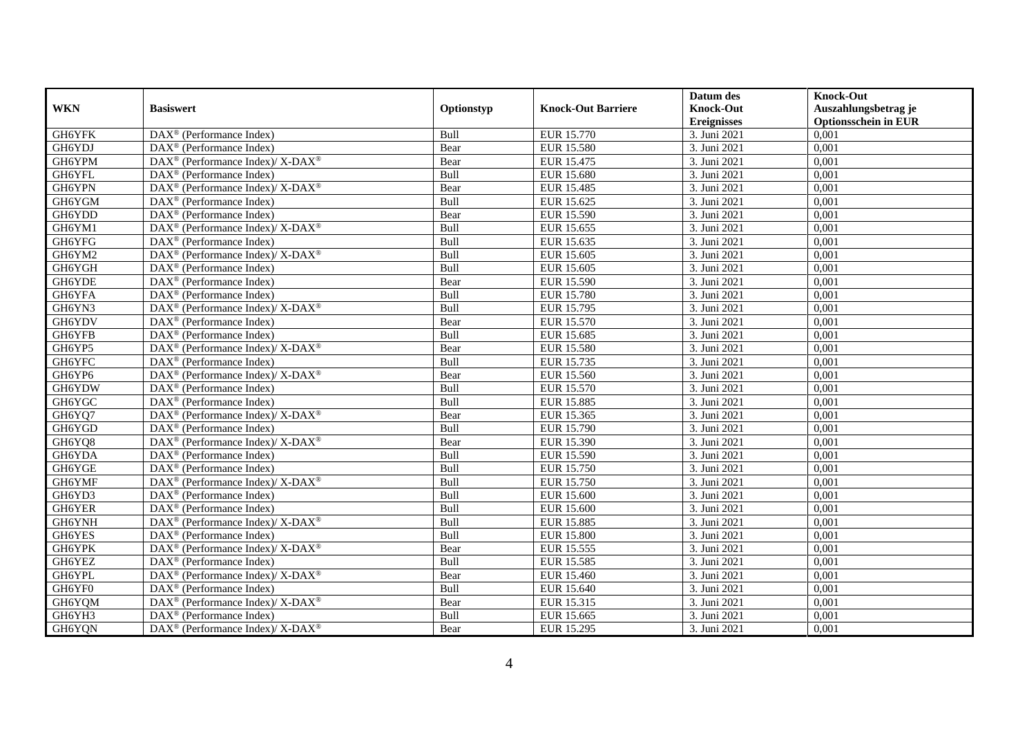| WKN | Basiswert | Optionstyp | Knock-Out Barriere | Datum des Knock-Out Ereignisses | Knock-Out Auszahlungsbetrag je Optionsschein in EUR |
|---|---|---|---|---|---|
| GH6YFK | DAX® (Performance Index) | Bull | EUR 15.770 | 3. Juni 2021 | 0,001 |
| GH6YDJ | DAX® (Performance Index) | Bear | EUR 15.580 | 3. Juni 2021 | 0,001 |
| GH6YPM | DAX® (Performance Index)/ X-DAX® | Bear | EUR 15.475 | 3. Juni 2021 | 0,001 |
| GH6YFL | DAX® (Performance Index) | Bull | EUR 15.680 | 3. Juni 2021 | 0,001 |
| GH6YPN | DAX® (Performance Index)/ X-DAX® | Bear | EUR 15.485 | 3. Juni 2021 | 0,001 |
| GH6YGM | DAX® (Performance Index) | Bull | EUR 15.625 | 3. Juni 2021 | 0,001 |
| GH6YDD | DAX® (Performance Index) | Bear | EUR 15.590 | 3. Juni 2021 | 0,001 |
| GH6YM1 | DAX® (Performance Index)/ X-DAX® | Bull | EUR 15.655 | 3. Juni 2021 | 0,001 |
| GH6YFG | DAX® (Performance Index) | Bull | EUR 15.635 | 3. Juni 2021 | 0,001 |
| GH6YM2 | DAX® (Performance Index)/ X-DAX® | Bull | EUR 15.605 | 3. Juni 2021 | 0,001 |
| GH6YGH | DAX® (Performance Index) | Bull | EUR 15.605 | 3. Juni 2021 | 0,001 |
| GH6YDE | DAX® (Performance Index) | Bear | EUR 15.590 | 3. Juni 2021 | 0,001 |
| GH6YFA | DAX® (Performance Index) | Bull | EUR 15.780 | 3. Juni 2021 | 0,001 |
| GH6YN3 | DAX® (Performance Index)/ X-DAX® | Bull | EUR 15.795 | 3. Juni 2021 | 0,001 |
| GH6YDV | DAX® (Performance Index) | Bear | EUR 15.570 | 3. Juni 2021 | 0,001 |
| GH6YFB | DAX® (Performance Index) | Bull | EUR 15.685 | 3. Juni 2021 | 0,001 |
| GH6YP5 | DAX® (Performance Index)/ X-DAX® | Bear | EUR 15.580 | 3. Juni 2021 | 0,001 |
| GH6YFC | DAX® (Performance Index) | Bull | EUR 15.735 | 3. Juni 2021 | 0,001 |
| GH6YP6 | DAX® (Performance Index)/ X-DAX® | Bear | EUR 15.560 | 3. Juni 2021 | 0,001 |
| GH6YDW | DAX® (Performance Index) | Bull | EUR 15.570 | 3. Juni 2021 | 0,001 |
| GH6YGC | DAX® (Performance Index) | Bull | EUR 15.885 | 3. Juni 2021 | 0,001 |
| GH6YQ7 | DAX® (Performance Index)/ X-DAX® | Bear | EUR 15.365 | 3. Juni 2021 | 0,001 |
| GH6YGD | DAX® (Performance Index) | Bull | EUR 15.790 | 3. Juni 2021 | 0,001 |
| GH6YQ8 | DAX® (Performance Index)/ X-DAX® | Bear | EUR 15.390 | 3. Juni 2021 | 0,001 |
| GH6YDA | DAX® (Performance Index) | Bull | EUR 15.590 | 3. Juni 2021 | 0,001 |
| GH6YGE | DAX® (Performance Index) | Bull | EUR 15.750 | 3. Juni 2021 | 0,001 |
| GH6YMF | DAX® (Performance Index)/ X-DAX® | Bull | EUR 15.750 | 3. Juni 2021 | 0,001 |
| GH6YD3 | DAX® (Performance Index) | Bull | EUR 15.600 | 3. Juni 2021 | 0,001 |
| GH6YER | DAX® (Performance Index) | Bull | EUR 15.600 | 3. Juni 2021 | 0,001 |
| GH6YNH | DAX® (Performance Index)/ X-DAX® | Bull | EUR 15.885 | 3. Juni 2021 | 0,001 |
| GH6YES | DAX® (Performance Index) | Bull | EUR 15.800 | 3. Juni 2021 | 0,001 |
| GH6YPK | DAX® (Performance Index)/ X-DAX® | Bear | EUR 15.555 | 3. Juni 2021 | 0,001 |
| GH6YEZ | DAX® (Performance Index) | Bull | EUR 15.585 | 3. Juni 2021 | 0,001 |
| GH6YPL | DAX® (Performance Index)/ X-DAX® | Bear | EUR 15.460 | 3. Juni 2021 | 0,001 |
| GH6YF0 | DAX® (Performance Index) | Bull | EUR 15.640 | 3. Juni 2021 | 0,001 |
| GH6YQM | DAX® (Performance Index)/ X-DAX® | Bear | EUR 15.315 | 3. Juni 2021 | 0,001 |
| GH6YH3 | DAX® (Performance Index) | Bull | EUR 15.665 | 3. Juni 2021 | 0,001 |
| GH6YQN | DAX® (Performance Index)/ X-DAX® | Bear | EUR 15.295 | 3. Juni 2021 | 0,001 |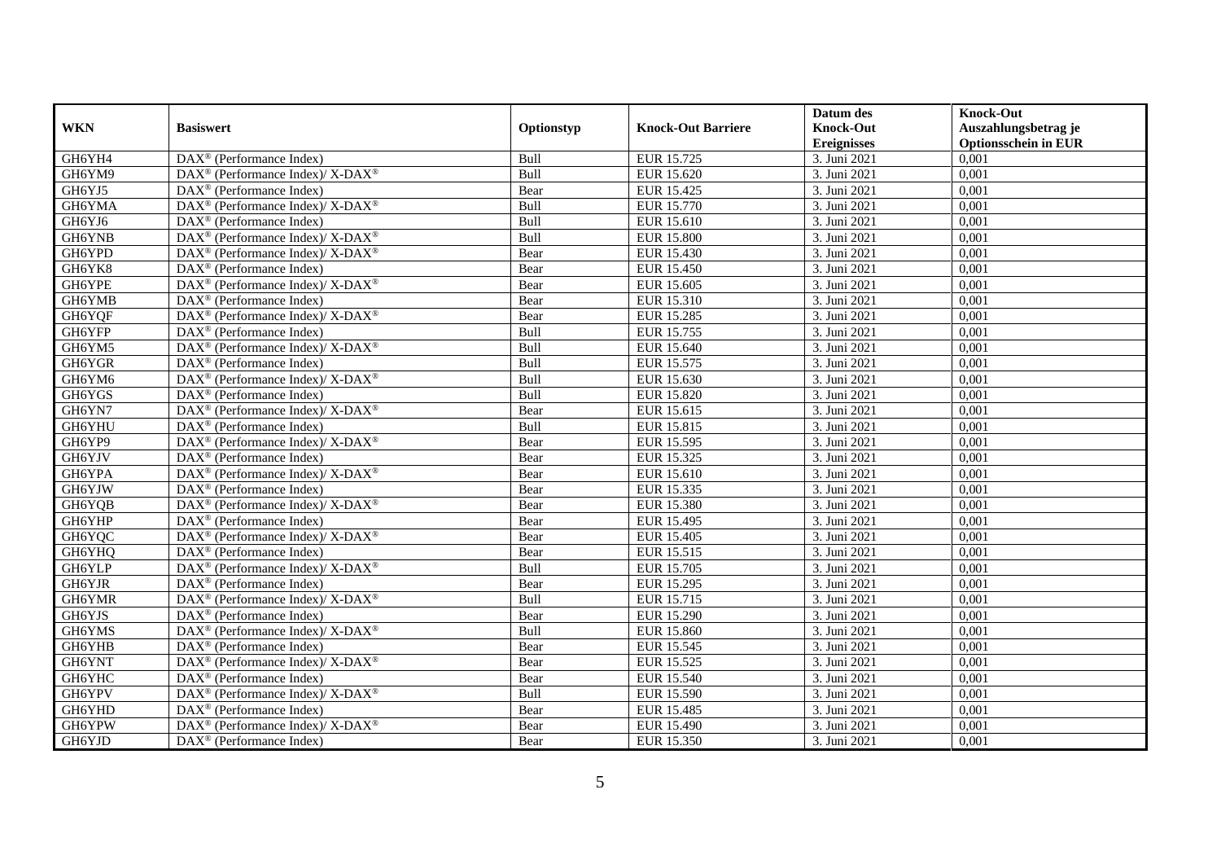| WKN | Basiswert | Optionstyp | Knock-Out Barriere | Datum des Knock-Out Ereignisses | Knock-Out Auszahlungsbetrag je Optionsschein in EUR |
|---|---|---|---|---|---|
| GH6YH4 | DAX® (Performance Index) | Bull | EUR 15.725 | 3. Juni 2021 | 0,001 |
| GH6YM9 | DAX® (Performance Index)/ X-DAX® | Bull | EUR 15.620 | 3. Juni 2021 | 0,001 |
| GH6YJ5 | DAX® (Performance Index) | Bear | EUR 15.425 | 3. Juni 2021 | 0,001 |
| GH6YMA | DAX® (Performance Index)/ X-DAX® | Bull | EUR 15.770 | 3. Juni 2021 | 0,001 |
| GH6YJ6 | DAX® (Performance Index) | Bull | EUR 15.610 | 3. Juni 2021 | 0,001 |
| GH6YNB | DAX® (Performance Index)/ X-DAX® | Bull | EUR 15.800 | 3. Juni 2021 | 0,001 |
| GH6YPD | DAX® (Performance Index)/ X-DAX® | Bear | EUR 15.430 | 3. Juni 2021 | 0,001 |
| GH6YK8 | DAX® (Performance Index) | Bear | EUR 15.450 | 3. Juni 2021 | 0,001 |
| GH6YPE | DAX® (Performance Index)/ X-DAX® | Bear | EUR 15.605 | 3. Juni 2021 | 0,001 |
| GH6YMB | DAX® (Performance Index) | Bear | EUR 15.310 | 3. Juni 2021 | 0,001 |
| GH6YQF | DAX® (Performance Index)/ X-DAX® | Bear | EUR 15.285 | 3. Juni 2021 | 0,001 |
| GH6YFP | DAX® (Performance Index) | Bull | EUR 15.755 | 3. Juni 2021 | 0,001 |
| GH6YM5 | DAX® (Performance Index)/ X-DAX® | Bull | EUR 15.640 | 3. Juni 2021 | 0,001 |
| GH6YGR | DAX® (Performance Index) | Bull | EUR 15.575 | 3. Juni 2021 | 0,001 |
| GH6YM6 | DAX® (Performance Index)/ X-DAX® | Bull | EUR 15.630 | 3. Juni 2021 | 0,001 |
| GH6YGS | DAX® (Performance Index) | Bull | EUR 15.820 | 3. Juni 2021 | 0,001 |
| GH6YN7 | DAX® (Performance Index)/ X-DAX® | Bear | EUR 15.615 | 3. Juni 2021 | 0,001 |
| GH6YHU | DAX® (Performance Index) | Bull | EUR 15.815 | 3. Juni 2021 | 0,001 |
| GH6YP9 | DAX® (Performance Index)/ X-DAX® | Bear | EUR 15.595 | 3. Juni 2021 | 0,001 |
| GH6YJV | DAX® (Performance Index) | Bear | EUR 15.325 | 3. Juni 2021 | 0,001 |
| GH6YPA | DAX® (Performance Index)/ X-DAX® | Bear | EUR 15.610 | 3. Juni 2021 | 0,001 |
| GH6YJW | DAX® (Performance Index) | Bear | EUR 15.335 | 3. Juni 2021 | 0,001 |
| GH6YQB | DAX® (Performance Index)/ X-DAX® | Bear | EUR 15.380 | 3. Juni 2021 | 0,001 |
| GH6YHP | DAX® (Performance Index) | Bear | EUR 15.495 | 3. Juni 2021 | 0,001 |
| GH6YQC | DAX® (Performance Index)/ X-DAX® | Bear | EUR 15.405 | 3. Juni 2021 | 0,001 |
| GH6YHQ | DAX® (Performance Index) | Bear | EUR 15.515 | 3. Juni 2021 | 0,001 |
| GH6YLP | DAX® (Performance Index)/ X-DAX® | Bull | EUR 15.705 | 3. Juni 2021 | 0,001 |
| GH6YJR | DAX® (Performance Index) | Bear | EUR 15.295 | 3. Juni 2021 | 0,001 |
| GH6YMR | DAX® (Performance Index)/ X-DAX® | Bull | EUR 15.715 | 3. Juni 2021 | 0,001 |
| GH6YJS | DAX® (Performance Index) | Bear | EUR 15.290 | 3. Juni 2021 | 0,001 |
| GH6YMS | DAX® (Performance Index)/ X-DAX® | Bull | EUR 15.860 | 3. Juni 2021 | 0,001 |
| GH6YHB | DAX® (Performance Index) | Bear | EUR 15.545 | 3. Juni 2021 | 0,001 |
| GH6YNT | DAX® (Performance Index)/ X-DAX® | Bear | EUR 15.525 | 3. Juni 2021 | 0,001 |
| GH6YHC | DAX® (Performance Index) | Bear | EUR 15.540 | 3. Juni 2021 | 0,001 |
| GH6YPV | DAX® (Performance Index)/ X-DAX® | Bull | EUR 15.590 | 3. Juni 2021 | 0,001 |
| GH6YHD | DAX® (Performance Index) | Bear | EUR 15.485 | 3. Juni 2021 | 0,001 |
| GH6YPW | DAX® (Performance Index)/ X-DAX® | Bear | EUR 15.490 | 3. Juni 2021 | 0,001 |
| GH6YJD | DAX® (Performance Index) | Bear | EUR 15.350 | 3. Juni 2021 | 0,001 |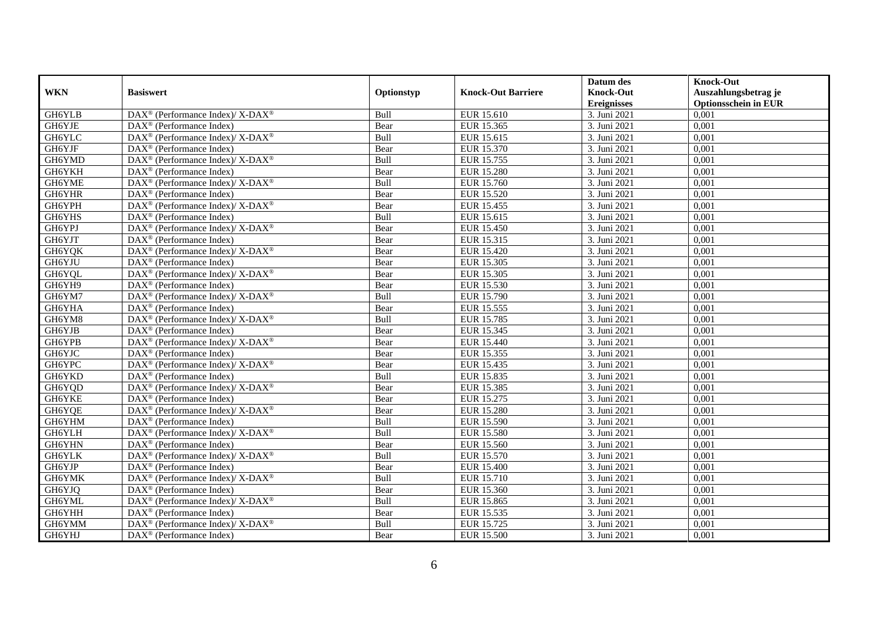| WKN | Basiswert | Optionstyp | Knock-Out Barriere | Datum des Knock-Out Ereignisses | Knock-Out Auszahlungsbetrag je Optionsschein in EUR |
|---|---|---|---|---|---|
| GH6YLB | DAX® (Performance Index)/ X-DAX® | Bull | EUR 15.610 | 3. Juni 2021 | 0,001 |
| GH6YJE | DAX® (Performance Index) | Bear | EUR 15.365 | 3. Juni 2021 | 0,001 |
| GH6YLC | DAX® (Performance Index)/ X-DAX® | Bull | EUR 15.615 | 3. Juni 2021 | 0,001 |
| GH6YJF | DAX® (Performance Index) | Bear | EUR 15.370 | 3. Juni 2021 | 0,001 |
| GH6YMD | DAX® (Performance Index)/ X-DAX® | Bull | EUR 15.755 | 3. Juni 2021 | 0,001 |
| GH6YKH | DAX® (Performance Index) | Bear | EUR 15.280 | 3. Juni 2021 | 0,001 |
| GH6YME | DAX® (Performance Index)/ X-DAX® | Bull | EUR 15.760 | 3. Juni 2021 | 0,001 |
| GH6YHR | DAX® (Performance Index) | Bear | EUR 15.520 | 3. Juni 2021 | 0,001 |
| GH6YPH | DAX® (Performance Index)/ X-DAX® | Bear | EUR 15.455 | 3. Juni 2021 | 0,001 |
| GH6YHS | DAX® (Performance Index) | Bull | EUR 15.615 | 3. Juni 2021 | 0,001 |
| GH6YPJ | DAX® (Performance Index)/ X-DAX® | Bear | EUR 15.450 | 3. Juni 2021 | 0,001 |
| GH6YJT | DAX® (Performance Index) | Bear | EUR 15.315 | 3. Juni 2021 | 0,001 |
| GH6YQK | DAX® (Performance Index)/ X-DAX® | Bear | EUR 15.420 | 3. Juni 2021 | 0,001 |
| GH6YJU | DAX® (Performance Index) | Bear | EUR 15.305 | 3. Juni 2021 | 0,001 |
| GH6YQL | DAX® (Performance Index)/ X-DAX® | Bear | EUR 15.305 | 3. Juni 2021 | 0,001 |
| GH6YH9 | DAX® (Performance Index) | Bear | EUR 15.530 | 3. Juni 2021 | 0,001 |
| GH6YM7 | DAX® (Performance Index)/ X-DAX® | Bull | EUR 15.790 | 3. Juni 2021 | 0,001 |
| GH6YHA | DAX® (Performance Index) | Bear | EUR 15.555 | 3. Juni 2021 | 0,001 |
| GH6YM8 | DAX® (Performance Index)/ X-DAX® | Bull | EUR 15.785 | 3. Juni 2021 | 0,001 |
| GH6YJB | DAX® (Performance Index) | Bear | EUR 15.345 | 3. Juni 2021 | 0,001 |
| GH6YPB | DAX® (Performance Index)/ X-DAX® | Bear | EUR 15.440 | 3. Juni 2021 | 0,001 |
| GH6YJC | DAX® (Performance Index) | Bear | EUR 15.355 | 3. Juni 2021 | 0,001 |
| GH6YPC | DAX® (Performance Index)/ X-DAX® | Bear | EUR 15.435 | 3. Juni 2021 | 0,001 |
| GH6YKD | DAX® (Performance Index) | Bull | EUR 15.835 | 3. Juni 2021 | 0,001 |
| GH6YQD | DAX® (Performance Index)/ X-DAX® | Bear | EUR 15.385 | 3. Juni 2021 | 0,001 |
| GH6YKE | DAX® (Performance Index) | Bear | EUR 15.275 | 3. Juni 2021 | 0,001 |
| GH6YQE | DAX® (Performance Index)/ X-DAX® | Bear | EUR 15.280 | 3. Juni 2021 | 0,001 |
| GH6YHM | DAX® (Performance Index) | Bull | EUR 15.590 | 3. Juni 2021 | 0,001 |
| GH6YLH | DAX® (Performance Index)/ X-DAX® | Bull | EUR 15.580 | 3. Juni 2021 | 0,001 |
| GH6YHN | DAX® (Performance Index) | Bear | EUR 15.560 | 3. Juni 2021 | 0,001 |
| GH6YLK | DAX® (Performance Index)/ X-DAX® | Bull | EUR 15.570 | 3. Juni 2021 | 0,001 |
| GH6YJP | DAX® (Performance Index) | Bear | EUR 15.400 | 3. Juni 2021 | 0,001 |
| GH6YMK | DAX® (Performance Index)/ X-DAX® | Bull | EUR 15.710 | 3. Juni 2021 | 0,001 |
| GH6YJQ | DAX® (Performance Index) | Bear | EUR 15.360 | 3. Juni 2021 | 0,001 |
| GH6YML | DAX® (Performance Index)/ X-DAX® | Bull | EUR 15.865 | 3. Juni 2021 | 0,001 |
| GH6YHH | DAX® (Performance Index) | Bear | EUR 15.535 | 3. Juni 2021 | 0,001 |
| GH6YMM | DAX® (Performance Index)/ X-DAX® | Bull | EUR 15.725 | 3. Juni 2021 | 0,001 |
| GH6YHJ | DAX® (Performance Index) | Bear | EUR 15.500 | 3. Juni 2021 | 0,001 |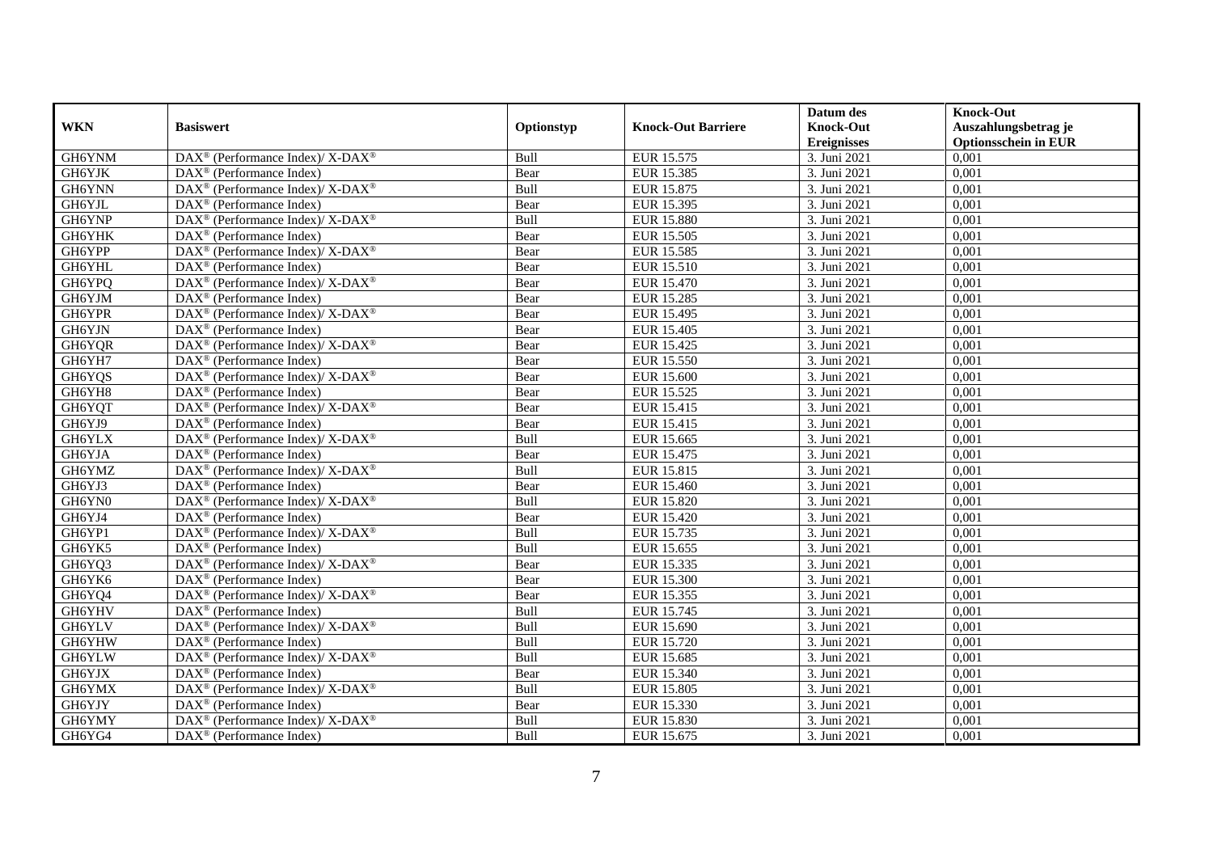| WKN | Basiswert | Optionstyp | Knock-Out Barriere | Datum des Knock-Out Ereignisses | Knock-Out Auszahlungsbetrag je Optionsschein in EUR |
|---|---|---|---|---|---|
| GH6YNM | DAX® (Performance Index)/ X-DAX® | Bull | EUR 15.575 | 3. Juni 2021 | 0,001 |
| GH6YJK | DAX® (Performance Index) | Bear | EUR 15.385 | 3. Juni 2021 | 0,001 |
| GH6YNN | DAX® (Performance Index)/ X-DAX® | Bull | EUR 15.875 | 3. Juni 2021 | 0,001 |
| GH6YJL | DAX® (Performance Index) | Bear | EUR 15.395 | 3. Juni 2021 | 0,001 |
| GH6YNP | DAX® (Performance Index)/ X-DAX® | Bull | EUR 15.880 | 3. Juni 2021 | 0,001 |
| GH6YHK | DAX® (Performance Index) | Bear | EUR 15.505 | 3. Juni 2021 | 0,001 |
| GH6YPP | DAX® (Performance Index)/ X-DAX® | Bear | EUR 15.585 | 3. Juni 2021 | 0,001 |
| GH6YHL | DAX® (Performance Index) | Bear | EUR 15.510 | 3. Juni 2021 | 0,001 |
| GH6YPQ | DAX® (Performance Index)/ X-DAX® | Bear | EUR 15.470 | 3. Juni 2021 | 0,001 |
| GH6YJM | DAX® (Performance Index) | Bear | EUR 15.285 | 3. Juni 2021 | 0,001 |
| GH6YPR | DAX® (Performance Index)/ X-DAX® | Bear | EUR 15.495 | 3. Juni 2021 | 0,001 |
| GH6YJN | DAX® (Performance Index) | Bear | EUR 15.405 | 3. Juni 2021 | 0,001 |
| GH6YQR | DAX® (Performance Index)/ X-DAX® | Bear | EUR 15.425 | 3. Juni 2021 | 0,001 |
| GH6YH7 | DAX® (Performance Index) | Bear | EUR 15.550 | 3. Juni 2021 | 0,001 |
| GH6YQS | DAX® (Performance Index)/ X-DAX® | Bear | EUR 15.600 | 3. Juni 2021 | 0,001 |
| GH6YH8 | DAX® (Performance Index) | Bear | EUR 15.525 | 3. Juni 2021 | 0,001 |
| GH6YQT | DAX® (Performance Index)/ X-DAX® | Bear | EUR 15.415 | 3. Juni 2021 | 0,001 |
| GH6YJ9 | DAX® (Performance Index) | Bear | EUR 15.415 | 3. Juni 2021 | 0,001 |
| GH6YLX | DAX® (Performance Index)/ X-DAX® | Bull | EUR 15.665 | 3. Juni 2021 | 0,001 |
| GH6YJA | DAX® (Performance Index) | Bear | EUR 15.475 | 3. Juni 2021 | 0,001 |
| GH6YMZ | DAX® (Performance Index)/ X-DAX® | Bull | EUR 15.815 | 3. Juni 2021 | 0,001 |
| GH6YJ3 | DAX® (Performance Index) | Bear | EUR 15.460 | 3. Juni 2021 | 0,001 |
| GH6YN0 | DAX® (Performance Index)/ X-DAX® | Bull | EUR 15.820 | 3. Juni 2021 | 0,001 |
| GH6YJ4 | DAX® (Performance Index) | Bear | EUR 15.420 | 3. Juni 2021 | 0,001 |
| GH6YP1 | DAX® (Performance Index)/ X-DAX® | Bull | EUR 15.735 | 3. Juni 2021 | 0,001 |
| GH6YK5 | DAX® (Performance Index) | Bull | EUR 15.655 | 3. Juni 2021 | 0,001 |
| GH6YQ3 | DAX® (Performance Index)/ X-DAX® | Bear | EUR 15.335 | 3. Juni 2021 | 0,001 |
| GH6YK6 | DAX® (Performance Index) | Bear | EUR 15.300 | 3. Juni 2021 | 0,001 |
| GH6YQ4 | DAX® (Performance Index)/ X-DAX® | Bear | EUR 15.355 | 3. Juni 2021 | 0,001 |
| GH6YHV | DAX® (Performance Index) | Bull | EUR 15.745 | 3. Juni 2021 | 0,001 |
| GH6YLV | DAX® (Performance Index)/ X-DAX® | Bull | EUR 15.690 | 3. Juni 2021 | 0,001 |
| GH6YHW | DAX® (Performance Index) | Bull | EUR 15.720 | 3. Juni 2021 | 0,001 |
| GH6YLW | DAX® (Performance Index)/ X-DAX® | Bull | EUR 15.685 | 3. Juni 2021 | 0,001 |
| GH6YJX | DAX® (Performance Index) | Bear | EUR 15.340 | 3. Juni 2021 | 0,001 |
| GH6YMX | DAX® (Performance Index)/ X-DAX® | Bull | EUR 15.805 | 3. Juni 2021 | 0,001 |
| GH6YJY | DAX® (Performance Index) | Bear | EUR 15.330 | 3. Juni 2021 | 0,001 |
| GH6YMY | DAX® (Performance Index)/ X-DAX® | Bull | EUR 15.830 | 3. Juni 2021 | 0,001 |
| GH6YG4 | DAX® (Performance Index) | Bull | EUR 15.675 | 3. Juni 2021 | 0,001 |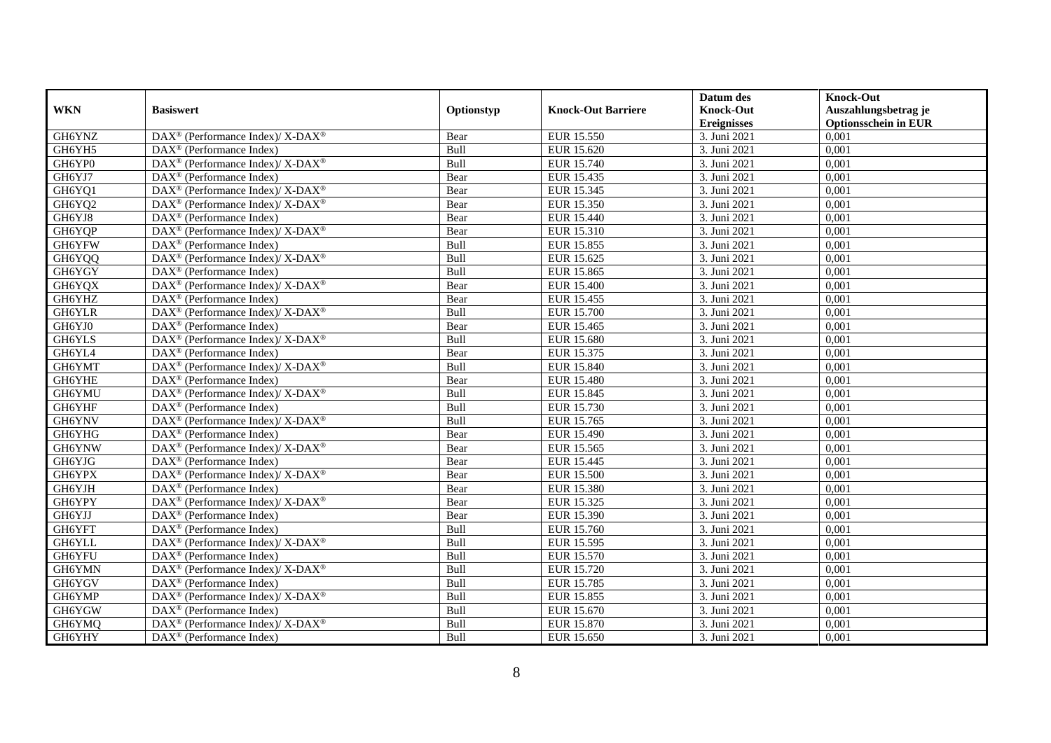| WKN | Basiswert | Optionstyp | Knock-Out Barriere | Datum des Knock-Out Ereignisses | Knock-Out Auszahlungsbetrag je Optionsschein in EUR |
|---|---|---|---|---|---|
| GH6YNZ | DAX® (Performance Index)/ X-DAX® | Bear | EUR 15.550 | 3. Juni 2021 | 0,001 |
| GH6YH5 | DAX® (Performance Index) | Bull | EUR 15.620 | 3. Juni 2021 | 0,001 |
| GH6YP0 | DAX® (Performance Index)/ X-DAX® | Bull | EUR 15.740 | 3. Juni 2021 | 0,001 |
| GH6YJ7 | DAX® (Performance Index) | Bear | EUR 15.435 | 3. Juni 2021 | 0,001 |
| GH6YQ1 | DAX® (Performance Index)/ X-DAX® | Bear | EUR 15.345 | 3. Juni 2021 | 0,001 |
| GH6YQ2 | DAX® (Performance Index)/ X-DAX® | Bear | EUR 15.350 | 3. Juni 2021 | 0,001 |
| GH6YJ8 | DAX® (Performance Index) | Bear | EUR 15.440 | 3. Juni 2021 | 0,001 |
| GH6YQP | DAX® (Performance Index)/ X-DAX® | Bear | EUR 15.310 | 3. Juni 2021 | 0,001 |
| GH6YFW | DAX® (Performance Index) | Bull | EUR 15.855 | 3. Juni 2021 | 0,001 |
| GH6YQQ | DAX® (Performance Index)/ X-DAX® | Bull | EUR 15.625 | 3. Juni 2021 | 0,001 |
| GH6YGY | DAX® (Performance Index) | Bull | EUR 15.865 | 3. Juni 2021 | 0,001 |
| GH6YQX | DAX® (Performance Index)/ X-DAX® | Bear | EUR 15.400 | 3. Juni 2021 | 0,001 |
| GH6YHZ | DAX® (Performance Index) | Bear | EUR 15.455 | 3. Juni 2021 | 0,001 |
| GH6YLR | DAX® (Performance Index)/ X-DAX® | Bull | EUR 15.700 | 3. Juni 2021 | 0,001 |
| GH6YJ0 | DAX® (Performance Index) | Bear | EUR 15.465 | 3. Juni 2021 | 0,001 |
| GH6YLS | DAX® (Performance Index)/ X-DAX® | Bull | EUR 15.680 | 3. Juni 2021 | 0,001 |
| GH6YL4 | DAX® (Performance Index) | Bear | EUR 15.375 | 3. Juni 2021 | 0,001 |
| GH6YMT | DAX® (Performance Index)/ X-DAX® | Bull | EUR 15.840 | 3. Juni 2021 | 0,001 |
| GH6YHE | DAX® (Performance Index) | Bear | EUR 15.480 | 3. Juni 2021 | 0,001 |
| GH6YMU | DAX® (Performance Index)/ X-DAX® | Bull | EUR 15.845 | 3. Juni 2021 | 0,001 |
| GH6YHF | DAX® (Performance Index) | Bull | EUR 15.730 | 3. Juni 2021 | 0,001 |
| GH6YNV | DAX® (Performance Index)/ X-DAX® | Bull | EUR 15.765 | 3. Juni 2021 | 0,001 |
| GH6YHG | DAX® (Performance Index) | Bear | EUR 15.490 | 3. Juni 2021 | 0,001 |
| GH6YNW | DAX® (Performance Index)/ X-DAX® | Bear | EUR 15.565 | 3. Juni 2021 | 0,001 |
| GH6YJG | DAX® (Performance Index) | Bear | EUR 15.445 | 3. Juni 2021 | 0,001 |
| GH6YPX | DAX® (Performance Index)/ X-DAX® | Bear | EUR 15.500 | 3. Juni 2021 | 0,001 |
| GH6YJH | DAX® (Performance Index) | Bear | EUR 15.380 | 3. Juni 2021 | 0,001 |
| GH6YPY | DAX® (Performance Index)/ X-DAX® | Bear | EUR 15.325 | 3. Juni 2021 | 0,001 |
| GH6YJJ | DAX® (Performance Index) | Bear | EUR 15.390 | 3. Juni 2021 | 0,001 |
| GH6YFT | DAX® (Performance Index) | Bull | EUR 15.760 | 3. Juni 2021 | 0,001 |
| GH6YLL | DAX® (Performance Index)/ X-DAX® | Bull | EUR 15.595 | 3. Juni 2021 | 0,001 |
| GH6YFU | DAX® (Performance Index) | Bull | EUR 15.570 | 3. Juni 2021 | 0,001 |
| GH6YMN | DAX® (Performance Index)/ X-DAX® | Bull | EUR 15.720 | 3. Juni 2021 | 0,001 |
| GH6YGV | DAX® (Performance Index) | Bull | EUR 15.785 | 3. Juni 2021 | 0,001 |
| GH6YMP | DAX® (Performance Index)/ X-DAX® | Bull | EUR 15.855 | 3. Juni 2021 | 0,001 |
| GH6YGW | DAX® (Performance Index) | Bull | EUR 15.670 | 3. Juni 2021 | 0,001 |
| GH6YMQ | DAX® (Performance Index)/ X-DAX® | Bull | EUR 15.870 | 3. Juni 2021 | 0,001 |
| GH6YHY | DAX® (Performance Index) | Bull | EUR 15.650 | 3. Juni 2021 | 0,001 |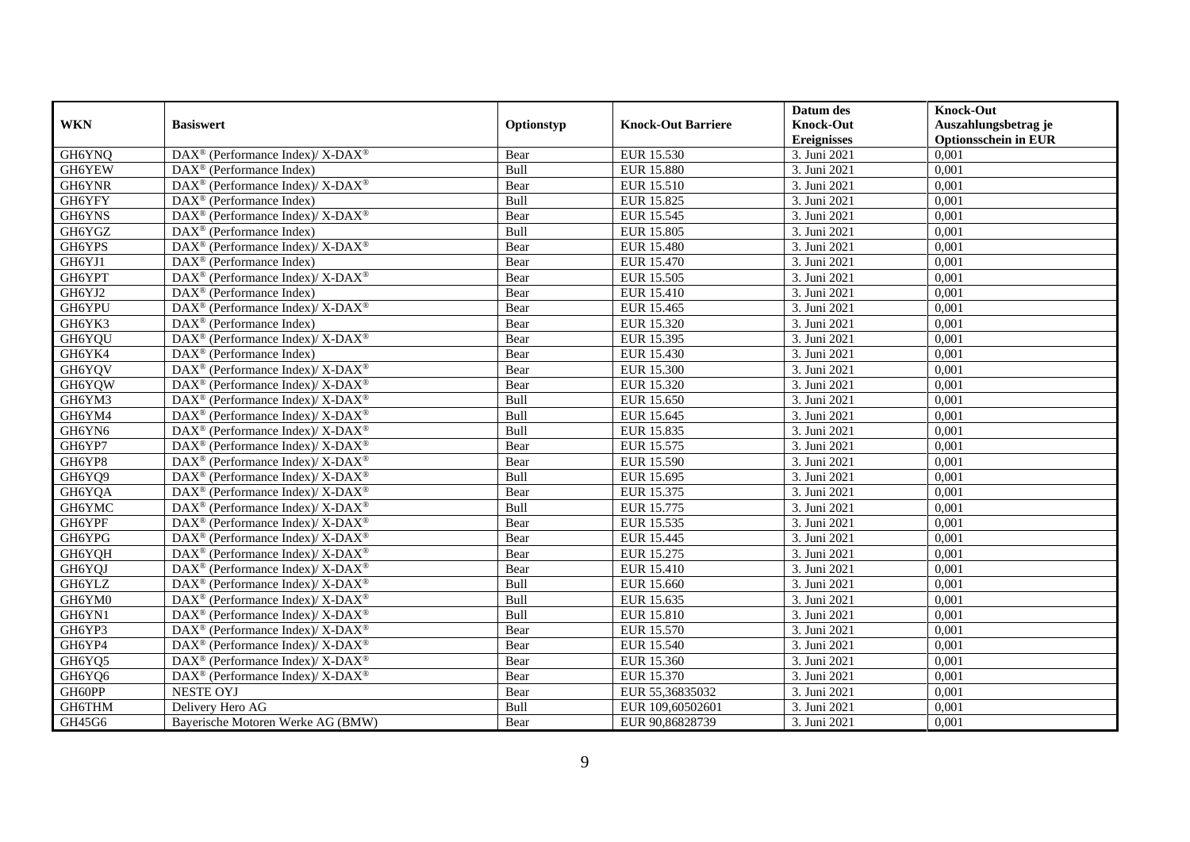| WKN | Basiswert | Optionstyp | Knock-Out Barriere | Datum des Knock-Out Ereignisses | Knock-Out Auszahlungsbetrag je Optionsschein in EUR |
|---|---|---|---|---|---|
| GH6YNQ | DAX® (Performance Index)/ X-DAX® | Bear | EUR 15.530 | 3. Juni 2021 | 0,001 |
| GH6YEW | DAX® (Performance Index) | Bull | EUR 15.880 | 3. Juni 2021 | 0,001 |
| GH6YNR | DAX® (Performance Index)/ X-DAX® | Bear | EUR 15.510 | 3. Juni 2021 | 0,001 |
| GH6YFY | DAX® (Performance Index) | Bull | EUR 15.825 | 3. Juni 2021 | 0,001 |
| GH6YNS | DAX® (Performance Index)/ X-DAX® | Bear | EUR 15.545 | 3. Juni 2021 | 0,001 |
| GH6YGZ | DAX® (Performance Index) | Bull | EUR 15.805 | 3. Juni 2021 | 0,001 |
| GH6YPS | DAX® (Performance Index)/ X-DAX® | Bear | EUR 15.480 | 3. Juni 2021 | 0,001 |
| GH6YJ1 | DAX® (Performance Index) | Bear | EUR 15.470 | 3. Juni 2021 | 0,001 |
| GH6YPT | DAX® (Performance Index)/ X-DAX® | Bear | EUR 15.505 | 3. Juni 2021 | 0,001 |
| GH6YJ2 | DAX® (Performance Index) | Bear | EUR 15.410 | 3. Juni 2021 | 0,001 |
| GH6YPU | DAX® (Performance Index)/ X-DAX® | Bear | EUR 15.465 | 3. Juni 2021 | 0,001 |
| GH6YK3 | DAX® (Performance Index) | Bear | EUR 15.320 | 3. Juni 2021 | 0,001 |
| GH6YQU | DAX® (Performance Index)/ X-DAX® | Bear | EUR 15.395 | 3. Juni 2021 | 0,001 |
| GH6YK4 | DAX® (Performance Index) | Bear | EUR 15.430 | 3. Juni 2021 | 0,001 |
| GH6YQV | DAX® (Performance Index)/ X-DAX® | Bear | EUR 15.300 | 3. Juni 2021 | 0,001 |
| GH6YQW | DAX® (Performance Index)/ X-DAX® | Bear | EUR 15.320 | 3. Juni 2021 | 0,001 |
| GH6YM3 | DAX® (Performance Index)/ X-DAX® | Bull | EUR 15.650 | 3. Juni 2021 | 0,001 |
| GH6YM4 | DAX® (Performance Index)/ X-DAX® | Bull | EUR 15.645 | 3. Juni 2021 | 0,001 |
| GH6YN6 | DAX® (Performance Index)/ X-DAX® | Bull | EUR 15.835 | 3. Juni 2021 | 0,001 |
| GH6YP7 | DAX® (Performance Index)/ X-DAX® | Bear | EUR 15.575 | 3. Juni 2021 | 0,001 |
| GH6YP8 | DAX® (Performance Index)/ X-DAX® | Bear | EUR 15.590 | 3. Juni 2021 | 0,001 |
| GH6YQ9 | DAX® (Performance Index)/ X-DAX® | Bull | EUR 15.695 | 3. Juni 2021 | 0,001 |
| GH6YQA | DAX® (Performance Index)/ X-DAX® | Bear | EUR 15.375 | 3. Juni 2021 | 0,001 |
| GH6YMC | DAX® (Performance Index)/ X-DAX® | Bull | EUR 15.775 | 3. Juni 2021 | 0,001 |
| GH6YPF | DAX® (Performance Index)/ X-DAX® | Bear | EUR 15.535 | 3. Juni 2021 | 0,001 |
| GH6YPG | DAX® (Performance Index)/ X-DAX® | Bear | EUR 15.445 | 3. Juni 2021 | 0,001 |
| GH6YQH | DAX® (Performance Index)/ X-DAX® | Bear | EUR 15.275 | 3. Juni 2021 | 0,001 |
| GH6YQJ | DAX® (Performance Index)/ X-DAX® | Bear | EUR 15.410 | 3. Juni 2021 | 0,001 |
| GH6YLZ | DAX® (Performance Index)/ X-DAX® | Bull | EUR 15.660 | 3. Juni 2021 | 0,001 |
| GH6YM0 | DAX® (Performance Index)/ X-DAX® | Bull | EUR 15.635 | 3. Juni 2021 | 0,001 |
| GH6YN1 | DAX® (Performance Index)/ X-DAX® | Bull | EUR 15.810 | 3. Juni 2021 | 0,001 |
| GH6YP3 | DAX® (Performance Index)/ X-DAX® | Bear | EUR 15.570 | 3. Juni 2021 | 0,001 |
| GH6YP4 | DAX® (Performance Index)/ X-DAX® | Bear | EUR 15.540 | 3. Juni 2021 | 0,001 |
| GH6YQ5 | DAX® (Performance Index)/ X-DAX® | Bear | EUR 15.360 | 3. Juni 2021 | 0,001 |
| GH6YQ6 | DAX® (Performance Index)/ X-DAX® | Bear | EUR 15.370 | 3. Juni 2021 | 0,001 |
| GH60PP | NESTE OYJ | Bear | EUR 55,36835032 | 3. Juni 2021 | 0,001 |
| GH6THM | Delivery Hero AG | Bull | EUR 109,60502601 | 3. Juni 2021 | 0,001 |
| GH45G6 | Bayerische Motoren Werke AG (BMW) | Bear | EUR 90,86828739 | 3. Juni 2021 | 0,001 |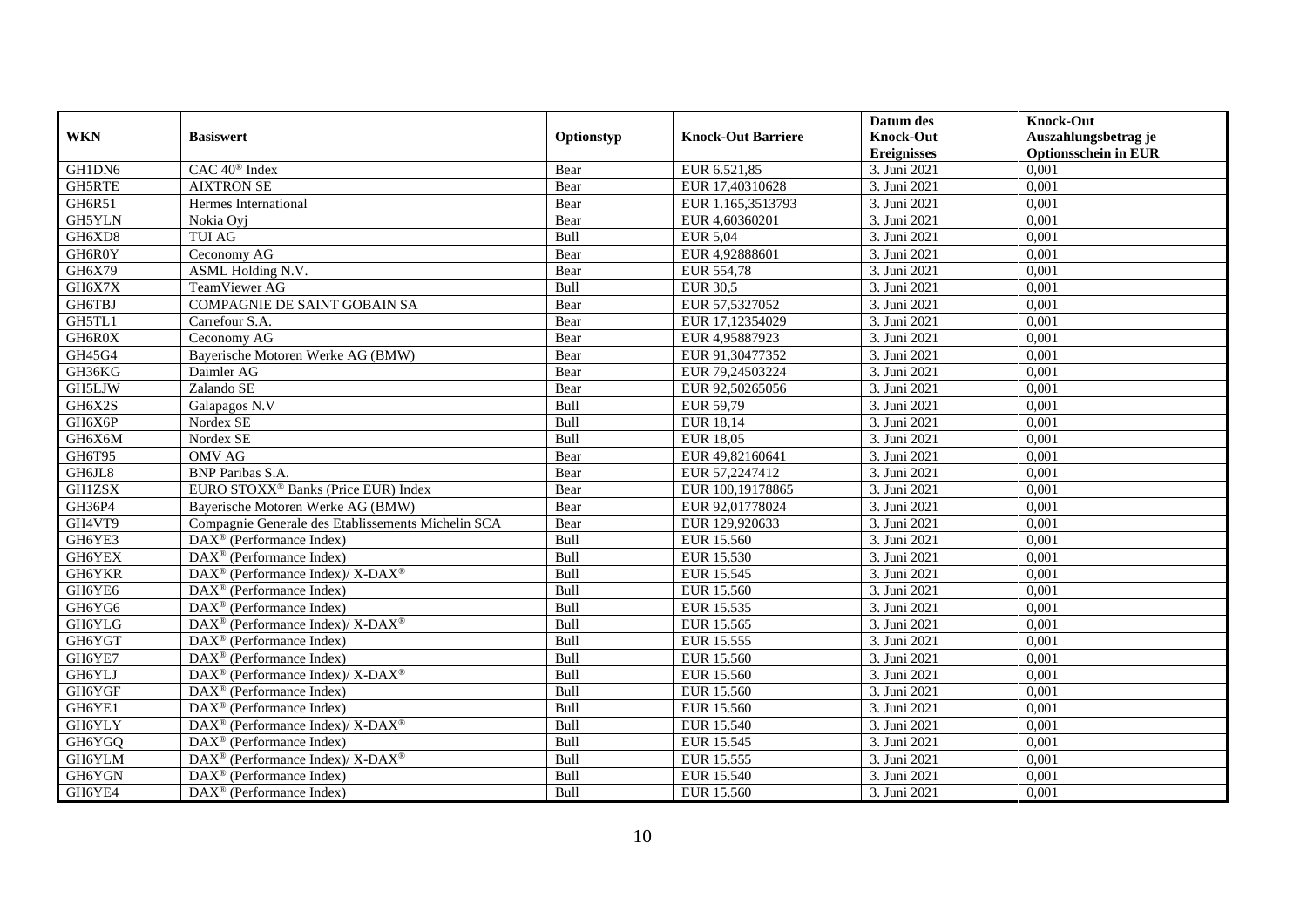| WKN | Basiswert | Optionstyp | Knock-Out Barriere | Datum des Knock-Out Ereignisses | Knock-Out Auszahlungsbetrag je Optionsschein in EUR |
|---|---|---|---|---|---|
| GH1DN6 | CAC 40® Index | Bear | EUR 6.521,85 | 3. Juni 2021 | 0,001 |
| GH5RTE | AIXTRON SE | Bear | EUR 17,40310628 | 3. Juni 2021 | 0,001 |
| GH6R51 | Hermes International | Bear | EUR 1.165,3513793 | 3. Juni 2021 | 0,001 |
| GH5YLN | Nokia Oyj | Bear | EUR 4,60360201 | 3. Juni 2021 | 0,001 |
| GH6XD8 | TUI AG | Bull | EUR 5,04 | 3. Juni 2021 | 0,001 |
| GH6R0Y | Ceconomy AG | Bear | EUR 4,92888601 | 3. Juni 2021 | 0,001 |
| GH6X79 | ASML Holding N.V. | Bear | EUR 554,78 | 3. Juni 2021 | 0,001 |
| GH6X7X | TeamViewer AG | Bull | EUR 30,5 | 3. Juni 2021 | 0,001 |
| GH6TBJ | COMPAGNIE DE SAINT GOBAIN SA | Bear | EUR 57,5327052 | 3. Juni 2021 | 0,001 |
| GH5TL1 | Carrefour S.A. | Bear | EUR 17,12354029 | 3. Juni 2021 | 0,001 |
| GH6R0X | Ceconomy AG | Bear | EUR 4,95887923 | 3. Juni 2021 | 0,001 |
| GH45G4 | Bayerische Motoren Werke AG (BMW) | Bear | EUR 91,30477352 | 3. Juni 2021 | 0,001 |
| GH36KG | Daimler AG | Bear | EUR 79,24503224 | 3. Juni 2021 | 0,001 |
| GH5LJW | Zalando SE | Bear | EUR 92,50265056 | 3. Juni 2021 | 0,001 |
| GH6X2S | Galapagos N.V | Bull | EUR 59,79 | 3. Juni 2021 | 0,001 |
| GH6X6P | Nordex SE | Bull | EUR 18,14 | 3. Juni 2021 | 0,001 |
| GH6X6M | Nordex SE | Bull | EUR 18,05 | 3. Juni 2021 | 0,001 |
| GH6T95 | OMV AG | Bear | EUR 49,82160641 | 3. Juni 2021 | 0,001 |
| GH6JL8 | BNP Paribas S.A. | Bear | EUR 57,2247412 | 3. Juni 2021 | 0,001 |
| GH1ZSX | EURO STOXX® Banks (Price EUR) Index | Bear | EUR 100,19178865 | 3. Juni 2021 | 0,001 |
| GH36P4 | Bayerische Motoren Werke AG (BMW) | Bear | EUR 92,01778024 | 3. Juni 2021 | 0,001 |
| GH4VT9 | Compagnie Generale des Etablissements Michelin SCA | Bear | EUR 129,920633 | 3. Juni 2021 | 0,001 |
| GH6YE3 | DAX® (Performance Index) | Bull | EUR 15.560 | 3. Juni 2021 | 0,001 |
| GH6YEX | DAX® (Performance Index) | Bull | EUR 15.530 | 3. Juni 2021 | 0,001 |
| GH6YKR | DAX® (Performance Index)/ X-DAX® | Bull | EUR 15.545 | 3. Juni 2021 | 0,001 |
| GH6YE6 | DAX® (Performance Index) | Bull | EUR 15.560 | 3. Juni 2021 | 0,001 |
| GH6YG6 | DAX® (Performance Index) | Bull | EUR 15.535 | 3. Juni 2021 | 0,001 |
| GH6YLG | DAX® (Performance Index)/ X-DAX® | Bull | EUR 15.565 | 3. Juni 2021 | 0,001 |
| GH6YGT | DAX® (Performance Index) | Bull | EUR 15.555 | 3. Juni 2021 | 0,001 |
| GH6YE7 | DAX® (Performance Index) | Bull | EUR 15.560 | 3. Juni 2021 | 0,001 |
| GH6YLJ | DAX® (Performance Index)/ X-DAX® | Bull | EUR 15.560 | 3. Juni 2021 | 0,001 |
| GH6YGF | DAX® (Performance Index) | Bull | EUR 15.560 | 3. Juni 2021 | 0,001 |
| GH6YE1 | DAX® (Performance Index) | Bull | EUR 15.560 | 3. Juni 2021 | 0,001 |
| GH6YLY | DAX® (Performance Index)/ X-DAX® | Bull | EUR 15.540 | 3. Juni 2021 | 0,001 |
| GH6YGQ | DAX® (Performance Index) | Bull | EUR 15.545 | 3. Juni 2021 | 0,001 |
| GH6YLM | DAX® (Performance Index)/ X-DAX® | Bull | EUR 15.555 | 3. Juni 2021 | 0,001 |
| GH6YGN | DAX® (Performance Index) | Bull | EUR 15.540 | 3. Juni 2021 | 0,001 |
| GH6YE4 | DAX® (Performance Index) | Bull | EUR 15.560 | 3. Juni 2021 | 0,001 |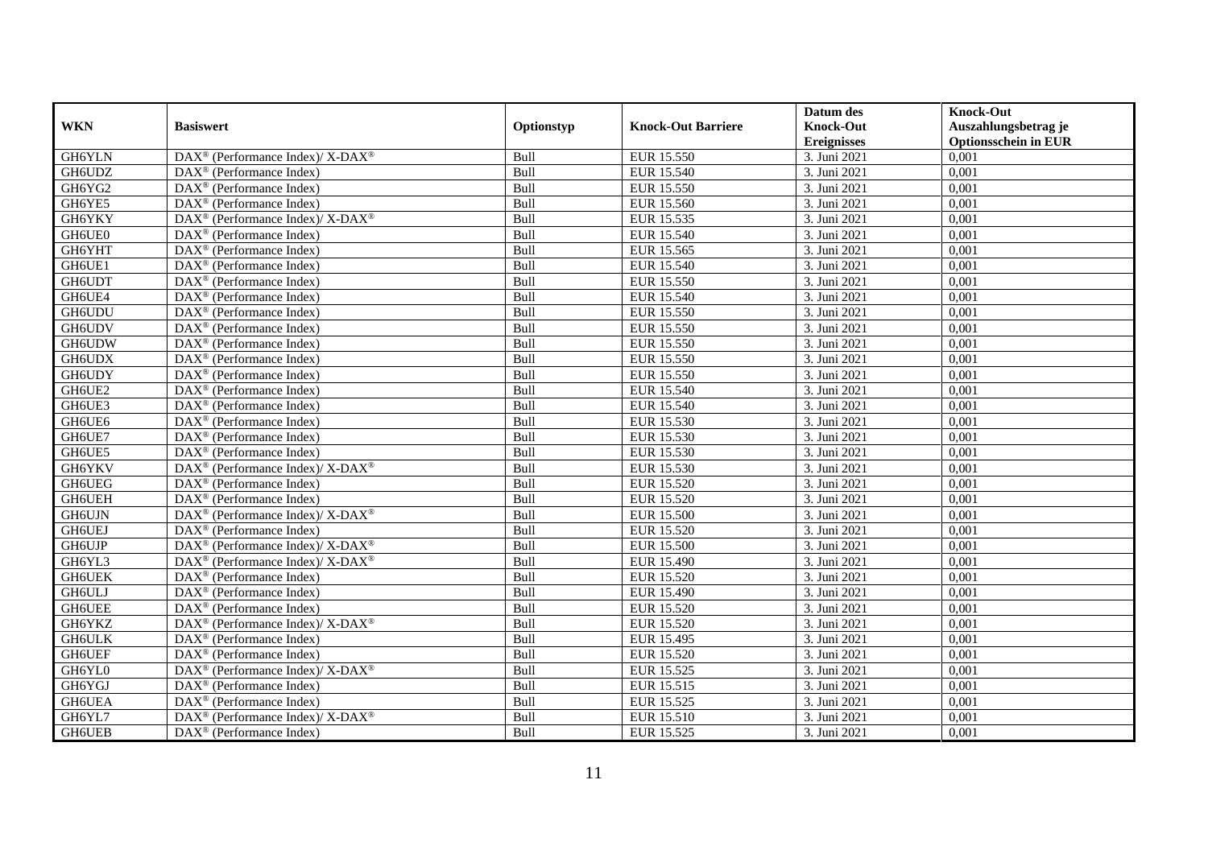| WKN | Basiswert | Optionstyp | Knock-Out Barriere | Datum des Knock-Out Ereignisses | Knock-Out Auszahlungsbetrag je Optionsschein in EUR |
|---|---|---|---|---|---|
| GH6YLN | DAX® (Performance Index)/ X-DAX® | Bull | EUR 15.550 | 3. Juni 2021 | 0,001 |
| GH6UDZ | DAX® (Performance Index) | Bull | EUR 15.540 | 3. Juni 2021 | 0,001 |
| GH6YG2 | DAX® (Performance Index) | Bull | EUR 15.550 | 3. Juni 2021 | 0,001 |
| GH6YE5 | DAX® (Performance Index) | Bull | EUR 15.560 | 3. Juni 2021 | 0,001 |
| GH6YKY | DAX® (Performance Index)/ X-DAX® | Bull | EUR 15.535 | 3. Juni 2021 | 0,001 |
| GH6UE0 | DAX® (Performance Index) | Bull | EUR 15.540 | 3. Juni 2021 | 0,001 |
| GH6YHT | DAX® (Performance Index) | Bull | EUR 15.565 | 3. Juni 2021 | 0,001 |
| GH6UE1 | DAX® (Performance Index) | Bull | EUR 15.540 | 3. Juni 2021 | 0,001 |
| GH6UDT | DAX® (Performance Index) | Bull | EUR 15.550 | 3. Juni 2021 | 0,001 |
| GH6UE4 | DAX® (Performance Index) | Bull | EUR 15.540 | 3. Juni 2021 | 0,001 |
| GH6UDU | DAX® (Performance Index) | Bull | EUR 15.550 | 3. Juni 2021 | 0,001 |
| GH6UDV | DAX® (Performance Index) | Bull | EUR 15.550 | 3. Juni 2021 | 0,001 |
| GH6UDW | DAX® (Performance Index) | Bull | EUR 15.550 | 3. Juni 2021 | 0,001 |
| GH6UDX | DAX® (Performance Index) | Bull | EUR 15.550 | 3. Juni 2021 | 0,001 |
| GH6UDY | DAX® (Performance Index) | Bull | EUR 15.550 | 3. Juni 2021 | 0,001 |
| GH6UE2 | DAX® (Performance Index) | Bull | EUR 15.540 | 3. Juni 2021 | 0,001 |
| GH6UE3 | DAX® (Performance Index) | Bull | EUR 15.540 | 3. Juni 2021 | 0,001 |
| GH6UE6 | DAX® (Performance Index) | Bull | EUR 15.530 | 3. Juni 2021 | 0,001 |
| GH6UE7 | DAX® (Performance Index) | Bull | EUR 15.530 | 3. Juni 2021 | 0,001 |
| GH6UE5 | DAX® (Performance Index) | Bull | EUR 15.530 | 3. Juni 2021 | 0,001 |
| GH6YKV | DAX® (Performance Index)/ X-DAX® | Bull | EUR 15.530 | 3. Juni 2021 | 0,001 |
| GH6UEG | DAX® (Performance Index) | Bull | EUR 15.520 | 3. Juni 2021 | 0,001 |
| GH6UEH | DAX® (Performance Index) | Bull | EUR 15.520 | 3. Juni 2021 | 0,001 |
| GH6UJN | DAX® (Performance Index)/ X-DAX® | Bull | EUR 15.500 | 3. Juni 2021 | 0,001 |
| GH6UEJ | DAX® (Performance Index) | Bull | EUR 15.520 | 3. Juni 2021 | 0,001 |
| GH6UJP | DAX® (Performance Index)/ X-DAX® | Bull | EUR 15.500 | 3. Juni 2021 | 0,001 |
| GH6YL3 | DAX® (Performance Index)/ X-DAX® | Bull | EUR 15.490 | 3. Juni 2021 | 0,001 |
| GH6UEK | DAX® (Performance Index) | Bull | EUR 15.520 | 3. Juni 2021 | 0,001 |
| GH6ULJ | DAX® (Performance Index) | Bull | EUR 15.490 | 3. Juni 2021 | 0,001 |
| GH6UEE | DAX® (Performance Index) | Bull | EUR 15.520 | 3. Juni 2021 | 0,001 |
| GH6YKZ | DAX® (Performance Index)/ X-DAX® | Bull | EUR 15.520 | 3. Juni 2021 | 0,001 |
| GH6ULK | DAX® (Performance Index) | Bull | EUR 15.495 | 3. Juni 2021 | 0,001 |
| GH6UEF | DAX® (Performance Index) | Bull | EUR 15.520 | 3. Juni 2021 | 0,001 |
| GH6YL0 | DAX® (Performance Index)/ X-DAX® | Bull | EUR 15.525 | 3. Juni 2021 | 0,001 |
| GH6YGJ | DAX® (Performance Index) | Bull | EUR 15.515 | 3. Juni 2021 | 0,001 |
| GH6UEA | DAX® (Performance Index) | Bull | EUR 15.525 | 3. Juni 2021 | 0,001 |
| GH6YL7 | DAX® (Performance Index)/ X-DAX® | Bull | EUR 15.510 | 3. Juni 2021 | 0,001 |
| GH6UEB | DAX® (Performance Index) | Bull | EUR 15.525 | 3. Juni 2021 | 0,001 |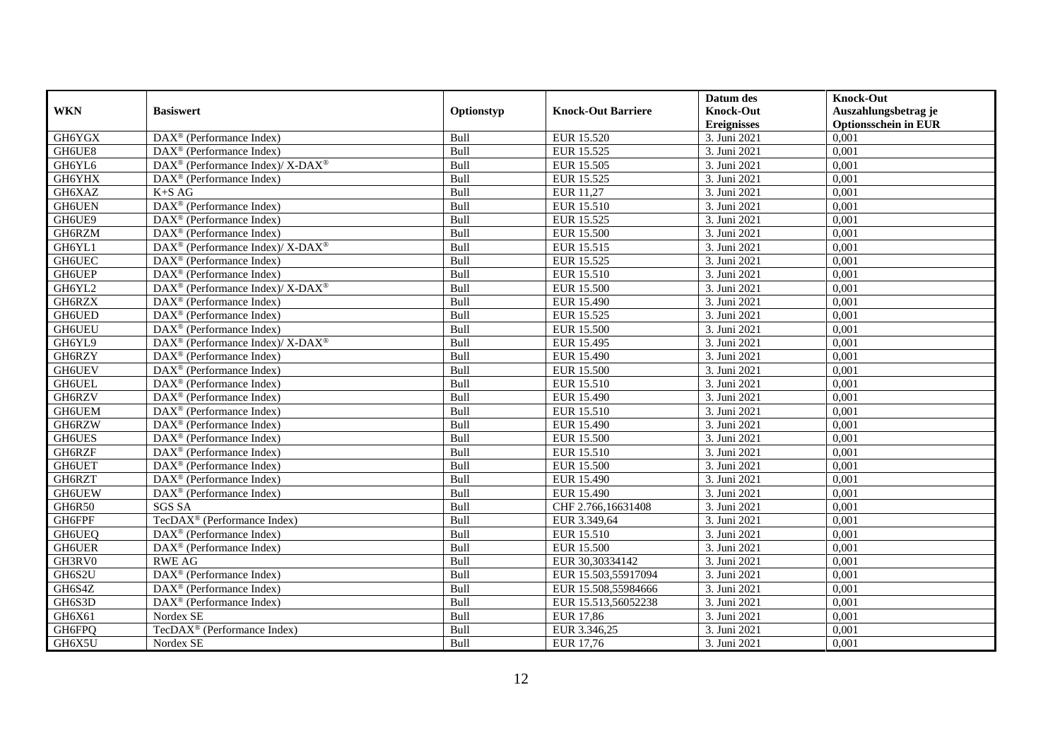| WKN | Basiswert | Optionstyp | Knock-Out Barriere | Datum des Knock-Out Ereignisses | Knock-Out Auszahlungsbetrag je Optionsschein in EUR |
|---|---|---|---|---|---|
| GH6YGX | DAX® (Performance Index) | Bull | EUR 15.520 | 3. Juni 2021 | 0,001 |
| GH6UE8 | DAX® (Performance Index) | Bull | EUR 15.525 | 3. Juni 2021 | 0,001 |
| GH6YL6 | DAX® (Performance Index)/ X-DAX® | Bull | EUR 15.505 | 3. Juni 2021 | 0,001 |
| GH6YHX | DAX® (Performance Index) | Bull | EUR 15.525 | 3. Juni 2021 | 0,001 |
| GH6XAZ | K+S AG | Bull | EUR 11,27 | 3. Juni 2021 | 0,001 |
| GH6UEN | DAX® (Performance Index) | Bull | EUR 15.510 | 3. Juni 2021 | 0,001 |
| GH6UE9 | DAX® (Performance Index) | Bull | EUR 15.525 | 3. Juni 2021 | 0,001 |
| GH6RZM | DAX® (Performance Index) | Bull | EUR 15.500 | 3. Juni 2021 | 0,001 |
| GH6YL1 | DAX® (Performance Index)/ X-DAX® | Bull | EUR 15.515 | 3. Juni 2021 | 0,001 |
| GH6UEC | DAX® (Performance Index) | Bull | EUR 15.525 | 3. Juni 2021 | 0,001 |
| GH6UEP | DAX® (Performance Index) | Bull | EUR 15.510 | 3. Juni 2021 | 0,001 |
| GH6YL2 | DAX® (Performance Index)/ X-DAX® | Bull | EUR 15.500 | 3. Juni 2021 | 0,001 |
| GH6RZX | DAX® (Performance Index) | Bull | EUR 15.490 | 3. Juni 2021 | 0,001 |
| GH6UED | DAX® (Performance Index) | Bull | EUR 15.525 | 3. Juni 2021 | 0,001 |
| GH6UEU | DAX® (Performance Index) | Bull | EUR 15.500 | 3. Juni 2021 | 0,001 |
| GH6YL9 | DAX® (Performance Index)/ X-DAX® | Bull | EUR 15.495 | 3. Juni 2021 | 0,001 |
| GH6RZY | DAX® (Performance Index) | Bull | EUR 15.490 | 3. Juni 2021 | 0,001 |
| GH6UEV | DAX® (Performance Index) | Bull | EUR 15.500 | 3. Juni 2021 | 0,001 |
| GH6UEL | DAX® (Performance Index) | Bull | EUR 15.510 | 3. Juni 2021 | 0,001 |
| GH6RZV | DAX® (Performance Index) | Bull | EUR 15.490 | 3. Juni 2021 | 0,001 |
| GH6UEM | DAX® (Performance Index) | Bull | EUR 15.510 | 3. Juni 2021 | 0,001 |
| GH6RZW | DAX® (Performance Index) | Bull | EUR 15.490 | 3. Juni 2021 | 0,001 |
| GH6UES | DAX® (Performance Index) | Bull | EUR 15.500 | 3. Juni 2021 | 0,001 |
| GH6RZF | DAX® (Performance Index) | Bull | EUR 15.510 | 3. Juni 2021 | 0,001 |
| GH6UET | DAX® (Performance Index) | Bull | EUR 15.500 | 3. Juni 2021 | 0,001 |
| GH6RZT | DAX® (Performance Index) | Bull | EUR 15.490 | 3. Juni 2021 | 0,001 |
| GH6UEW | DAX® (Performance Index) | Bull | EUR 15.490 | 3. Juni 2021 | 0,001 |
| GH6R50 | SGS SA | Bull | CHF 2.766,16631408 | 3. Juni 2021 | 0,001 |
| GH6FPF | TecDAX® (Performance Index) | Bull | EUR 3.349,64 | 3. Juni 2021 | 0,001 |
| GH6UEQ | DAX® (Performance Index) | Bull | EUR 15.510 | 3. Juni 2021 | 0,001 |
| GH6UER | DAX® (Performance Index) | Bull | EUR 15.500 | 3. Juni 2021 | 0,001 |
| GH3RV0 | RWE AG | Bull | EUR 30,30334142 | 3. Juni 2021 | 0,001 |
| GH6S2U | DAX® (Performance Index) | Bull | EUR 15.503,55917094 | 3. Juni 2021 | 0,001 |
| GH6S4Z | DAX® (Performance Index) | Bull | EUR 15.508,55984666 | 3. Juni 2021 | 0,001 |
| GH6S3D | DAX® (Performance Index) | Bull | EUR 15.513,56052238 | 3. Juni 2021 | 0,001 |
| GH6X61 | Nordex SE | Bull | EUR 17,86 | 3. Juni 2021 | 0,001 |
| GH6FPQ | TecDAX® (Performance Index) | Bull | EUR 3.346,25 | 3. Juni 2021 | 0,001 |
| GH6X5U | Nordex SE | Bull | EUR 17,76 | 3. Juni 2021 | 0,001 |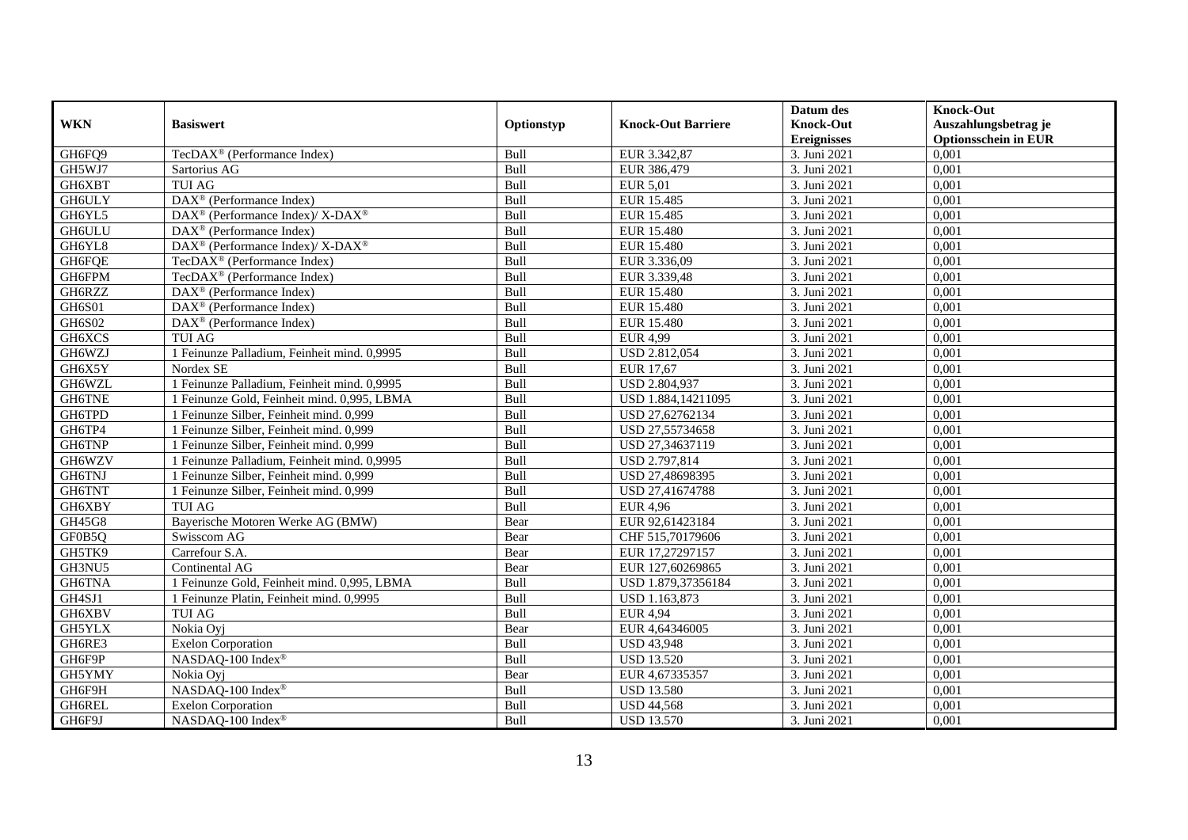| WKN | Basiswert | Optionstyp | Knock-Out Barriere | Datum des Knock-Out Ereignisses | Knock-Out Auszahlungsbetrag je Optionsschein in EUR |
|---|---|---|---|---|---|
| GH6FQ9 | TecDAX® (Performance Index) | Bull | EUR 3.342,87 | 3. Juni 2021 | 0,001 |
| GH5WJ7 | Sartorius AG | Bull | EUR 386,479 | 3. Juni 2021 | 0,001 |
| GH6XBT | TUI AG | Bull | EUR 5,01 | 3. Juni 2021 | 0,001 |
| GH6ULY | DAX® (Performance Index) | Bull | EUR 15.485 | 3. Juni 2021 | 0,001 |
| GH6YL5 | DAX® (Performance Index)/ X-DAX® | Bull | EUR 15.485 | 3. Juni 2021 | 0,001 |
| GH6ULU | DAX® (Performance Index) | Bull | EUR 15.480 | 3. Juni 2021 | 0,001 |
| GH6YL8 | DAX® (Performance Index)/ X-DAX® | Bull | EUR 15.480 | 3. Juni 2021 | 0,001 |
| GH6FQE | TecDAX® (Performance Index) | Bull | EUR 3.336,09 | 3. Juni 2021 | 0,001 |
| GH6FPM | TecDAX® (Performance Index) | Bull | EUR 3.339,48 | 3. Juni 2021 | 0,001 |
| GH6RZZ | DAX® (Performance Index) | Bull | EUR 15.480 | 3. Juni 2021 | 0,001 |
| GH6S01 | DAX® (Performance Index) | Bull | EUR 15.480 | 3. Juni 2021 | 0,001 |
| GH6S02 | DAX® (Performance Index) | Bull | EUR 15.480 | 3. Juni 2021 | 0,001 |
| GH6XCS | TUI AG | Bull | EUR 4,99 | 3. Juni 2021 | 0,001 |
| GH6WZJ | 1 Feinunze Palladium, Feinheit mind. 0,9995 | Bull | USD 2.812,054 | 3. Juni 2021 | 0,001 |
| GH6X5Y | Nordex SE | Bull | EUR 17,67 | 3. Juni 2021 | 0,001 |
| GH6WZL | 1 Feinunze Palladium, Feinheit mind. 0,9995 | Bull | USD 2.804,937 | 3. Juni 2021 | 0,001 |
| GH6TNE | 1 Feinunze Gold, Feinheit mind. 0,995, LBMA | Bull | USD 1.884,14211095 | 3. Juni 2021 | 0,001 |
| GH6TPD | 1 Feinunze Silber, Feinheit mind. 0,999 | Bull | USD 27,62762134 | 3. Juni 2021 | 0,001 |
| GH6TP4 | 1 Feinunze Silber, Feinheit mind. 0,999 | Bull | USD 27,55734658 | 3. Juni 2021 | 0,001 |
| GH6TNP | 1 Feinunze Silber, Feinheit mind. 0,999 | Bull | USD 27,34637119 | 3. Juni 2021 | 0,001 |
| GH6WZV | 1 Feinunze Palladium, Feinheit mind. 0,9995 | Bull | USD 2.797,814 | 3. Juni 2021 | 0,001 |
| GH6TNJ | 1 Feinunze Silber, Feinheit mind. 0,999 | Bull | USD 27,48698395 | 3. Juni 2021 | 0,001 |
| GH6TNT | 1 Feinunze Silber, Feinheit mind. 0,999 | Bull | USD 27,41674788 | 3. Juni 2021 | 0,001 |
| GH6XBY | TUI AG | Bull | EUR 4,96 | 3. Juni 2021 | 0,001 |
| GH45G8 | Bayerische Motoren Werke AG (BMW) | Bear | EUR 92,61423184 | 3. Juni 2021 | 0,001 |
| GF0B5Q | Swisscom AG | Bear | CHF 515,70179606 | 3. Juni 2021 | 0,001 |
| GH5TK9 | Carrefour S.A. | Bear | EUR 17,27297157 | 3. Juni 2021 | 0,001 |
| GH3NU5 | Continental AG | Bear | EUR 127,60269865 | 3. Juni 2021 | 0,001 |
| GH6TNA | 1 Feinunze Gold, Feinheit mind. 0,995, LBMA | Bull | USD 1.879,37356184 | 3. Juni 2021 | 0,001 |
| GH4SJ1 | 1 Feinunze Platin, Feinheit mind. 0,9995 | Bull | USD 1.163,873 | 3. Juni 2021 | 0,001 |
| GH6XBV | TUI AG | Bull | EUR 4,94 | 3. Juni 2021 | 0,001 |
| GH5YLX | Nokia Oyj | Bear | EUR 4,64346005 | 3. Juni 2021 | 0,001 |
| GH6RE3 | Exelon Corporation | Bull | USD 43,948 | 3. Juni 2021 | 0,001 |
| GH6F9P | NASDAQ-100 Index® | Bull | USD 13.520 | 3. Juni 2021 | 0,001 |
| GH5YMY | Nokia Oyj | Bear | EUR 4,67335357 | 3. Juni 2021 | 0,001 |
| GH6F9H | NASDAQ-100 Index® | Bull | USD 13.580 | 3. Juni 2021 | 0,001 |
| GH6REL | Exelon Corporation | Bull | USD 44,568 | 3. Juni 2021 | 0,001 |
| GH6F9J | NASDAQ-100 Index® | Bull | USD 13.570 | 3. Juni 2021 | 0,001 |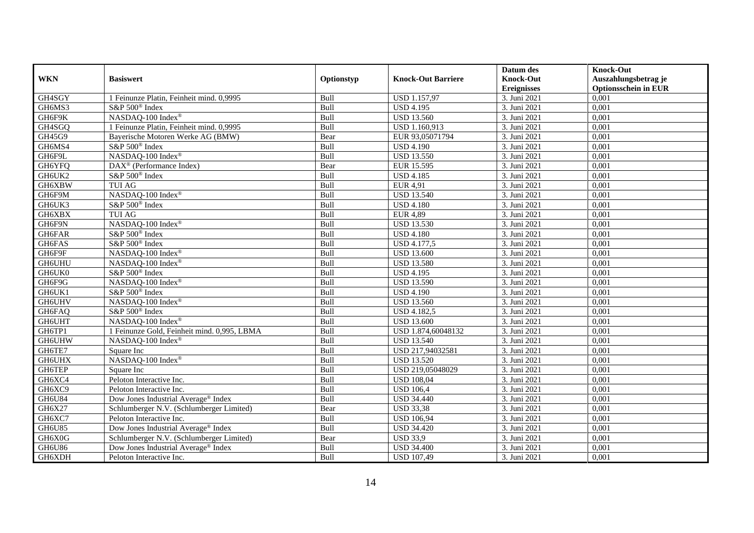| WKN | Basiswert | Optionstyp | Knock-Out Barriere | Datum des Knock-Out Ereignisses | Knock-Out Auszahlungsbetrag je Optionsschein in EUR |
|---|---|---|---|---|---|
| GH4SGY | 1 Feinunze Platin, Feinheit mind. 0,9995 | Bull | USD 1.157,97 | 3. Juni 2021 | 0,001 |
| GH6MS3 | S&P 500® Index | Bull | USD 4.195 | 3. Juni 2021 | 0,001 |
| GH6F9K | NASDAQ-100 Index® | Bull | USD 13.560 | 3. Juni 2021 | 0,001 |
| GH4SGQ | 1 Feinunze Platin, Feinheit mind. 0,9995 | Bull | USD 1.160,913 | 3. Juni 2021 | 0,001 |
| GH45G9 | Bayerische Motoren Werke AG (BMW) | Bear | EUR 93,05071794 | 3. Juni 2021 | 0,001 |
| GH6MS4 | S&P 500® Index | Bull | USD 4.190 | 3. Juni 2021 | 0,001 |
| GH6F9L | NASDAQ-100 Index® | Bull | USD 13.550 | 3. Juni 2021 | 0,001 |
| GH6YFQ | DAX® (Performance Index) | Bear | EUR 15.595 | 3. Juni 2021 | 0,001 |
| GH6UK2 | S&P 500® Index | Bull | USD 4.185 | 3. Juni 2021 | 0,001 |
| GH6XBW | TUI AG | Bull | EUR 4,91 | 3. Juni 2021 | 0,001 |
| GH6F9M | NASDAQ-100 Index® | Bull | USD 13.540 | 3. Juni 2021 | 0,001 |
| GH6UK3 | S&P 500® Index | Bull | USD 4.180 | 3. Juni 2021 | 0,001 |
| GH6XBX | TUI AG | Bull | EUR 4,89 | 3. Juni 2021 | 0,001 |
| GH6F9N | NASDAQ-100 Index® | Bull | USD 13.530 | 3. Juni 2021 | 0,001 |
| GH6FAR | S&P 500® Index | Bull | USD 4.180 | 3. Juni 2021 | 0,001 |
| GH6FAS | S&P 500® Index | Bull | USD 4.177,5 | 3. Juni 2021 | 0,001 |
| GH6F9F | NASDAQ-100 Index® | Bull | USD 13.600 | 3. Juni 2021 | 0,001 |
| GH6UHU | NASDAQ-100 Index® | Bull | USD 13.580 | 3. Juni 2021 | 0,001 |
| GH6UK0 | S&P 500® Index | Bull | USD 4.195 | 3. Juni 2021 | 0,001 |
| GH6F9G | NASDAQ-100 Index® | Bull | USD 13.590 | 3. Juni 2021 | 0,001 |
| GH6UK1 | S&P 500® Index | Bull | USD 4.190 | 3. Juni 2021 | 0,001 |
| GH6UHV | NASDAQ-100 Index® | Bull | USD 13.560 | 3. Juni 2021 | 0,001 |
| GH6FAQ | S&P 500® Index | Bull | USD 4.182,5 | 3. Juni 2021 | 0,001 |
| GH6UHT | NASDAQ-100 Index® | Bull | USD 13.600 | 3. Juni 2021 | 0,001 |
| GH6TP1 | 1 Feinunze Gold, Feinheit mind. 0,995, LBMA | Bull | USD 1.874,60048132 | 3. Juni 2021 | 0,001 |
| GH6UHW | NASDAQ-100 Index® | Bull | USD 13.540 | 3. Juni 2021 | 0,001 |
| GH6TE7 | Square Inc | Bull | USD 217,94032581 | 3. Juni 2021 | 0,001 |
| GH6UHX | NASDAQ-100 Index® | Bull | USD 13.520 | 3. Juni 2021 | 0,001 |
| GH6TEP | Square Inc | Bull | USD 219,05048029 | 3. Juni 2021 | 0,001 |
| GH6XC4 | Peloton Interactive Inc. | Bull | USD 108,04 | 3. Juni 2021 | 0,001 |
| GH6XC9 | Peloton Interactive Inc. | Bull | USD 106,4 | 3. Juni 2021 | 0,001 |
| GH6U84 | Dow Jones Industrial Average® Index | Bull | USD 34.440 | 3. Juni 2021 | 0,001 |
| GH6X27 | Schlumberger N.V. (Schlumberger Limited) | Bear | USD 33,38 | 3. Juni 2021 | 0,001 |
| GH6XC7 | Peloton Interactive Inc. | Bull | USD 106,94 | 3. Juni 2021 | 0,001 |
| GH6U85 | Dow Jones Industrial Average® Index | Bull | USD 34.420 | 3. Juni 2021 | 0,001 |
| GH6X0G | Schlumberger N.V. (Schlumberger Limited) | Bear | USD 33,9 | 3. Juni 2021 | 0,001 |
| GH6U86 | Dow Jones Industrial Average® Index | Bull | USD 34.400 | 3. Juni 2021 | 0,001 |
| GH6XDH | Peloton Interactive Inc. | Bull | USD 107,49 | 3. Juni 2021 | 0,001 |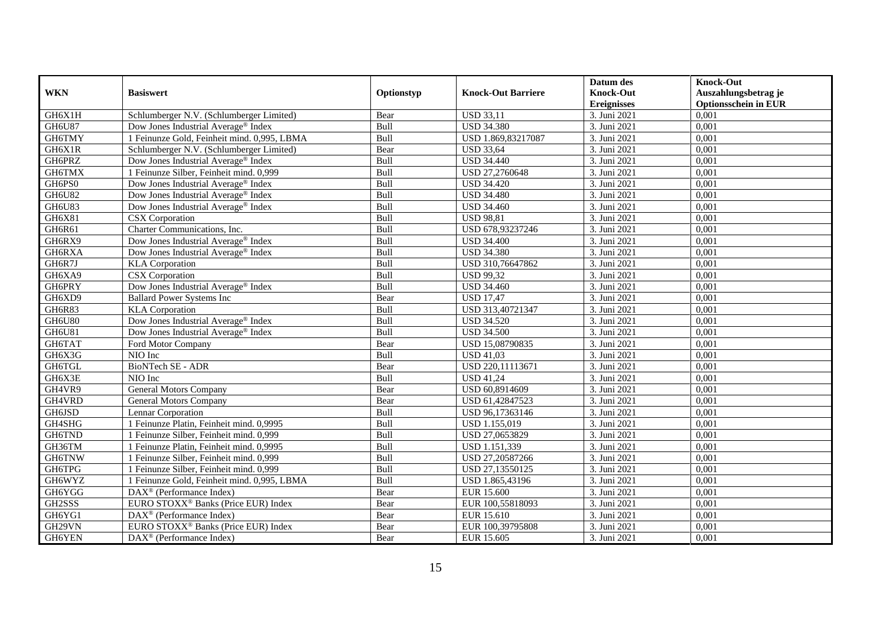| WKN | Basiswert | Optionstyp | Knock-Out Barriere | Datum des Knock-Out Ereignisses | Knock-Out Auszahlungsbetrag je Optionsschein in EUR |
|---|---|---|---|---|---|
| GH6X1H | Schlumberger N.V. (Schlumberger Limited) | Bear | USD 33,11 | 3. Juni 2021 | 0,001 |
| GH6U87 | Dow Jones Industrial Average® Index | Bull | USD 34.380 | 3. Juni 2021 | 0,001 |
| GH6TMY | 1 Feinunze Gold, Feinheit mind. 0,995, LBMA | Bull | USD 1.869,83217087 | 3. Juni 2021 | 0,001 |
| GH6X1R | Schlumberger N.V. (Schlumberger Limited) | Bear | USD 33,64 | 3. Juni 2021 | 0,001 |
| GH6PRZ | Dow Jones Industrial Average® Index | Bull | USD 34.440 | 3. Juni 2021 | 0,001 |
| GH6TMX | 1 Feinunze Silber, Feinheit mind. 0,999 | Bull | USD 27,2760648 | 3. Juni 2021 | 0,001 |
| GH6PS0 | Dow Jones Industrial Average® Index | Bull | USD 34.420 | 3. Juni 2021 | 0,001 |
| GH6U82 | Dow Jones Industrial Average® Index | Bull | USD 34.480 | 3. Juni 2021 | 0,001 |
| GH6U83 | Dow Jones Industrial Average® Index | Bull | USD 34.460 | 3. Juni 2021 | 0,001 |
| GH6X81 | CSX Corporation | Bull | USD 98,81 | 3. Juni 2021 | 0,001 |
| GH6R61 | Charter Communications, Inc. | Bull | USD 678,93237246 | 3. Juni 2021 | 0,001 |
| GH6RX9 | Dow Jones Industrial Average® Index | Bull | USD 34.400 | 3. Juni 2021 | 0,001 |
| GH6RXA | Dow Jones Industrial Average® Index | Bull | USD 34.380 | 3. Juni 2021 | 0,001 |
| GH6R7J | KLA Corporation | Bull | USD 310,76647862 | 3. Juni 2021 | 0,001 |
| GH6XA9 | CSX Corporation | Bull | USD 99,32 | 3. Juni 2021 | 0,001 |
| GH6PRY | Dow Jones Industrial Average® Index | Bull | USD 34.460 | 3. Juni 2021 | 0,001 |
| GH6XD9 | Ballard Power Systems Inc | Bear | USD 17,47 | 3. Juni 2021 | 0,001 |
| GH6R83 | KLA Corporation | Bull | USD 313,40721347 | 3. Juni 2021 | 0,001 |
| GH6U80 | Dow Jones Industrial Average® Index | Bull | USD 34.520 | 3. Juni 2021 | 0,001 |
| GH6U81 | Dow Jones Industrial Average® Index | Bull | USD 34.500 | 3. Juni 2021 | 0,001 |
| GH6TAT | Ford Motor Company | Bear | USD 15,08790835 | 3. Juni 2021 | 0,001 |
| GH6X3G | NIO Inc | Bull | USD 41,03 | 3. Juni 2021 | 0,001 |
| GH6TGL | BioNTech SE - ADR | Bear | USD 220,11113671 | 3. Juni 2021 | 0,001 |
| GH6X3E | NIO Inc | Bull | USD 41,24 | 3. Juni 2021 | 0,001 |
| GH4VR9 | General Motors Company | Bear | USD 60,8914609 | 3. Juni 2021 | 0,001 |
| GH4VRD | General Motors Company | Bear | USD 61,42847523 | 3. Juni 2021 | 0,001 |
| GH6JSD | Lennar Corporation | Bull | USD 96,17363146 | 3. Juni 2021 | 0,001 |
| GH4SHG | 1 Feinunze Platin, Feinheit mind. 0,9995 | Bull | USD 1.155,019 | 3. Juni 2021 | 0,001 |
| GH6TND | 1 Feinunze Silber, Feinheit mind. 0,999 | Bull | USD 27,0653829 | 3. Juni 2021 | 0,001 |
| GH36TM | 1 Feinunze Platin, Feinheit mind. 0,9995 | Bull | USD 1.151,339 | 3. Juni 2021 | 0,001 |
| GH6TNW | 1 Feinunze Silber, Feinheit mind. 0,999 | Bull | USD 27,20587266 | 3. Juni 2021 | 0,001 |
| GH6TPG | 1 Feinunze Silber, Feinheit mind. 0,999 | Bull | USD 27,13550125 | 3. Juni 2021 | 0,001 |
| GH6WYZ | 1 Feinunze Gold, Feinheit mind. 0,995, LBMA | Bull | USD 1.865,43196 | 3. Juni 2021 | 0,001 |
| GH6YGG | DAX® (Performance Index) | Bear | EUR 15.600 | 3. Juni 2021 | 0,001 |
| GH2SSS | EURO STOXX® Banks (Price EUR) Index | Bear | EUR 100,55818093 | 3. Juni 2021 | 0,001 |
| GH6YG1 | DAX® (Performance Index) | Bear | EUR 15.610 | 3. Juni 2021 | 0,001 |
| GH29VN | EURO STOXX® Banks (Price EUR) Index | Bear | EUR 100,39795808 | 3. Juni 2021 | 0,001 |
| GH6YEN | DAX® (Performance Index) | Bear | EUR 15.605 | 3. Juni 2021 | 0,001 |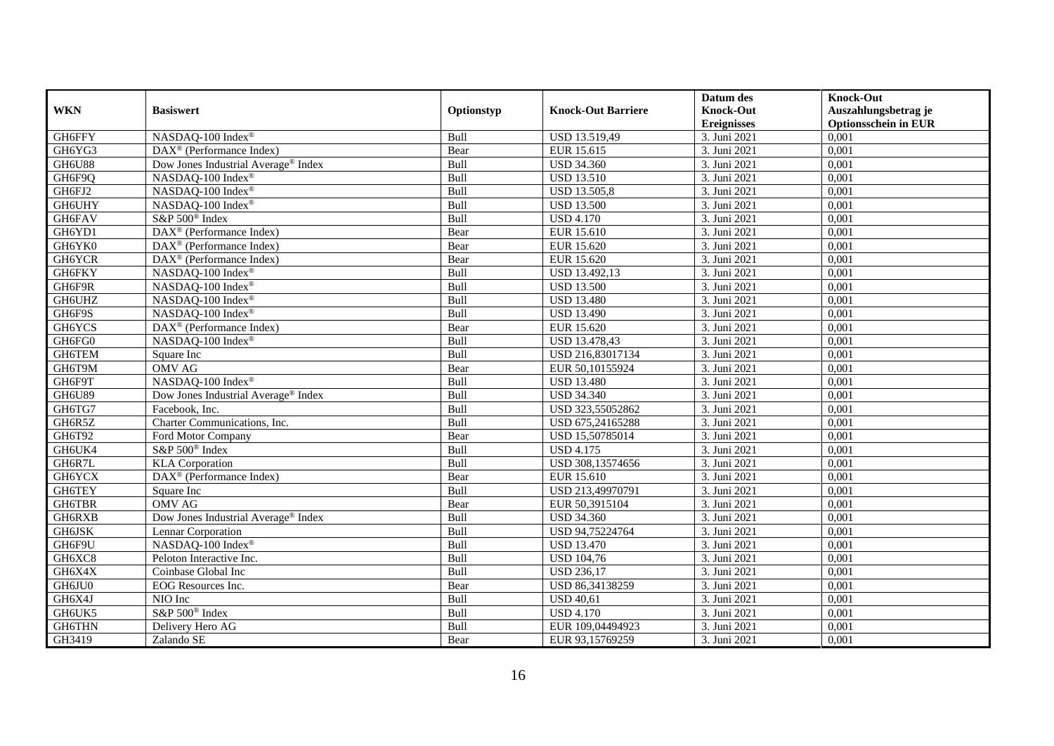| WKN | Basiswert | Optionstyp | Knock-Out Barriere | Datum des Knock-Out Ereignisses | Knock-Out Auszahlungsbetrag je Optionsschein in EUR |
|---|---|---|---|---|---|
| GH6FFY | NASDAQ-100 Index® | Bull | USD 13.519,49 | 3. Juni 2021 | 0,001 |
| GH6YG3 | DAX® (Performance Index) | Bear | EUR 15.615 | 3. Juni 2021 | 0,001 |
| GH6U88 | Dow Jones Industrial Average® Index | Bull | USD 34.360 | 3. Juni 2021 | 0,001 |
| GH6F9Q | NASDAQ-100 Index® | Bull | USD 13.510 | 3. Juni 2021 | 0,001 |
| GH6FJ2 | NASDAQ-100 Index® | Bull | USD 13.505,8 | 3. Juni 2021 | 0,001 |
| GH6UHY | NASDAQ-100 Index® | Bull | USD 13.500 | 3. Juni 2021 | 0,001 |
| GH6FAV | S&P 500® Index | Bull | USD 4.170 | 3. Juni 2021 | 0,001 |
| GH6YD1 | DAX® (Performance Index) | Bear | EUR 15.610 | 3. Juni 2021 | 0,001 |
| GH6YK0 | DAX® (Performance Index) | Bear | EUR 15.620 | 3. Juni 2021 | 0,001 |
| GH6YCR | DAX® (Performance Index) | Bear | EUR 15.620 | 3. Juni 2021 | 0,001 |
| GH6FKY | NASDAQ-100 Index® | Bull | USD 13.492,13 | 3. Juni 2021 | 0,001 |
| GH6F9R | NASDAQ-100 Index® | Bull | USD 13.500 | 3. Juni 2021 | 0,001 |
| GH6UHZ | NASDAQ-100 Index® | Bull | USD 13.480 | 3. Juni 2021 | 0,001 |
| GH6F9S | NASDAQ-100 Index® | Bull | USD 13.490 | 3. Juni 2021 | 0,001 |
| GH6YCS | DAX® (Performance Index) | Bear | EUR 15.620 | 3. Juni 2021 | 0,001 |
| GH6FG0 | NASDAQ-100 Index® | Bull | USD 13.478,43 | 3. Juni 2021 | 0,001 |
| GH6TEM | Square Inc | Bull | USD 216,83017134 | 3. Juni 2021 | 0,001 |
| GH6T9M | OMV AG | Bear | EUR 50,10155924 | 3. Juni 2021 | 0,001 |
| GH6F9T | NASDAQ-100 Index® | Bull | USD 13.480 | 3. Juni 2021 | 0,001 |
| GH6U89 | Dow Jones Industrial Average® Index | Bull | USD 34.340 | 3. Juni 2021 | 0,001 |
| GH6TG7 | Facebook, Inc. | Bull | USD 323,55052862 | 3. Juni 2021 | 0,001 |
| GH6R5Z | Charter Communications, Inc. | Bull | USD 675,24165288 | 3. Juni 2021 | 0,001 |
| GH6T92 | Ford Motor Company | Bear | USD 15,50785014 | 3. Juni 2021 | 0,001 |
| GH6UK4 | S&P 500® Index | Bull | USD 4.175 | 3. Juni 2021 | 0,001 |
| GH6R7L | KLA Corporation | Bull | USD 308,13574656 | 3. Juni 2021 | 0,001 |
| GH6YCX | DAX® (Performance Index) | Bear | EUR 15.610 | 3. Juni 2021 | 0,001 |
| GH6TEY | Square Inc | Bull | USD 213,49970791 | 3. Juni 2021 | 0,001 |
| GH6TBR | OMV AG | Bear | EUR 50,3915104 | 3. Juni 2021 | 0,001 |
| GH6RXB | Dow Jones Industrial Average® Index | Bull | USD 34.360 | 3. Juni 2021 | 0,001 |
| GH6JSK | Lennar Corporation | Bull | USD 94,75224764 | 3. Juni 2021 | 0,001 |
| GH6F9U | NASDAQ-100 Index® | Bull | USD 13.470 | 3. Juni 2021 | 0,001 |
| GH6XC8 | Peloton Interactive Inc. | Bull | USD 104,76 | 3. Juni 2021 | 0,001 |
| GH6X4X | Coinbase Global Inc | Bull | USD 236,17 | 3. Juni 2021 | 0,001 |
| GH6JU0 | EOG Resources Inc. | Bear | USD 86,34138259 | 3. Juni 2021 | 0,001 |
| GH6X4J | NIO Inc | Bull | USD 40,61 | 3. Juni 2021 | 0,001 |
| GH6UK5 | S&P 500® Index | Bull | USD 4.170 | 3. Juni 2021 | 0,001 |
| GH6THN | Delivery Hero AG | Bull | EUR 109,04494923 | 3. Juni 2021 | 0,001 |
| GH3419 | Zalando SE | Bear | EUR 93,15769259 | 3. Juni 2021 | 0,001 |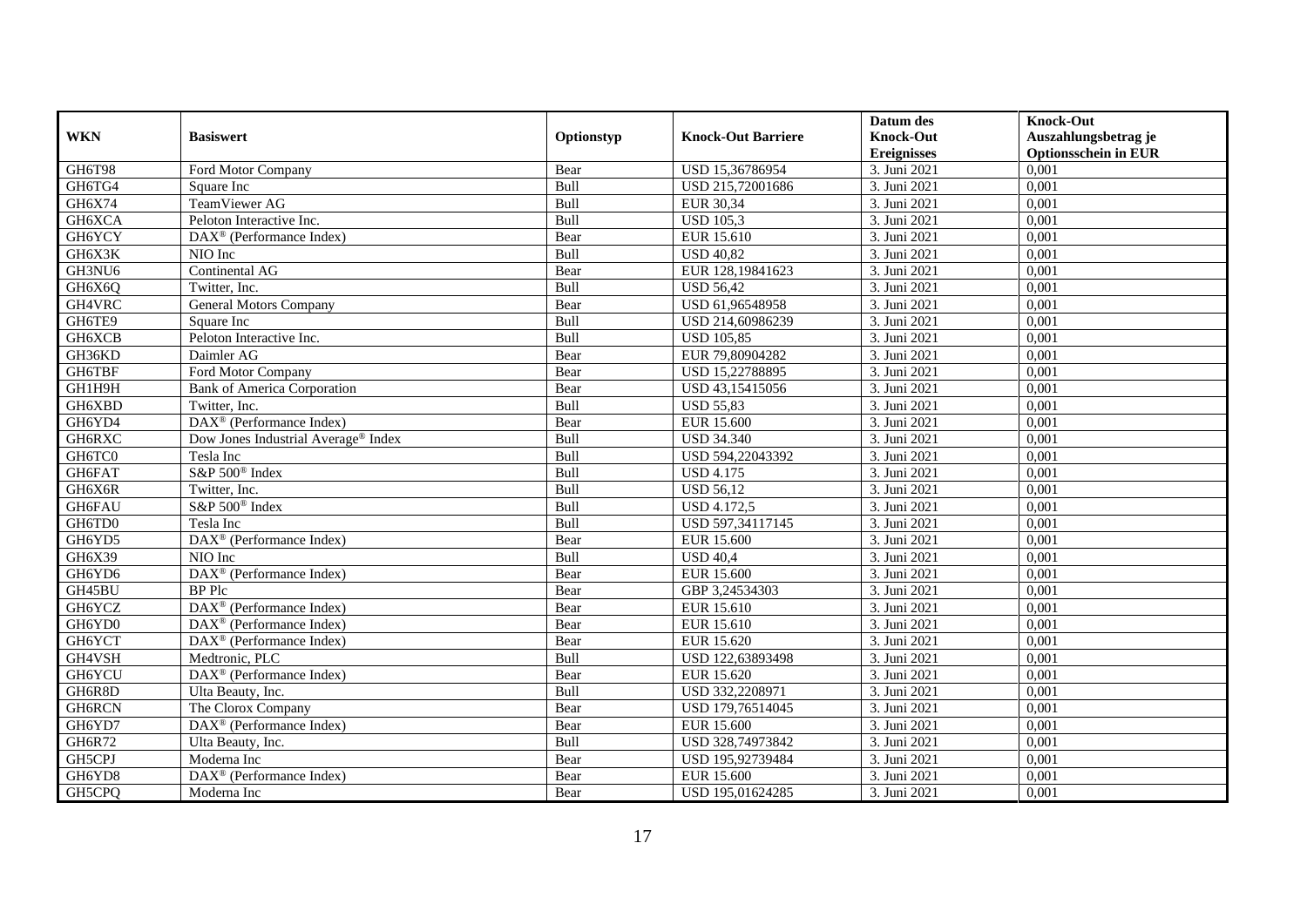| WKN | Basiswert | Optionstyp | Knock-Out Barriere | Datum des Knock-Out Ereignisses | Knock-Out Auszahlungsbetrag je Optionsschein in EUR |
|---|---|---|---|---|---|
| GH6T98 | Ford Motor Company | Bear | USD 15,36786954 | 3. Juni 2021 | 0,001 |
| GH6TG4 | Square Inc | Bull | USD 215,72001686 | 3. Juni 2021 | 0,001 |
| GH6X74 | TeamViewer AG | Bull | EUR 30,34 | 3. Juni 2021 | 0,001 |
| GH6XCA | Peloton Interactive Inc. | Bull | USD 105,3 | 3. Juni 2021 | 0,001 |
| GH6YCY | DAX® (Performance Index) | Bear | EUR 15.610 | 3. Juni 2021 | 0,001 |
| GH6X3K | NIO Inc | Bull | USD 40,82 | 3. Juni 2021 | 0,001 |
| GH3NU6 | Continental AG | Bear | EUR 128,19841623 | 3. Juni 2021 | 0,001 |
| GH6X6Q | Twitter, Inc. | Bull | USD 56,42 | 3. Juni 2021 | 0,001 |
| GH4VRC | General Motors Company | Bear | USD 61,96548958 | 3. Juni 2021 | 0,001 |
| GH6TE9 | Square Inc | Bull | USD 214,60986239 | 3. Juni 2021 | 0,001 |
| GH6XCB | Peloton Interactive Inc. | Bull | USD 105,85 | 3. Juni 2021 | 0,001 |
| GH36KD | Daimler AG | Bear | EUR 79,80904282 | 3. Juni 2021 | 0,001 |
| GH6TBF | Ford Motor Company | Bear | USD 15,22788895 | 3. Juni 2021 | 0,001 |
| GH1H9H | Bank of America Corporation | Bear | USD 43,15415056 | 3. Juni 2021 | 0,001 |
| GH6XBD | Twitter, Inc. | Bull | USD 55,83 | 3. Juni 2021 | 0,001 |
| GH6YD4 | DAX® (Performance Index) | Bear | EUR 15.600 | 3. Juni 2021 | 0,001 |
| GH6RXC | Dow Jones Industrial Average® Index | Bull | USD 34.340 | 3. Juni 2021 | 0,001 |
| GH6TC0 | Tesla Inc | Bull | USD 594,22043392 | 3. Juni 2021 | 0,001 |
| GH6FAT | S&P 500® Index | Bull | USD 4.175 | 3. Juni 2021 | 0,001 |
| GH6X6R | Twitter, Inc. | Bull | USD 56,12 | 3. Juni 2021 | 0,001 |
| GH6FAU | S&P 500® Index | Bull | USD 4.172,5 | 3. Juni 2021 | 0,001 |
| GH6TD0 | Tesla Inc | Bull | USD 597,34117145 | 3. Juni 2021 | 0,001 |
| GH6YD5 | DAX® (Performance Index) | Bear | EUR 15.600 | 3. Juni 2021 | 0,001 |
| GH6X39 | NIO Inc | Bull | USD 40,4 | 3. Juni 2021 | 0,001 |
| GH6YD6 | DAX® (Performance Index) | Bear | EUR 15.600 | 3. Juni 2021 | 0,001 |
| GH45BU | BP Plc | Bear | GBP 3,24534303 | 3. Juni 2021 | 0,001 |
| GH6YCZ | DAX® (Performance Index) | Bear | EUR 15.610 | 3. Juni 2021 | 0,001 |
| GH6YD0 | DAX® (Performance Index) | Bear | EUR 15.610 | 3. Juni 2021 | 0,001 |
| GH6YCT | DAX® (Performance Index) | Bear | EUR 15.620 | 3. Juni 2021 | 0,001 |
| GH4VSH | Medtronic, PLC | Bull | USD 122,63893498 | 3. Juni 2021 | 0,001 |
| GH6YCU | DAX® (Performance Index) | Bear | EUR 15.620 | 3. Juni 2021 | 0,001 |
| GH6R8D | Ulta Beauty, Inc. | Bull | USD 332,2208971 | 3. Juni 2021 | 0,001 |
| GH6RCN | The Clorox Company | Bear | USD 179,76514045 | 3. Juni 2021 | 0,001 |
| GH6YD7 | DAX® (Performance Index) | Bear | EUR 15.600 | 3. Juni 2021 | 0,001 |
| GH6R72 | Ulta Beauty, Inc. | Bull | USD 328,74973842 | 3. Juni 2021 | 0,001 |
| GH5CPJ | Moderna Inc | Bear | USD 195,92739484 | 3. Juni 2021 | 0,001 |
| GH6YD8 | DAX® (Performance Index) | Bear | EUR 15.600 | 3. Juni 2021 | 0,001 |
| GH5CPQ | Moderna Inc | Bear | USD 195,01624285 | 3. Juni 2021 | 0,001 |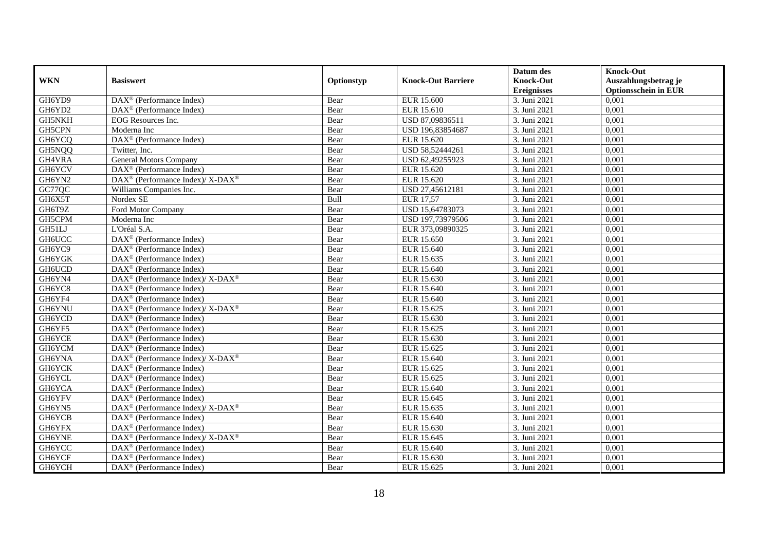| WKN | Basiswert | Optionstyp | Knock-Out Barriere | Datum des Knock-Out Ereignisses | Knock-Out Auszahlungsbetrag je Optionsschein in EUR |
|---|---|---|---|---|---|
| GH6YD9 | DAX® (Performance Index) | Bear | EUR 15.600 | 3. Juni 2021 | 0,001 |
| GH6YD2 | DAX® (Performance Index) | Bear | EUR 15.610 | 3. Juni 2021 | 0,001 |
| GH5NKH | EOG Resources Inc. | Bear | USD 87,09836511 | 3. Juni 2021 | 0,001 |
| GH5CPN | Moderna Inc | Bear | USD 196,83854687 | 3. Juni 2021 | 0,001 |
| GH6YCQ | DAX® (Performance Index) | Bear | EUR 15.620 | 3. Juni 2021 | 0,001 |
| GH5NQQ | Twitter, Inc. | Bear | USD 58,52444261 | 3. Juni 2021 | 0,001 |
| GH4VRA | General Motors Company | Bear | USD 62,49255923 | 3. Juni 2021 | 0,001 |
| GH6YCV | DAX® (Performance Index) | Bear | EUR 15.620 | 3. Juni 2021 | 0,001 |
| GH6YN2 | DAX® (Performance Index)/ X-DAX® | Bear | EUR 15.620 | 3. Juni 2021 | 0,001 |
| GC77QC | Williams Companies Inc. | Bear | USD 27,45612181 | 3. Juni 2021 | 0,001 |
| GH6X5T | Nordex SE | Bull | EUR 17,57 | 3. Juni 2021 | 0,001 |
| GH6T9Z | Ford Motor Company | Bear | USD 15,64783073 | 3. Juni 2021 | 0,001 |
| GH5CPM | Moderna Inc | Bear | USD 197,73979506 | 3. Juni 2021 | 0,001 |
| GH51LJ | L'Oréal S.A. | Bear | EUR 373,09890325 | 3. Juni 2021 | 0,001 |
| GH6UCC | DAX® (Performance Index) | Bear | EUR 15.650 | 3. Juni 2021 | 0,001 |
| GH6YC9 | DAX® (Performance Index) | Bear | EUR 15.640 | 3. Juni 2021 | 0,001 |
| GH6YGK | DAX® (Performance Index) | Bear | EUR 15.635 | 3. Juni 2021 | 0,001 |
| GH6UCD | DAX® (Performance Index) | Bear | EUR 15.640 | 3. Juni 2021 | 0,001 |
| GH6YN4 | DAX® (Performance Index)/ X-DAX® | Bear | EUR 15.630 | 3. Juni 2021 | 0,001 |
| GH6YC8 | DAX® (Performance Index) | Bear | EUR 15.640 | 3. Juni 2021 | 0,001 |
| GH6YF4 | DAX® (Performance Index) | Bear | EUR 15.640 | 3. Juni 2021 | 0,001 |
| GH6YNU | DAX® (Performance Index)/ X-DAX® | Bear | EUR 15.625 | 3. Juni 2021 | 0,001 |
| GH6YCD | DAX® (Performance Index) | Bear | EUR 15.630 | 3. Juni 2021 | 0,001 |
| GH6YF5 | DAX® (Performance Index) | Bear | EUR 15.625 | 3. Juni 2021 | 0,001 |
| GH6YCE | DAX® (Performance Index) | Bear | EUR 15.630 | 3. Juni 2021 | 0,001 |
| GH6YCM | DAX® (Performance Index) | Bear | EUR 15.625 | 3. Juni 2021 | 0,001 |
| GH6YNA | DAX® (Performance Index)/ X-DAX® | Bear | EUR 15.640 | 3. Juni 2021 | 0,001 |
| GH6YCK | DAX® (Performance Index) | Bear | EUR 15.625 | 3. Juni 2021 | 0,001 |
| GH6YCL | DAX® (Performance Index) | Bear | EUR 15.625 | 3. Juni 2021 | 0,001 |
| GH6YCA | DAX® (Performance Index) | Bear | EUR 15.640 | 3. Juni 2021 | 0,001 |
| GH6YFV | DAX® (Performance Index) | Bear | EUR 15.645 | 3. Juni 2021 | 0,001 |
| GH6YN5 | DAX® (Performance Index)/ X-DAX® | Bear | EUR 15.635 | 3. Juni 2021 | 0,001 |
| GH6YCB | DAX® (Performance Index) | Bear | EUR 15.640 | 3. Juni 2021 | 0,001 |
| GH6YFX | DAX® (Performance Index) | Bear | EUR 15.630 | 3. Juni 2021 | 0,001 |
| GH6YNE | DAX® (Performance Index)/ X-DAX® | Bear | EUR 15.645 | 3. Juni 2021 | 0,001 |
| GH6YCC | DAX® (Performance Index) | Bear | EUR 15.640 | 3. Juni 2021 | 0,001 |
| GH6YCF | DAX® (Performance Index) | Bear | EUR 15.630 | 3. Juni 2021 | 0,001 |
| GH6YCH | DAX® (Performance Index) | Bear | EUR 15.625 | 3. Juni 2021 | 0,001 |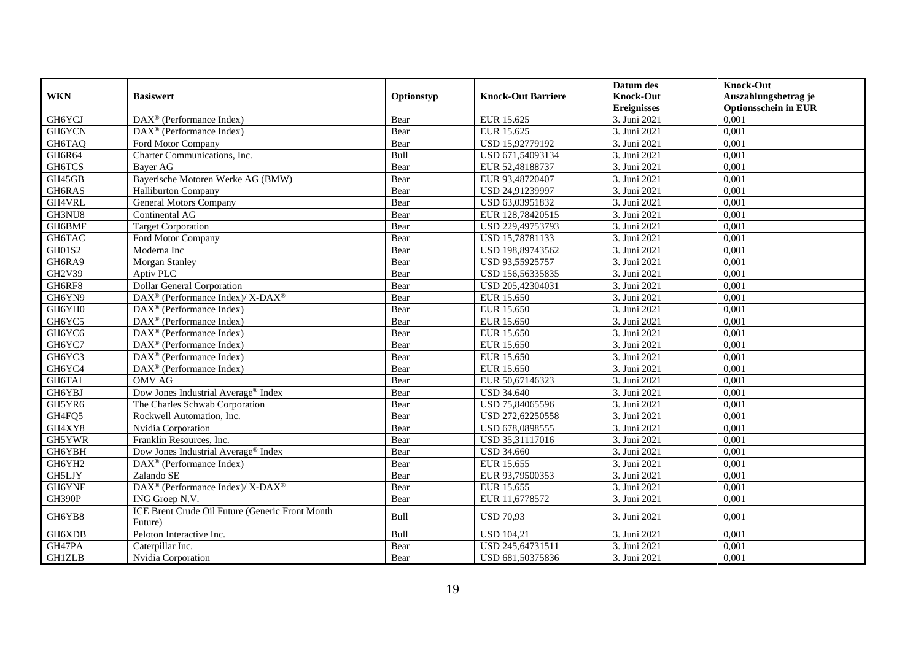| WKN | Basiswert | Optionstyp | Knock-Out Barriere | Datum des Knock-Out Ereignisses | Knock-Out Auszahlungsbetrag je Optionsschein in EUR |
|---|---|---|---|---|---|
| GH6YCJ | DAX® (Performance Index) | Bear | EUR 15.625 | 3. Juni 2021 | 0,001 |
| GH6YCN | DAX® (Performance Index) | Bear | EUR 15.625 | 3. Juni 2021 | 0,001 |
| GH6TAQ | Ford Motor Company | Bear | USD 15,92779192 | 3. Juni 2021 | 0,001 |
| GH6R64 | Charter Communications, Inc. | Bull | USD 671,54093134 | 3. Juni 2021 | 0,001 |
| GH6TCS | Bayer AG | Bear | EUR 52,48188737 | 3. Juni 2021 | 0,001 |
| GH45GB | Bayerische Motoren Werke AG (BMW) | Bear | EUR 93,48720407 | 3. Juni 2021 | 0,001 |
| GH6RAS | Halliburton Company | Bear | USD 24,91239997 | 3. Juni 2021 | 0,001 |
| GH4VRL | General Motors Company | Bear | USD 63,03951832 | 3. Juni 2021 | 0,001 |
| GH3NU8 | Continental AG | Bear | EUR 128,78420515 | 3. Juni 2021 | 0,001 |
| GH6BMF | Target Corporation | Bear | USD 229,49753793 | 3. Juni 2021 | 0,001 |
| GH6TAC | Ford Motor Company | Bear | USD 15,78781133 | 3. Juni 2021 | 0,001 |
| GH01S2 | Moderna Inc | Bear | USD 198,89743562 | 3. Juni 2021 | 0,001 |
| GH6RA9 | Morgan Stanley | Bear | USD 93,55925757 | 3. Juni 2021 | 0,001 |
| GH2V39 | Aptiv PLC | Bear | USD 156,56335835 | 3. Juni 2021 | 0,001 |
| GH6RF8 | Dollar General Corporation | Bear | USD 205,42304031 | 3. Juni 2021 | 0,001 |
| GH6YN9 | DAX® (Performance Index)/ X-DAX® | Bear | EUR 15.650 | 3. Juni 2021 | 0,001 |
| GH6YH0 | DAX® (Performance Index) | Bear | EUR 15.650 | 3. Juni 2021 | 0,001 |
| GH6YC5 | DAX® (Performance Index) | Bear | EUR 15.650 | 3. Juni 2021 | 0,001 |
| GH6YC6 | DAX® (Performance Index) | Bear | EUR 15.650 | 3. Juni 2021 | 0,001 |
| GH6YC7 | DAX® (Performance Index) | Bear | EUR 15.650 | 3. Juni 2021 | 0,001 |
| GH6YC3 | DAX® (Performance Index) | Bear | EUR 15.650 | 3. Juni 2021 | 0,001 |
| GH6YC4 | DAX® (Performance Index) | Bear | EUR 15.650 | 3. Juni 2021 | 0,001 |
| GH6TAL | OMV AG | Bear | EUR 50,67146323 | 3. Juni 2021 | 0,001 |
| GH6YBJ | Dow Jones Industrial Average® Index | Bear | USD 34.640 | 3. Juni 2021 | 0,001 |
| GH5YR6 | The Charles Schwab Corporation | Bear | USD 75,84065596 | 3. Juni 2021 | 0,001 |
| GH4FQ5 | Rockwell Automation, Inc. | Bear | USD 272,62250558 | 3. Juni 2021 | 0,001 |
| GH4XY8 | Nvidia Corporation | Bear | USD 678,0898555 | 3. Juni 2021 | 0,001 |
| GH5YWR | Franklin Resources, Inc. | Bear | USD 35,31117016 | 3. Juni 2021 | 0,001 |
| GH6YBH | Dow Jones Industrial Average® Index | Bear | USD 34.660 | 3. Juni 2021 | 0,001 |
| GH6YH2 | DAX® (Performance Index) | Bear | EUR 15.655 | 3. Juni 2021 | 0,001 |
| GH5LJY | Zalando SE | Bear | EUR 93,79500353 | 3. Juni 2021 | 0,001 |
| GH6YNF | DAX® (Performance Index)/ X-DAX® | Bear | EUR 15.655 | 3. Juni 2021 | 0,001 |
| GH390P | ING Groep N.V. | Bear | EUR 11,6778572 | 3. Juni 2021 | 0,001 |
| GH6YB8 | ICE Brent Crude Oil Future (Generic Front Month Future) | Bull | USD 70,93 | 3. Juni 2021 | 0,001 |
| GH6XDB | Peloton Interactive Inc. | Bull | USD 104,21 | 3. Juni 2021 | 0,001 |
| GH47PA | Caterpillar Inc. | Bear | USD 245,64731511 | 3. Juni 2021 | 0,001 |
| GH1ZLB | Nvidia Corporation | Bear | USD 681,50375836 | 3. Juni 2021 | 0,001 |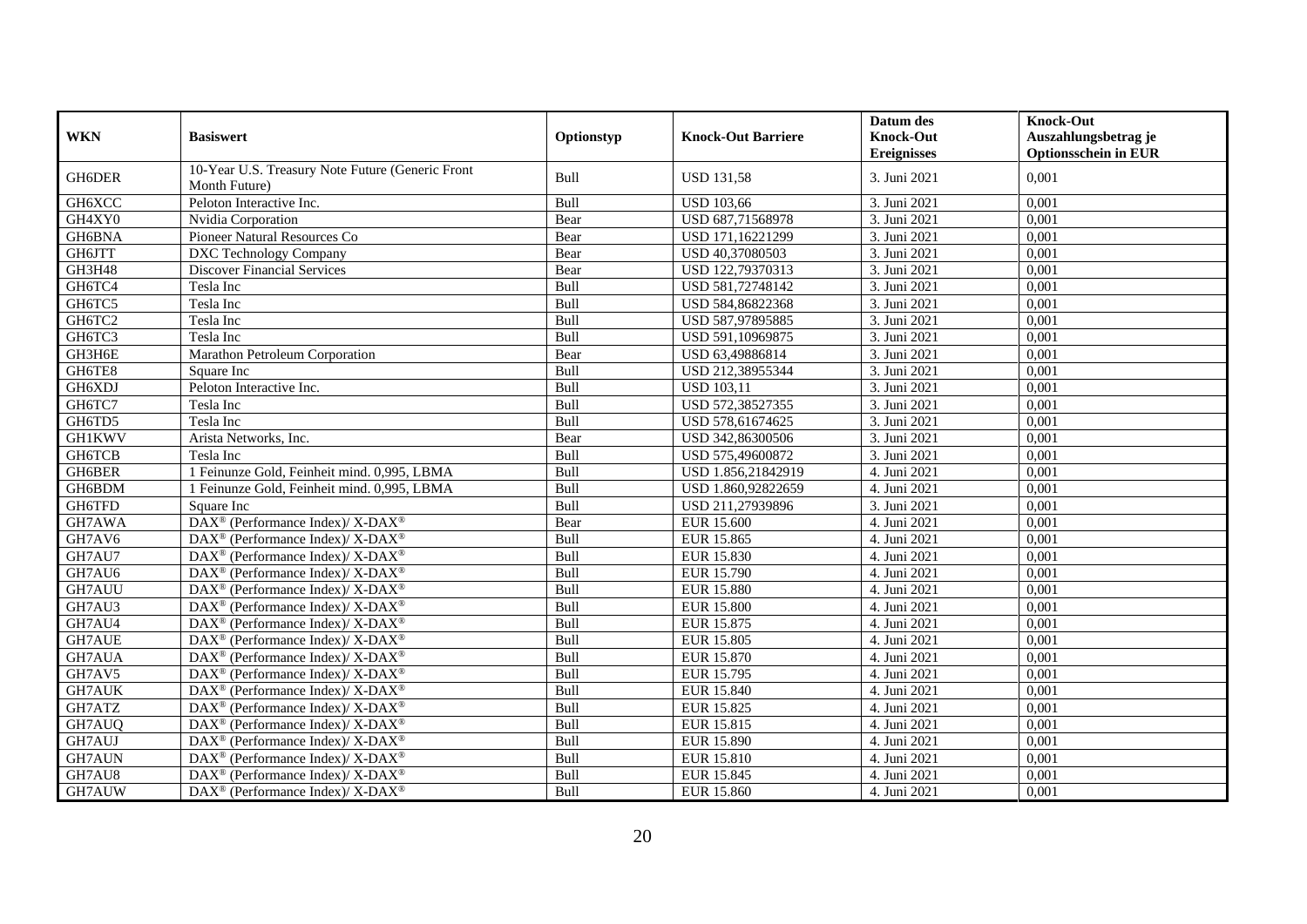| WKN | Basiswert | Optionstyp | Knock-Out Barriere | Datum des Knock-Out Ereignisses | Knock-Out Auszahlungsbetrag je Optionsschein in EUR |
|---|---|---|---|---|---|
| GH6DER | 10-Year U.S. Treasury Note Future (Generic Front Month Future) | Bull | USD 131,58 | 3. Juni 2021 | 0,001 |
| GH6XCC | Peloton Interactive Inc. | Bull | USD 103,66 | 3. Juni 2021 | 0,001 |
| GH4XY0 | Nvidia Corporation | Bear | USD 687,71568978 | 3. Juni 2021 | 0,001 |
| GH6BNA | Pioneer Natural Resources Co | Bear | USD 171,16221299 | 3. Juni 2021 | 0,001 |
| GH6JTT | DXC Technology Company | Bear | USD 40,37080503 | 3. Juni 2021 | 0,001 |
| GH3H48 | Discover Financial Services | Bear | USD 122,79370313 | 3. Juni 2021 | 0,001 |
| GH6TC4 | Tesla Inc | Bull | USD 581,72748142 | 3. Juni 2021 | 0,001 |
| GH6TC5 | Tesla Inc | Bull | USD 584,86822368 | 3. Juni 2021 | 0,001 |
| GH6TC2 | Tesla Inc | Bull | USD 587,97895885 | 3. Juni 2021 | 0,001 |
| GH6TC3 | Tesla Inc | Bull | USD 591,10969875 | 3. Juni 2021 | 0,001 |
| GH3H6E | Marathon Petroleum Corporation | Bear | USD 63,49886814 | 3. Juni 2021 | 0,001 |
| GH6TE8 | Square Inc | Bull | USD 212,38955344 | 3. Juni 2021 | 0,001 |
| GH6XDJ | Peloton Interactive Inc. | Bull | USD 103,11 | 3. Juni 2021 | 0,001 |
| GH6TC7 | Tesla Inc | Bull | USD 572,38527355 | 3. Juni 2021 | 0,001 |
| GH6TD5 | Tesla Inc | Bull | USD 578,61674625 | 3. Juni 2021 | 0,001 |
| GH1KWV | Arista Networks, Inc. | Bear | USD 342,86300506 | 3. Juni 2021 | 0,001 |
| GH6TCB | Tesla Inc | Bull | USD 575,49600872 | 3. Juni 2021 | 0,001 |
| GH6BER | 1 Feinunze Gold, Feinheit mind. 0,995, LBMA | Bull | USD 1.856,21842919 | 4. Juni 2021 | 0,001 |
| GH6BDM | 1 Feinunze Gold, Feinheit mind. 0,995, LBMA | Bull | USD 1.860,92822659 | 4. Juni 2021 | 0,001 |
| GH6TFD | Square Inc | Bull | USD 211,27939896 | 3. Juni 2021 | 0,001 |
| GH7AWA | DAX® (Performance Index)/ X-DAX® | Bear | EUR 15.600 | 4. Juni 2021 | 0,001 |
| GH7AV6 | DAX® (Performance Index)/ X-DAX® | Bull | EUR 15.865 | 4. Juni 2021 | 0,001 |
| GH7AU7 | DAX® (Performance Index)/ X-DAX® | Bull | EUR 15.830 | 4. Juni 2021 | 0,001 |
| GH7AU6 | DAX® (Performance Index)/ X-DAX® | Bull | EUR 15.790 | 4. Juni 2021 | 0,001 |
| GH7AUU | DAX® (Performance Index)/ X-DAX® | Bull | EUR 15.880 | 4. Juni 2021 | 0,001 |
| GH7AU3 | DAX® (Performance Index)/ X-DAX® | Bull | EUR 15.800 | 4. Juni 2021 | 0,001 |
| GH7AU4 | DAX® (Performance Index)/ X-DAX® | Bull | EUR 15.875 | 4. Juni 2021 | 0,001 |
| GH7AUE | DAX® (Performance Index)/ X-DAX® | Bull | EUR 15.805 | 4. Juni 2021 | 0,001 |
| GH7AUA | DAX® (Performance Index)/ X-DAX® | Bull | EUR 15.870 | 4. Juni 2021 | 0,001 |
| GH7AV5 | DAX® (Performance Index)/ X-DAX® | Bull | EUR 15.795 | 4. Juni 2021 | 0,001 |
| GH7AUK | DAX® (Performance Index)/ X-DAX® | Bull | EUR 15.840 | 4. Juni 2021 | 0,001 |
| GH7ATZ | DAX® (Performance Index)/ X-DAX® | Bull | EUR 15.825 | 4. Juni 2021 | 0,001 |
| GH7AUQ | DAX® (Performance Index)/ X-DAX® | Bull | EUR 15.815 | 4. Juni 2021 | 0,001 |
| GH7AUJ | DAX® (Performance Index)/ X-DAX® | Bull | EUR 15.890 | 4. Juni 2021 | 0,001 |
| GH7AUN | DAX® (Performance Index)/ X-DAX® | Bull | EUR 15.810 | 4. Juni 2021 | 0,001 |
| GH7AU8 | DAX® (Performance Index)/ X-DAX® | Bull | EUR 15.845 | 4. Juni 2021 | 0,001 |
| GH7AUW | DAX® (Performance Index)/ X-DAX® | Bull | EUR 15.860 | 4. Juni 2021 | 0,001 |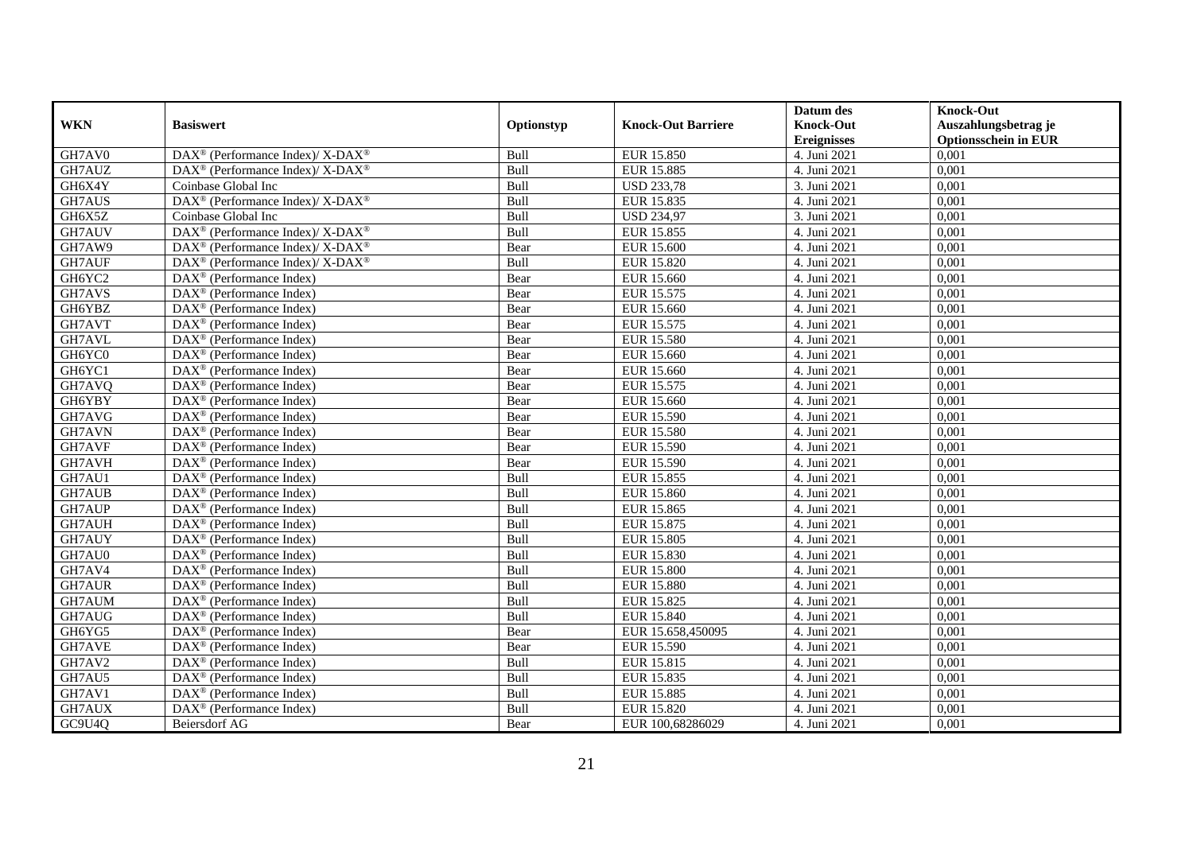| WKN | Basiswert | Optionstyp | Knock-Out Barriere | Datum des Knock-Out Ereignisses | Knock-Out Auszahlungsbetrag je Optionsschein in EUR |
|---|---|---|---|---|---|
| GH7AV0 | DAX® (Performance Index)/ X-DAX® | Bull | EUR 15.850 | 4. Juni 2021 | 0,001 |
| GH7AUZ | DAX® (Performance Index)/ X-DAX® | Bull | EUR 15.885 | 4. Juni 2021 | 0,001 |
| GH6X4Y | Coinbase Global Inc | Bull | USD 233,78 | 3. Juni 2021 | 0,001 |
| GH7AUS | DAX® (Performance Index)/ X-DAX® | Bull | EUR 15.835 | 4. Juni 2021 | 0,001 |
| GH6X5Z | Coinbase Global Inc | Bull | USD 234,97 | 3. Juni 2021 | 0,001 |
| GH7AUV | DAX® (Performance Index)/ X-DAX® | Bull | EUR 15.855 | 4. Juni 2021 | 0,001 |
| GH7AW9 | DAX® (Performance Index)/ X-DAX® | Bear | EUR 15.600 | 4. Juni 2021 | 0,001 |
| GH7AUF | DAX® (Performance Index)/ X-DAX® | Bull | EUR 15.820 | 4. Juni 2021 | 0,001 |
| GH6YC2 | DAX® (Performance Index) | Bear | EUR 15.660 | 4. Juni 2021 | 0,001 |
| GH7AVS | DAX® (Performance Index) | Bear | EUR 15.575 | 4. Juni 2021 | 0,001 |
| GH6YBZ | DAX® (Performance Index) | Bear | EUR 15.660 | 4. Juni 2021 | 0,001 |
| GH7AVT | DAX® (Performance Index) | Bear | EUR 15.575 | 4. Juni 2021 | 0,001 |
| GH7AVL | DAX® (Performance Index) | Bear | EUR 15.580 | 4. Juni 2021 | 0,001 |
| GH6YC0 | DAX® (Performance Index) | Bear | EUR 15.660 | 4. Juni 2021 | 0,001 |
| GH6YC1 | DAX® (Performance Index) | Bear | EUR 15.660 | 4. Juni 2021 | 0,001 |
| GH7AVQ | DAX® (Performance Index) | Bear | EUR 15.575 | 4. Juni 2021 | 0,001 |
| GH6YBY | DAX® (Performance Index) | Bear | EUR 15.660 | 4. Juni 2021 | 0,001 |
| GH7AVG | DAX® (Performance Index) | Bear | EUR 15.590 | 4. Juni 2021 | 0,001 |
| GH7AVN | DAX® (Performance Index) | Bear | EUR 15.580 | 4. Juni 2021 | 0,001 |
| GH7AVF | DAX® (Performance Index) | Bear | EUR 15.590 | 4. Juni 2021 | 0,001 |
| GH7AVH | DAX® (Performance Index) | Bear | EUR 15.590 | 4. Juni 2021 | 0,001 |
| GH7AU1 | DAX® (Performance Index) | Bull | EUR 15.855 | 4. Juni 2021 | 0,001 |
| GH7AUB | DAX® (Performance Index) | Bull | EUR 15.860 | 4. Juni 2021 | 0,001 |
| GH7AUP | DAX® (Performance Index) | Bull | EUR 15.865 | 4. Juni 2021 | 0,001 |
| GH7AUH | DAX® (Performance Index) | Bull | EUR 15.875 | 4. Juni 2021 | 0,001 |
| GH7AUY | DAX® (Performance Index) | Bull | EUR 15.805 | 4. Juni 2021 | 0,001 |
| GH7AU0 | DAX® (Performance Index) | Bull | EUR 15.830 | 4. Juni 2021 | 0,001 |
| GH7AV4 | DAX® (Performance Index) | Bull | EUR 15.800 | 4. Juni 2021 | 0,001 |
| GH7AUR | DAX® (Performance Index) | Bull | EUR 15.880 | 4. Juni 2021 | 0,001 |
| GH7AUM | DAX® (Performance Index) | Bull | EUR 15.825 | 4. Juni 2021 | 0,001 |
| GH7AUG | DAX® (Performance Index) | Bull | EUR 15.840 | 4. Juni 2021 | 0,001 |
| GH6YG5 | DAX® (Performance Index) | Bear | EUR 15.658,450095 | 4. Juni 2021 | 0,001 |
| GH7AVE | DAX® (Performance Index) | Bear | EUR 15.590 | 4. Juni 2021 | 0,001 |
| GH7AV2 | DAX® (Performance Index) | Bull | EUR 15.815 | 4. Juni 2021 | 0,001 |
| GH7AU5 | DAX® (Performance Index) | Bull | EUR 15.835 | 4. Juni 2021 | 0,001 |
| GH7AV1 | DAX® (Performance Index) | Bull | EUR 15.885 | 4. Juni 2021 | 0,001 |
| GH7AUX | DAX® (Performance Index) | Bull | EUR 15.820 | 4. Juni 2021 | 0,001 |
| GC9U4Q | Beiersdorf AG | Bear | EUR 100,68286029 | 4. Juni 2021 | 0,001 |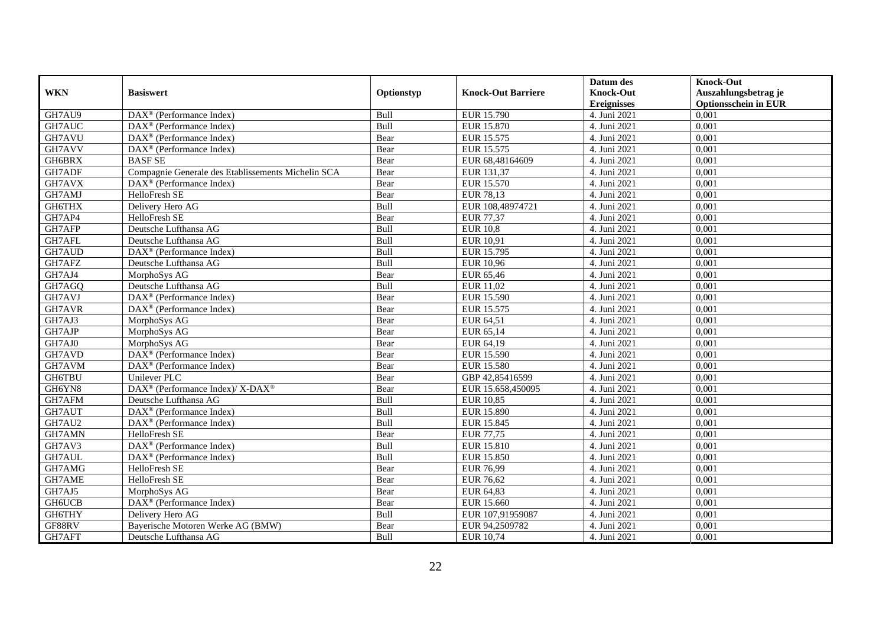| WKN | Basiswert | Optionstyp | Knock-Out Barriere | Datum des Knock-Out Ereignisses | Knock-Out Auszahlungsbetrag je Optionsschein in EUR |
|---|---|---|---|---|---|
| GH7AU9 | DAX® (Performance Index) | Bull | EUR 15.790 | 4. Juni 2021 | 0,001 |
| GH7AUC | DAX® (Performance Index) | Bull | EUR 15.870 | 4. Juni 2021 | 0,001 |
| GH7AVU | DAX® (Performance Index) | Bear | EUR 15.575 | 4. Juni 2021 | 0,001 |
| GH7AVV | DAX® (Performance Index) | Bear | EUR 15.575 | 4. Juni 2021 | 0,001 |
| GH6BRX | BASF SE | Bear | EUR 68,48164609 | 4. Juni 2021 | 0,001 |
| GH7ADF | Compagnie Generale des Etablissements Michelin SCA | Bear | EUR 131,37 | 4. Juni 2021 | 0,001 |
| GH7AVX | DAX® (Performance Index) | Bear | EUR 15.570 | 4. Juni 2021 | 0,001 |
| GH7AMJ | HelloFresh SE | Bear | EUR 78,13 | 4. Juni 2021 | 0,001 |
| GH6THX | Delivery Hero AG | Bull | EUR 108,48974721 | 4. Juni 2021 | 0,001 |
| GH7AP4 | HelloFresh SE | Bear | EUR 77,37 | 4. Juni 2021 | 0,001 |
| GH7AFP | Deutsche Lufthansa AG | Bull | EUR 10,8 | 4. Juni 2021 | 0,001 |
| GH7AFL | Deutsche Lufthansa AG | Bull | EUR 10,91 | 4. Juni 2021 | 0,001 |
| GH7AUD | DAX® (Performance Index) | Bull | EUR 15.795 | 4. Juni 2021 | 0,001 |
| GH7AFZ | Deutsche Lufthansa AG | Bull | EUR 10,96 | 4. Juni 2021 | 0,001 |
| GH7AJ4 | MorphoSys AG | Bear | EUR 65,46 | 4. Juni 2021 | 0,001 |
| GH7AGQ | Deutsche Lufthansa AG | Bull | EUR 11,02 | 4. Juni 2021 | 0,001 |
| GH7AVJ | DAX® (Performance Index) | Bear | EUR 15.590 | 4. Juni 2021 | 0,001 |
| GH7AVR | DAX® (Performance Index) | Bear | EUR 15.575 | 4. Juni 2021 | 0,001 |
| GH7AJ3 | MorphoSys AG | Bear | EUR 64,51 | 4. Juni 2021 | 0,001 |
| GH7AJP | MorphoSys AG | Bear | EUR 65,14 | 4. Juni 2021 | 0,001 |
| GH7AJ0 | MorphoSys AG | Bear | EUR 64,19 | 4. Juni 2021 | 0,001 |
| GH7AVD | DAX® (Performance Index) | Bear | EUR 15.590 | 4. Juni 2021 | 0,001 |
| GH7AVM | DAX® (Performance Index) | Bear | EUR 15.580 | 4. Juni 2021 | 0,001 |
| GH6TBU | Unilever PLC | Bear | GBP 42,85416599 | 4. Juni 2021 | 0,001 |
| GH6YN8 | DAX® (Performance Index)/ X-DAX® | Bear | EUR 15.658,450095 | 4. Juni 2021 | 0,001 |
| GH7AFM | Deutsche Lufthansa AG | Bull | EUR 10,85 | 4. Juni 2021 | 0,001 |
| GH7AUT | DAX® (Performance Index) | Bull | EUR 15.890 | 4. Juni 2021 | 0,001 |
| GH7AU2 | DAX® (Performance Index) | Bull | EUR 15.845 | 4. Juni 2021 | 0,001 |
| GH7AMN | HelloFresh SE | Bear | EUR 77,75 | 4. Juni 2021 | 0,001 |
| GH7AV3 | DAX® (Performance Index) | Bull | EUR 15.810 | 4. Juni 2021 | 0,001 |
| GH7AUL | DAX® (Performance Index) | Bull | EUR 15.850 | 4. Juni 2021 | 0,001 |
| GH7AMG | HelloFresh SE | Bear | EUR 76,99 | 4. Juni 2021 | 0,001 |
| GH7AME | HelloFresh SE | Bear | EUR 76,62 | 4. Juni 2021 | 0,001 |
| GH7AJ5 | MorphoSys AG | Bear | EUR 64,83 | 4. Juni 2021 | 0,001 |
| GH6UCB | DAX® (Performance Index) | Bear | EUR 15.660 | 4. Juni 2021 | 0,001 |
| GH6THY | Delivery Hero AG | Bull | EUR 107,91959087 | 4. Juni 2021 | 0,001 |
| GF88RV | Bayerische Motoren Werke AG (BMW) | Bear | EUR 94,2509782 | 4. Juni 2021 | 0,001 |
| GH7AFT | Deutsche Lufthansa AG | Bull | EUR 10,74 | 4. Juni 2021 | 0,001 |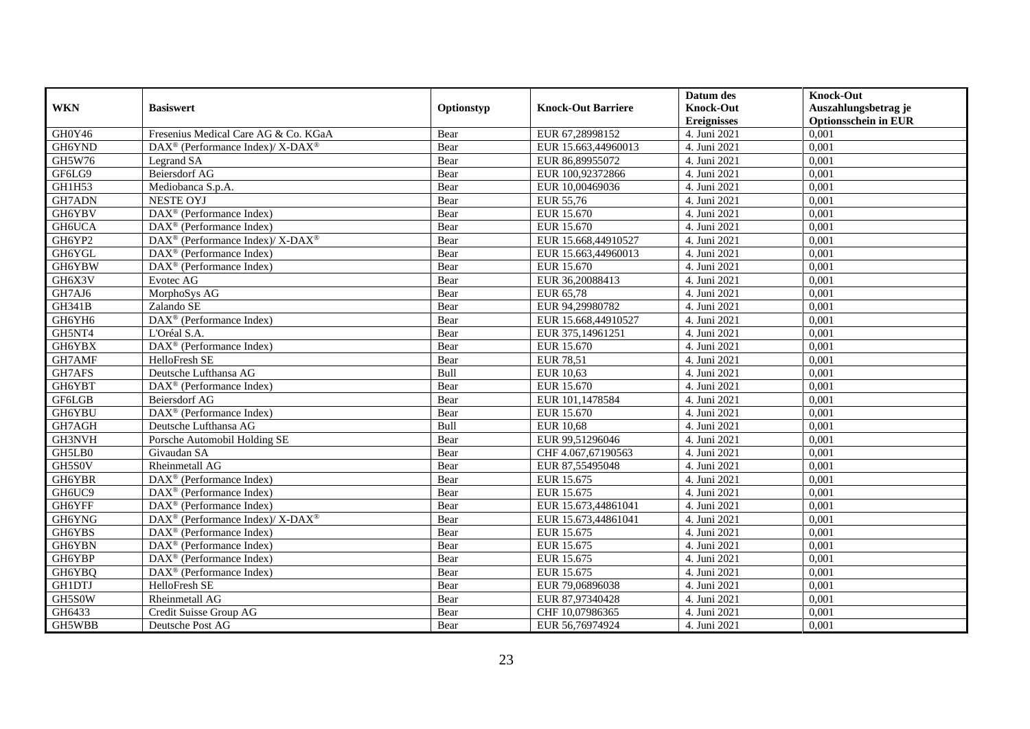| WKN | Basiswert | Optionstyp | Knock-Out Barriere | Datum des Knock-Out Ereignisses | Knock-Out Auszahlungsbetrag je Optionsschein in EUR |
|---|---|---|---|---|---|
| GH0Y46 | Fresenius Medical Care AG & Co. KGaA | Bear | EUR 67,28998152 | 4. Juni 2021 | 0,001 |
| GH6YND | DAX® (Performance Index)/ X-DAX® | Bear | EUR 15.663,44960013 | 4. Juni 2021 | 0,001 |
| GH5W76 | Legrand SA | Bear | EUR 86,89955072 | 4. Juni 2021 | 0,001 |
| GF6LG9 | Beiersdorf AG | Bear | EUR 100,92372866 | 4. Juni 2021 | 0,001 |
| GH1H53 | Mediobanca S.p.A. | Bear | EUR 10,00469036 | 4. Juni 2021 | 0,001 |
| GH7ADN | NESTE OYJ | Bear | EUR 55,76 | 4. Juni 2021 | 0,001 |
| GH6YBV | DAX® (Performance Index) | Bear | EUR 15.670 | 4. Juni 2021 | 0,001 |
| GH6UCA | DAX® (Performance Index) | Bear | EUR 15.670 | 4. Juni 2021 | 0,001 |
| GH6YP2 | DAX® (Performance Index)/ X-DAX® | Bear | EUR 15.668,44910527 | 4. Juni 2021 | 0,001 |
| GH6YGL | DAX® (Performance Index) | Bear | EUR 15.663,44960013 | 4. Juni 2021 | 0,001 |
| GH6YBW | DAX® (Performance Index) | Bear | EUR 15.670 | 4. Juni 2021 | 0,001 |
| GH6X3V | Evotec AG | Bear | EUR 36,20088413 | 4. Juni 2021 | 0,001 |
| GH7AJ6 | MorphoSys AG | Bear | EUR 65,78 | 4. Juni 2021 | 0,001 |
| GH341B | Zalando SE | Bear | EUR 94,29980782 | 4. Juni 2021 | 0,001 |
| GH6YH6 | DAX® (Performance Index) | Bear | EUR 15.668,44910527 | 4. Juni 2021 | 0,001 |
| GH5NT4 | L'Oréal S.A. | Bear | EUR 375,14961251 | 4. Juni 2021 | 0,001 |
| GH6YBX | DAX® (Performance Index) | Bear | EUR 15.670 | 4. Juni 2021 | 0,001 |
| GH7AMF | HelloFresh SE | Bear | EUR 78,51 | 4. Juni 2021 | 0,001 |
| GH7AFS | Deutsche Lufthansa AG | Bull | EUR 10,63 | 4. Juni 2021 | 0,001 |
| GH6YBT | DAX® (Performance Index) | Bear | EUR 15.670 | 4. Juni 2021 | 0,001 |
| GF6LGB | Beiersdorf AG | Bear | EUR 101,1478584 | 4. Juni 2021 | 0,001 |
| GH6YBU | DAX® (Performance Index) | Bear | EUR 15.670 | 4. Juni 2021 | 0,001 |
| GH7AGH | Deutsche Lufthansa AG | Bull | EUR 10,68 | 4. Juni 2021 | 0,001 |
| GH3NVH | Porsche Automobil Holding SE | Bear | EUR 99,51296046 | 4. Juni 2021 | 0,001 |
| GH5LB0 | Givaudan SA | Bear | CHF 4.067,67190563 | 4. Juni 2021 | 0,001 |
| GH5S0V | Rheinmetall AG | Bear | EUR 87,55495048 | 4. Juni 2021 | 0,001 |
| GH6YBR | DAX® (Performance Index) | Bear | EUR 15.675 | 4. Juni 2021 | 0,001 |
| GH6UC9 | DAX® (Performance Index) | Bear | EUR 15.675 | 4. Juni 2021 | 0,001 |
| GH6YFF | DAX® (Performance Index) | Bear | EUR 15.673,44861041 | 4. Juni 2021 | 0,001 |
| GH6YNG | DAX® (Performance Index)/ X-DAX® | Bear | EUR 15.673,44861041 | 4. Juni 2021 | 0,001 |
| GH6YBS | DAX® (Performance Index) | Bear | EUR 15.675 | 4. Juni 2021 | 0,001 |
| GH6YBN | DAX® (Performance Index) | Bear | EUR 15.675 | 4. Juni 2021 | 0,001 |
| GH6YBP | DAX® (Performance Index) | Bear | EUR 15.675 | 4. Juni 2021 | 0,001 |
| GH6YBQ | DAX® (Performance Index) | Bear | EUR 15.675 | 4. Juni 2021 | 0,001 |
| GH1DTJ | HelloFresh SE | Bear | EUR 79,06896038 | 4. Juni 2021 | 0,001 |
| GH5S0W | Rheinmetall AG | Bear | EUR 87,97340428 | 4. Juni 2021 | 0,001 |
| GH6433 | Credit Suisse Group AG | Bear | CHF 10,07986365 | 4. Juni 2021 | 0,001 |
| GH5WBB | Deutsche Post AG | Bear | EUR 56,76974924 | 4. Juni 2021 | 0,001 |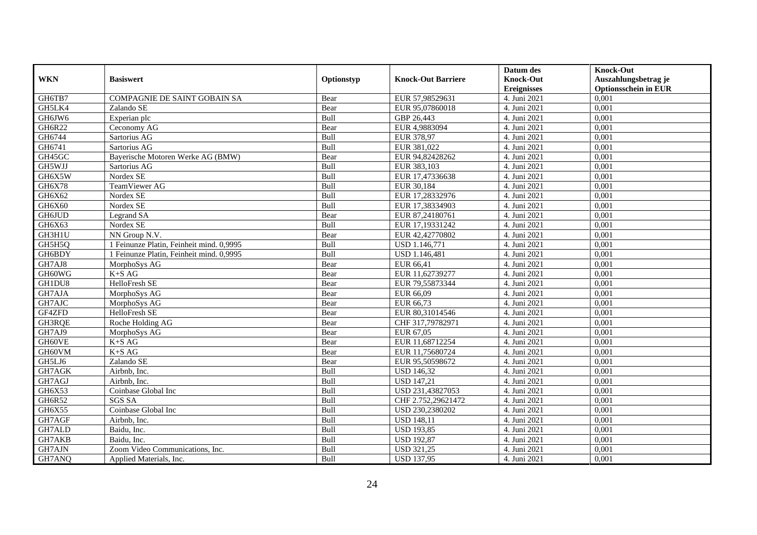| WKN | Basiswert | Optionstyp | Knock-Out Barriere | Datum des Knock-Out Ereignisses | Knock-Out Auszahlungsbetrag je Optionsschein in EUR |
|---|---|---|---|---|---|
| GH6TB7 | COMPAGNIE DE SAINT GOBAIN SA | Bear | EUR 57,98529631 | 4. Juni 2021 | 0,001 |
| GH5LK4 | Zalando SE | Bear | EUR 95,07860018 | 4. Juni 2021 | 0,001 |
| GH6JW6 | Experian plc | Bull | GBP 26,443 | 4. Juni 2021 | 0,001 |
| GH6R22 | Ceconomy AG | Bear | EUR 4,9883094 | 4. Juni 2021 | 0,001 |
| GH6744 | Sartorius AG | Bull | EUR 378,97 | 4. Juni 2021 | 0,001 |
| GH6741 | Sartorius AG | Bull | EUR 381,022 | 4. Juni 2021 | 0,001 |
| GH45GC | Bayerische Motoren Werke AG (BMW) | Bear | EUR 94,82428262 | 4. Juni 2021 | 0,001 |
| GH5WJJ | Sartorius AG | Bull | EUR 383,103 | 4. Juni 2021 | 0,001 |
| GH6X5W | Nordex SE | Bull | EUR 17,47336638 | 4. Juni 2021 | 0,001 |
| GH6X78 | TeamViewer AG | Bull | EUR 30,184 | 4. Juni 2021 | 0,001 |
| GH6X62 | Nordex SE | Bull | EUR 17,28332976 | 4. Juni 2021 | 0,001 |
| GH6X60 | Nordex SE | Bull | EUR 17,38334903 | 4. Juni 2021 | 0,001 |
| GH6JUD | Legrand SA | Bear | EUR 87,24180761 | 4. Juni 2021 | 0,001 |
| GH6X63 | Nordex SE | Bull | EUR 17,19331242 | 4. Juni 2021 | 0,001 |
| GH3H1U | NN Group N.V. | Bear | EUR 42,42770802 | 4. Juni 2021 | 0,001 |
| GH5H5Q | 1 Feinunze Platin, Feinheit mind. 0,9995 | Bull | USD 1.146,771 | 4. Juni 2021 | 0,001 |
| GH6BDY | 1 Feinunze Platin, Feinheit mind. 0,9995 | Bull | USD 1.146,481 | 4. Juni 2021 | 0,001 |
| GH7AJ8 | MorphoSys AG | Bear | EUR 66,41 | 4. Juni 2021 | 0,001 |
| GH60WG | K+S AG | Bear | EUR 11,62739277 | 4. Juni 2021 | 0,001 |
| GH1DU8 | HelloFresh SE | Bear | EUR 79,55873344 | 4. Juni 2021 | 0,001 |
| GH7AJA | MorphoSys AG | Bear | EUR 66,09 | 4. Juni 2021 | 0,001 |
| GH7AJC | MorphoSys AG | Bear | EUR 66,73 | 4. Juni 2021 | 0,001 |
| GF4ZFD | HelloFresh SE | Bear | EUR 80,31014546 | 4. Juni 2021 | 0,001 |
| GH3RQE | Roche Holding AG | Bear | CHF 317,79782971 | 4. Juni 2021 | 0,001 |
| GH7AJ9 | MorphoSys AG | Bear | EUR 67,05 | 4. Juni 2021 | 0,001 |
| GH60VE | K+S AG | Bear | EUR 11,68712254 | 4. Juni 2021 | 0,001 |
| GH60VM | K+S AG | Bear | EUR 11,75680724 | 4. Juni 2021 | 0,001 |
| GH5LJ6 | Zalando SE | Bear | EUR 95,50598672 | 4. Juni 2021 | 0,001 |
| GH7AGK | Airbnb, Inc. | Bull | USD 146,32 | 4. Juni 2021 | 0,001 |
| GH7AGJ | Airbnb, Inc. | Bull | USD 147,21 | 4. Juni 2021 | 0,001 |
| GH6X53 | Coinbase Global Inc | Bull | USD 231,43827053 | 4. Juni 2021 | 0,001 |
| GH6R52 | SGS SA | Bull | CHF 2.752,29621472 | 4. Juni 2021 | 0,001 |
| GH6X55 | Coinbase Global Inc | Bull | USD 230,2380202 | 4. Juni 2021 | 0,001 |
| GH7AGF | Airbnb, Inc. | Bull | USD 148,11 | 4. Juni 2021 | 0,001 |
| GH7ALD | Baidu, Inc. | Bull | USD 193,85 | 4. Juni 2021 | 0,001 |
| GH7AKB | Baidu, Inc. | Bull | USD 192,87 | 4. Juni 2021 | 0,001 |
| GH7AJN | Zoom Video Communications, Inc. | Bull | USD 321,25 | 4. Juni 2021 | 0,001 |
| GH7ANQ | Applied Materials, Inc. | Bull | USD 137,95 | 4. Juni 2021 | 0,001 |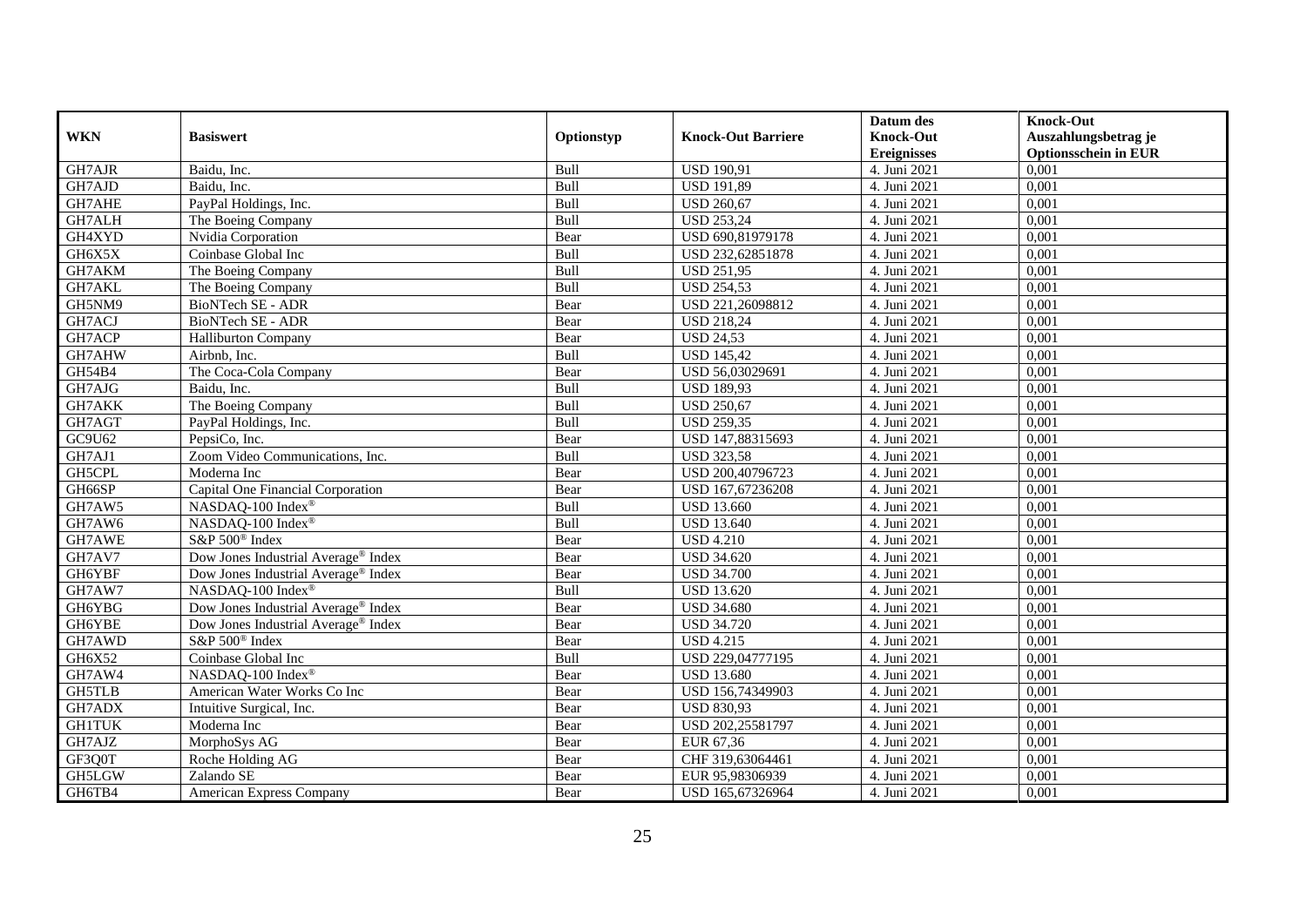| WKN | Basiswert | Optionstyp | Knock-Out Barriere | Datum des Knock-Out Ereignisses | Knock-Out Auszahlungsbetrag je Optionsschein in EUR |
|---|---|---|---|---|---|
| GH7AJR | Baidu, Inc. | Bull | USD 190,91 | 4. Juni 2021 | 0,001 |
| GH7AJD | Baidu, Inc. | Bull | USD 191,89 | 4. Juni 2021 | 0,001 |
| GH7AHE | PayPal Holdings, Inc. | Bull | USD 260,67 | 4. Juni 2021 | 0,001 |
| GH7ALH | The Boeing Company | Bull | USD 253,24 | 4. Juni 2021 | 0,001 |
| GH4XYD | Nvidia Corporation | Bear | USD 690,81979178 | 4. Juni 2021 | 0,001 |
| GH6X5X | Coinbase Global Inc | Bull | USD 232,62851878 | 4. Juni 2021 | 0,001 |
| GH7AKM | The Boeing Company | Bull | USD 251,95 | 4. Juni 2021 | 0,001 |
| GH7AKL | The Boeing Company | Bull | USD 254,53 | 4. Juni 2021 | 0,001 |
| GH5NM9 | BioNTech SE - ADR | Bear | USD 221,26098812 | 4. Juni 2021 | 0,001 |
| GH7ACJ | BioNTech SE - ADR | Bear | USD 218,24 | 4. Juni 2021 | 0,001 |
| GH7ACP | Halliburton Company | Bear | USD 24,53 | 4. Juni 2021 | 0,001 |
| GH7AHW | Airbnb, Inc. | Bull | USD 145,42 | 4. Juni 2021 | 0,001 |
| GH54B4 | The Coca-Cola Company | Bear | USD 56,03029691 | 4. Juni 2021 | 0,001 |
| GH7AJG | Baidu, Inc. | Bull | USD 189,93 | 4. Juni 2021 | 0,001 |
| GH7AKK | The Boeing Company | Bull | USD 250,67 | 4. Juni 2021 | 0,001 |
| GH7AGT | PayPal Holdings, Inc. | Bull | USD 259,35 | 4. Juni 2021 | 0,001 |
| GC9U62 | PepsiCo, Inc. | Bear | USD 147,88315693 | 4. Juni 2021 | 0,001 |
| GH7AJ1 | Zoom Video Communications, Inc. | Bull | USD 323,58 | 4. Juni 2021 | 0,001 |
| GH5CPL | Moderna Inc | Bear | USD 200,40796723 | 4. Juni 2021 | 0,001 |
| GH66SP | Capital One Financial Corporation | Bear | USD 167,67236208 | 4. Juni 2021 | 0,001 |
| GH7AW5 | NASDAQ-100 Index® | Bull | USD 13.660 | 4. Juni 2021 | 0,001 |
| GH7AW6 | NASDAQ-100 Index® | Bull | USD 13.640 | 4. Juni 2021 | 0,001 |
| GH7AWE | S&P 500® Index | Bear | USD 4.210 | 4. Juni 2021 | 0,001 |
| GH7AV7 | Dow Jones Industrial Average® Index | Bear | USD 34.620 | 4. Juni 2021 | 0,001 |
| GH6YBF | Dow Jones Industrial Average® Index | Bear | USD 34.700 | 4. Juni 2021 | 0,001 |
| GH7AW7 | NASDAQ-100 Index® | Bull | USD 13.620 | 4. Juni 2021 | 0,001 |
| GH6YBG | Dow Jones Industrial Average® Index | Bear | USD 34.680 | 4. Juni 2021 | 0,001 |
| GH6YBE | Dow Jones Industrial Average® Index | Bear | USD 34.720 | 4. Juni 2021 | 0,001 |
| GH7AWD | S&P 500® Index | Bear | USD 4.215 | 4. Juni 2021 | 0,001 |
| GH6X52 | Coinbase Global Inc | Bull | USD 229,04777195 | 4. Juni 2021 | 0,001 |
| GH7AW4 | NASDAQ-100 Index® | Bear | USD 13.680 | 4. Juni 2021 | 0,001 |
| GH5TLB | American Water Works Co Inc | Bear | USD 156,74349903 | 4. Juni 2021 | 0,001 |
| GH7ADX | Intuitive Surgical, Inc. | Bear | USD 830,93 | 4. Juni 2021 | 0,001 |
| GH1TUK | Moderna Inc | Bear | USD 202,25581797 | 4. Juni 2021 | 0,001 |
| GH7AJZ | MorphoSys AG | Bear | EUR 67,36 | 4. Juni 2021 | 0,001 |
| GF3Q0T | Roche Holding AG | Bear | CHF 319,63064461 | 4. Juni 2021 | 0,001 |
| GH5LGW | Zalando SE | Bear | EUR 95,98306939 | 4. Juni 2021 | 0,001 |
| GH6TB4 | American Express Company | Bear | USD 165,67326964 | 4. Juni 2021 | 0,001 |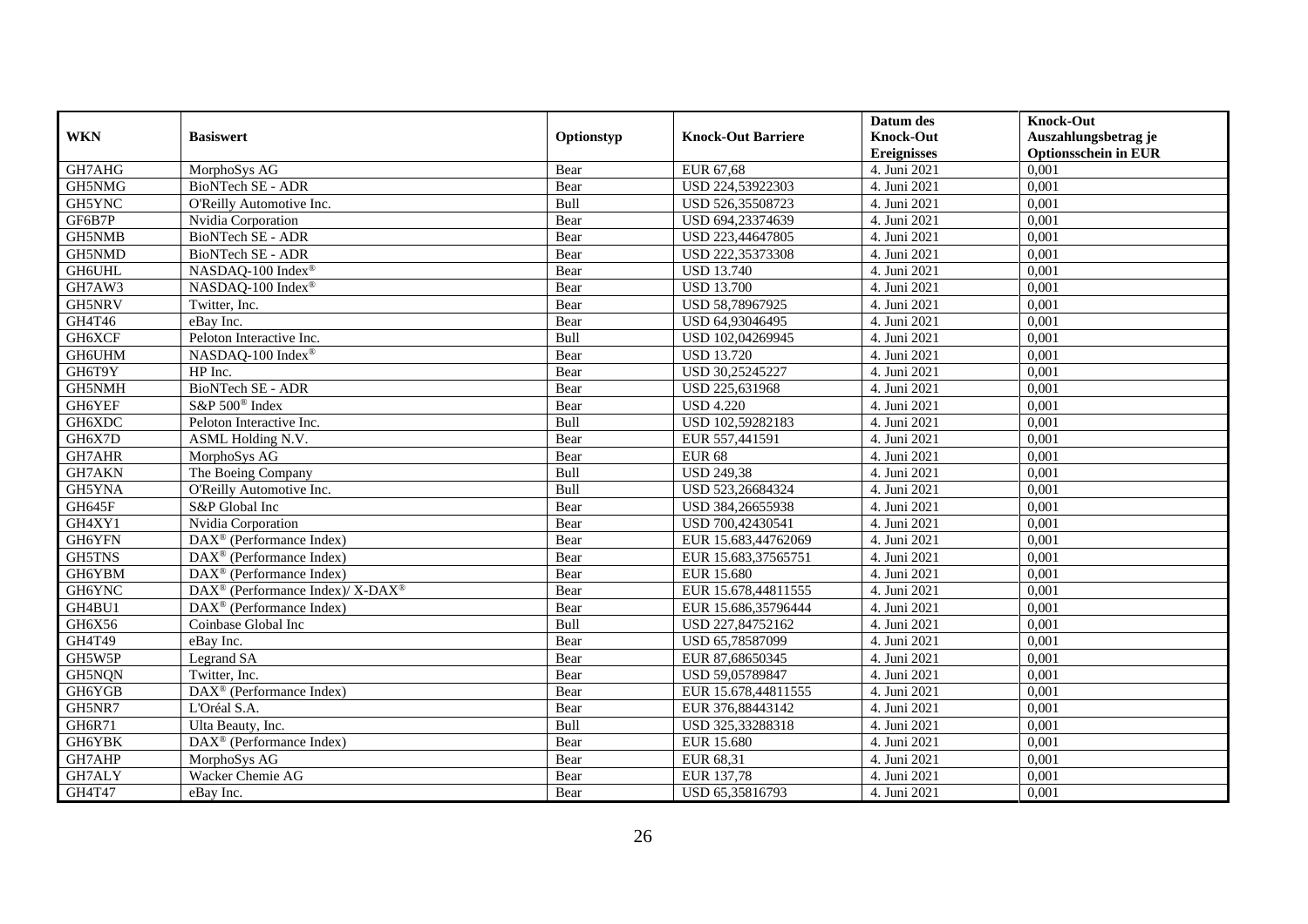| WKN | Basiswert | Optionstyp | Knock-Out Barriere | Datum des Knock-Out Ereignisses | Knock-Out Auszahlungsbetrag je Optionsschein in EUR |
|---|---|---|---|---|---|
| GH7AHG | MorphoSys AG | Bear | EUR 67,68 | 4. Juni 2021 | 0,001 |
| GH5NMG | BioNTech SE - ADR | Bear | USD 224,53922303 | 4. Juni 2021 | 0,001 |
| GH5YNC | O'Reilly Automotive Inc. | Bull | USD 526,35508723 | 4. Juni 2021 | 0,001 |
| GF6B7P | Nvidia Corporation | Bear | USD 694,23374639 | 4. Juni 2021 | 0,001 |
| GH5NMB | BioNTech SE - ADR | Bear | USD 223,44647805 | 4. Juni 2021 | 0,001 |
| GH5NMD | BioNTech SE - ADR | Bear | USD 222,35373308 | 4. Juni 2021 | 0,001 |
| GH6UHL | NASDAQ-100 Index® | Bear | USD 13.740 | 4. Juni 2021 | 0,001 |
| GH7AW3 | NASDAQ-100 Index® | Bear | USD 13.700 | 4. Juni 2021 | 0,001 |
| GH5NRV | Twitter, Inc. | Bear | USD 58,78967925 | 4. Juni 2021 | 0,001 |
| GH4T46 | eBay Inc. | Bear | USD 64,93046495 | 4. Juni 2021 | 0,001 |
| GH6XCF | Peloton Interactive Inc. | Bull | USD 102,04269945 | 4. Juni 2021 | 0,001 |
| GH6UHM | NASDAQ-100 Index® | Bear | USD 13.720 | 4. Juni 2021 | 0,001 |
| GH6T9Y | HP Inc. | Bear | USD 30,25245227 | 4. Juni 2021 | 0,001 |
| GH5NMH | BioNTech SE - ADR | Bear | USD 225,631968 | 4. Juni 2021 | 0,001 |
| GH6YEF | S&P 500® Index | Bear | USD 4.220 | 4. Juni 2021 | 0,001 |
| GH6XDC | Peloton Interactive Inc. | Bull | USD 102,59282183 | 4. Juni 2021 | 0,001 |
| GH6X7D | ASML Holding N.V. | Bear | EUR 557,441591 | 4. Juni 2021 | 0,001 |
| GH7AHR | MorphoSys AG | Bear | EUR 68 | 4. Juni 2021 | 0,001 |
| GH7AKN | The Boeing Company | Bull | USD 249,38 | 4. Juni 2021 | 0,001 |
| GH5YNA | O'Reilly Automotive Inc. | Bull | USD 523,26684324 | 4. Juni 2021 | 0,001 |
| GH645F | S&P Global Inc | Bear | USD 384,26655938 | 4. Juni 2021 | 0,001 |
| GH4XY1 | Nvidia Corporation | Bear | USD 700,42430541 | 4. Juni 2021 | 0,001 |
| GH6YFN | DAX® (Performance Index) | Bear | EUR 15.683,44762069 | 4. Juni 2021 | 0,001 |
| GH5TNS | DAX® (Performance Index) | Bear | EUR 15.683,37565751 | 4. Juni 2021 | 0,001 |
| GH6YBM | DAX® (Performance Index) | Bear | EUR 15.680 | 4. Juni 2021 | 0,001 |
| GH6YNC | DAX® (Performance Index)/ X-DAX® | Bear | EUR 15.678,44811555 | 4. Juni 2021 | 0,001 |
| GH4BU1 | DAX® (Performance Index) | Bear | EUR 15.686,35796444 | 4. Juni 2021 | 0,001 |
| GH6X56 | Coinbase Global Inc | Bull | USD 227,84752162 | 4. Juni 2021 | 0,001 |
| GH4T49 | eBay Inc. | Bear | USD 65,78587099 | 4. Juni 2021 | 0,001 |
| GH5W5P | Legrand SA | Bear | EUR 87,68650345 | 4. Juni 2021 | 0,001 |
| GH5NQN | Twitter, Inc. | Bear | USD 59,05789847 | 4. Juni 2021 | 0,001 |
| GH6YGB | DAX® (Performance Index) | Bear | EUR 15.678,44811555 | 4. Juni 2021 | 0,001 |
| GH5NR7 | L'Oréal S.A. | Bear | EUR 376,88443142 | 4. Juni 2021 | 0,001 |
| GH6R71 | Ulta Beauty, Inc. | Bull | USD 325,33288318 | 4. Juni 2021 | 0,001 |
| GH6YBK | DAX® (Performance Index) | Bear | EUR 15.680 | 4. Juni 2021 | 0,001 |
| GH7AHP | MorphoSys AG | Bear | EUR 68,31 | 4. Juni 2021 | 0,001 |
| GH7ALY | Wacker Chemie AG | Bear | EUR 137,78 | 4. Juni 2021 | 0,001 |
| GH4T47 | eBay Inc. | Bear | USD 65,35816793 | 4. Juni 2021 | 0,001 |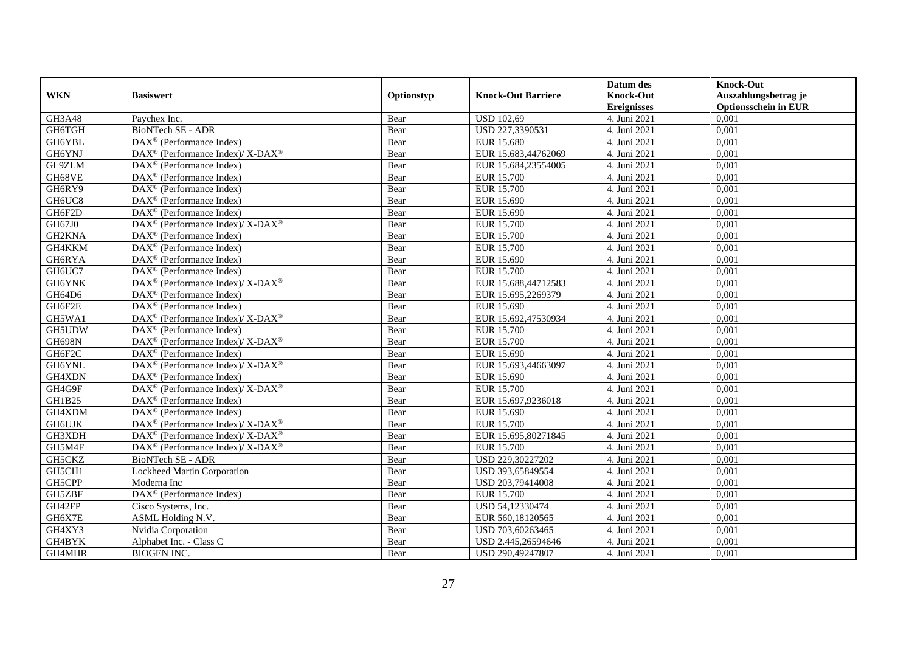| WKN | Basiswert | Optionstyp | Knock-Out Barriere | Datum des Knock-Out Ereignisses | Knock-Out Auszahlungsbetrag je Optionsschein in EUR |
|---|---|---|---|---|---|
| GH3A48 | Paychex Inc. | Bear | USD 102,69 | 4. Juni 2021 | 0,001 |
| GH6TGH | BioNTech SE - ADR | Bear | USD 227,3390531 | 4. Juni 2021 | 0,001 |
| GH6YBL | DAX® (Performance Index) | Bear | EUR 15.680 | 4. Juni 2021 | 0,001 |
| GH6YNJ | DAX® (Performance Index)/ X-DAX® | Bear | EUR 15.683,44762069 | 4. Juni 2021 | 0,001 |
| GL9ZLM | DAX® (Performance Index) | Bear | EUR 15.684,23554005 | 4. Juni 2021 | 0,001 |
| GH68VE | DAX® (Performance Index) | Bear | EUR 15.700 | 4. Juni 2021 | 0,001 |
| GH6RY9 | DAX® (Performance Index) | Bear | EUR 15.700 | 4. Juni 2021 | 0,001 |
| GH6UC8 | DAX® (Performance Index) | Bear | EUR 15.690 | 4. Juni 2021 | 0,001 |
| GH6F2D | DAX® (Performance Index) | Bear | EUR 15.690 | 4. Juni 2021 | 0,001 |
| GH67J0 | DAX® (Performance Index)/ X-DAX® | Bear | EUR 15.700 | 4. Juni 2021 | 0,001 |
| GH2KNA | DAX® (Performance Index) | Bear | EUR 15.700 | 4. Juni 2021 | 0,001 |
| GH4KKM | DAX® (Performance Index) | Bear | EUR 15.700 | 4. Juni 2021 | 0,001 |
| GH6RYA | DAX® (Performance Index) | Bear | EUR 15.690 | 4. Juni 2021 | 0,001 |
| GH6UC7 | DAX® (Performance Index) | Bear | EUR 15.700 | 4. Juni 2021 | 0,001 |
| GH6YNK | DAX® (Performance Index)/ X-DAX® | Bear | EUR 15.688,44712583 | 4. Juni 2021 | 0,001 |
| GH64D6 | DAX® (Performance Index) | Bear | EUR 15.695,2269379 | 4. Juni 2021 | 0,001 |
| GH6F2E | DAX® (Performance Index) | Bear | EUR 15.690 | 4. Juni 2021 | 0,001 |
| GH5WA1 | DAX® (Performance Index)/ X-DAX® | Bear | EUR 15.692,47530934 | 4. Juni 2021 | 0,001 |
| GH5UDW | DAX® (Performance Index) | Bear | EUR 15.700 | 4. Juni 2021 | 0,001 |
| GH698N | DAX® (Performance Index)/ X-DAX® | Bear | EUR 15.700 | 4. Juni 2021 | 0,001 |
| GH6F2C | DAX® (Performance Index) | Bear | EUR 15.690 | 4. Juni 2021 | 0,001 |
| GH6YNL | DAX® (Performance Index)/ X-DAX® | Bear | EUR 15.693,44663097 | 4. Juni 2021 | 0,001 |
| GH4XDN | DAX® (Performance Index) | Bear | EUR 15.690 | 4. Juni 2021 | 0,001 |
| GH4G9F | DAX® (Performance Index)/ X-DAX® | Bear | EUR 15.700 | 4. Juni 2021 | 0,001 |
| GH1B25 | DAX® (Performance Index) | Bear | EUR 15.697,9236018 | 4. Juni 2021 | 0,001 |
| GH4XDM | DAX® (Performance Index) | Bear | EUR 15.690 | 4. Juni 2021 | 0,001 |
| GH6UJK | DAX® (Performance Index)/ X-DAX® | Bear | EUR 15.700 | 4. Juni 2021 | 0,001 |
| GH3XDH | DAX® (Performance Index)/ X-DAX® | Bear | EUR 15.695,80271845 | 4. Juni 2021 | 0,001 |
| GH5M4F | DAX® (Performance Index)/ X-DAX® | Bear | EUR 15.700 | 4. Juni 2021 | 0,001 |
| GH5CKZ | BioNTech SE - ADR | Bear | USD 229,30227202 | 4. Juni 2021 | 0,001 |
| GH5CH1 | Lockheed Martin Corporation | Bear | USD 393,65849554 | 4. Juni 2021 | 0,001 |
| GH5CPP | Moderna Inc | Bear | USD 203,79414008 | 4. Juni 2021 | 0,001 |
| GH5ZBF | DAX® (Performance Index) | Bear | EUR 15.700 | 4. Juni 2021 | 0,001 |
| GH42FP | Cisco Systems, Inc. | Bear | USD 54,12330474 | 4. Juni 2021 | 0,001 |
| GH6X7E | ASML Holding N.V. | Bear | EUR 560,18120565 | 4. Juni 2021 | 0,001 |
| GH4XY3 | Nvidia Corporation | Bear | USD 703,60263465 | 4. Juni 2021 | 0,001 |
| GH4BYK | Alphabet Inc. - Class C | Bear | USD 2.445,26594646 | 4. Juni 2021 | 0,001 |
| GH4MHR | BIOGEN INC. | Bear | USD 290,49247807 | 4. Juni 2021 | 0,001 |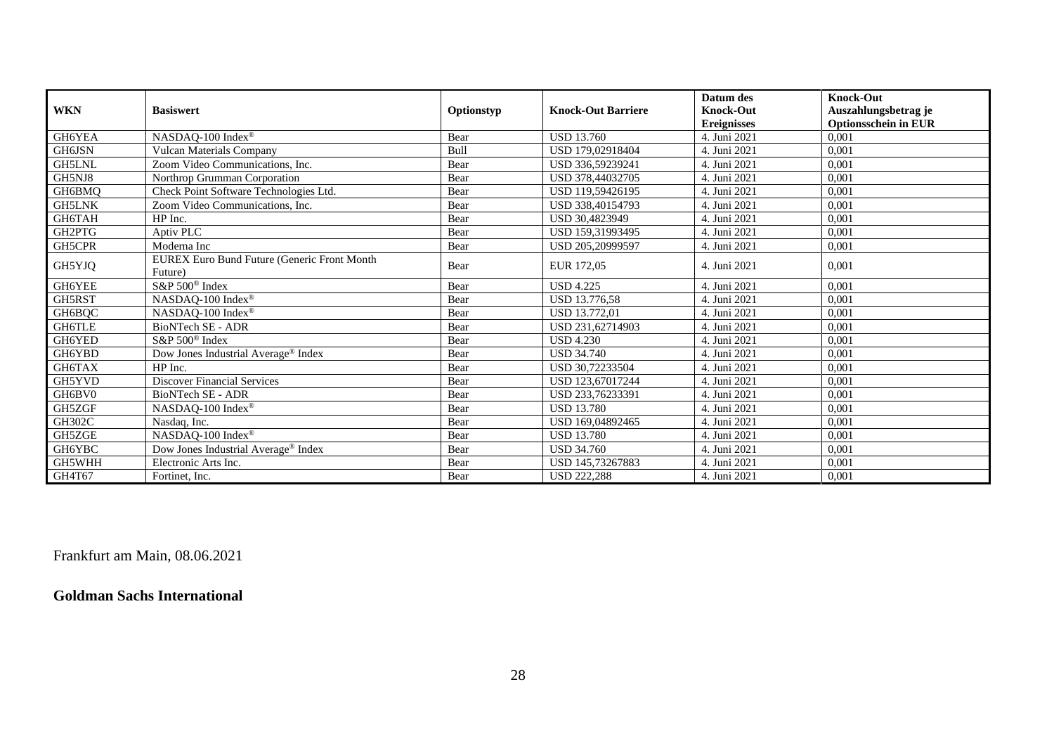| WKN | Basiswert | Optionstyp | Knock-Out Barriere | Datum des Knock-Out Ereignisses | Knock-Out Auszahlungsbetrag je Optionsschein in EUR |
|---|---|---|---|---|---|
| GH6YEA | NASDAQ-100 Index® | Bear | USD 13.760 | 4. Juni 2021 | 0,001 |
| GH6JSN | Vulcan Materials Company | Bull | USD 179,02918404 | 4. Juni 2021 | 0,001 |
| GH5LNL | Zoom Video Communications, Inc. | Bear | USD 336,59239241 | 4. Juni 2021 | 0,001 |
| GH5NJ8 | Northrop Grumman Corporation | Bear | USD 378,44032705 | 4. Juni 2021 | 0,001 |
| GH6BMQ | Check Point Software Technologies Ltd. | Bear | USD 119,59426195 | 4. Juni 2021 | 0,001 |
| GH5LNK | Zoom Video Communications, Inc. | Bear | USD 338,40154793 | 4. Juni 2021 | 0,001 |
| GH6TAH | HP Inc. | Bear | USD 30,4823949 | 4. Juni 2021 | 0,001 |
| GH2PTG | Aptiv PLC | Bear | USD 159,31993495 | 4. Juni 2021 | 0,001 |
| GH5CPR | Moderna Inc | Bear | USD 205,20999597 | 4. Juni 2021 | 0,001 |
| GH5YJQ | EUREX Euro Bund Future (Generic Front Month Future) | Bear | EUR 172,05 | 4. Juni 2021 | 0,001 |
| GH6YEE | S&P 500® Index | Bear | USD 4.225 | 4. Juni 2021 | 0,001 |
| GH5RST | NASDAQ-100 Index® | Bear | USD 13.776,58 | 4. Juni 2021 | 0,001 |
| GH6BQC | NASDAQ-100 Index® | Bear | USD 13.772,01 | 4. Juni 2021 | 0,001 |
| GH6TLE | BioNTech SE - ADR | Bear | USD 231,62714903 | 4. Juni 2021 | 0,001 |
| GH6YED | S&P 500® Index | Bear | USD 4.230 | 4. Juni 2021 | 0,001 |
| GH6YBD | Dow Jones Industrial Average® Index | Bear | USD 34.740 | 4. Juni 2021 | 0,001 |
| GH6TAX | HP Inc. | Bear | USD 30,72233504 | 4. Juni 2021 | 0,001 |
| GH5YVD | Discover Financial Services | Bear | USD 123,67017244 | 4. Juni 2021 | 0,001 |
| GH6BV0 | BioNTech SE - ADR | Bear | USD 233,76233391 | 4. Juni 2021 | 0,001 |
| GH5ZGF | NASDAQ-100 Index® | Bear | USD 13.780 | 4. Juni 2021 | 0,001 |
| GH302C | Nasdaq, Inc. | Bear | USD 169,04892465 | 4. Juni 2021 | 0,001 |
| GH5ZGE | NASDAQ-100 Index® | Bear | USD 13.780 | 4. Juni 2021 | 0,001 |
| GH6YBC | Dow Jones Industrial Average® Index | Bear | USD 34.760 | 4. Juni 2021 | 0,001 |
| GH5WHH | Electronic Arts Inc. | Bear | USD 145,73267883 | 4. Juni 2021 | 0,001 |
| GH4T67 | Fortinet, Inc. | Bear | USD 222,288 | 4. Juni 2021 | 0,001 |

Frankfurt am Main, 08.06.2021

**Goldman Sachs International**